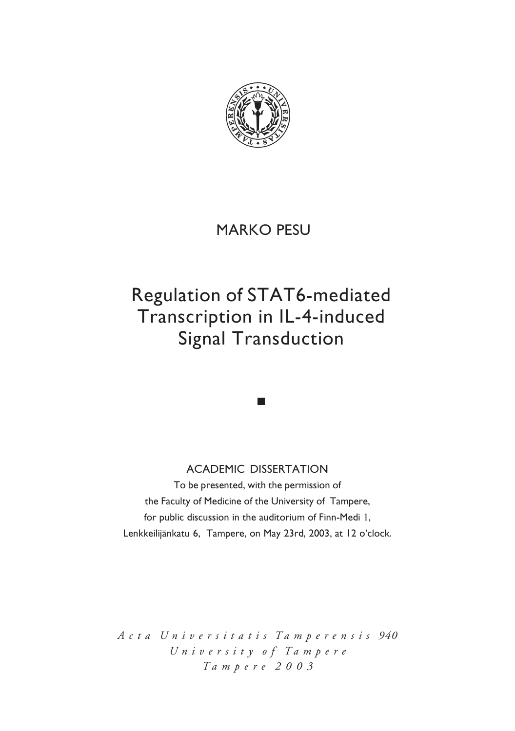MARKO PESU

# Regulation of STAT6-mediated Transcription in IL-4-induced Signal Transduction

ACADEMIC DISSERTATION

To be presented, with the permission of
the Faculty of Medicine of the University of Tampere,
for public discussion in the auditorium of Finn-Medi 1,
Lenkkeilijänkatu 6, Tampere, on May 23rd, 2003, at 12 o'clock.

*Acta Universitatis Tamperensis 940*
*University of Tampere*
*Tampere 2003*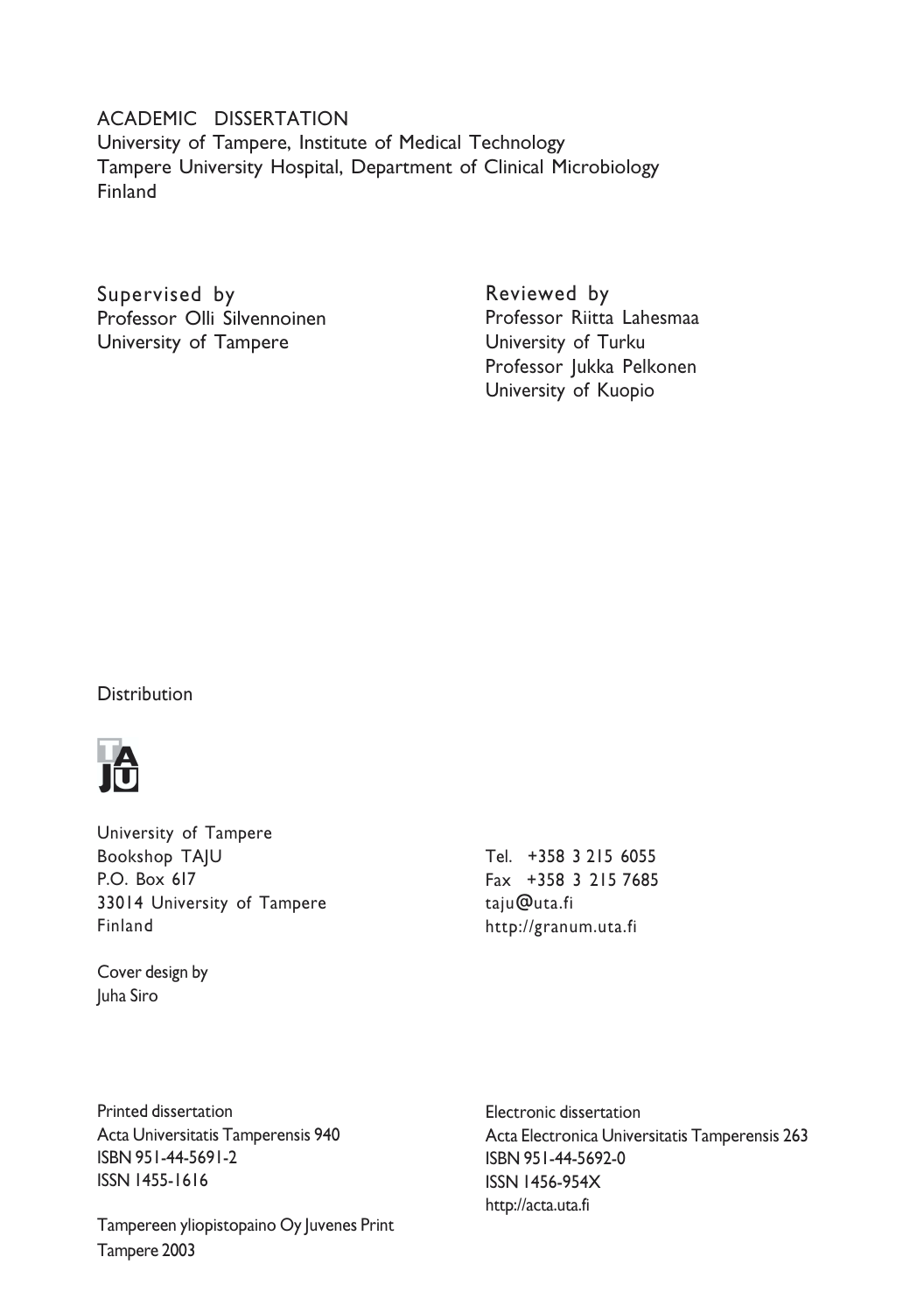ACADEMIC DISSERTATION
University of Tampere, Institute of Medical Technology
Tampere University Hospital, Department of Clinical Microbiology
Finland

Supervised by
Professor Olli Silvennoinen
University of Tampere

Reviewed by
Professor Riitta Lahesmaa
University of Turku
Professor Jukka Pelkonen
University of Kuopio

Distribution

University of Tampere
Bookshop TAJU
P.O. Box 617
33014 University of Tampere
Finland

Tel. +358 3 215 6055
Fax +358 3 215 7685
taju@uta.fi
http://granum.uta.fi

Cover design by
Juha Siro

Printed dissertation
Acta Universitatis Tamperensis 940
ISBN 951-44-5691-2
ISSN 1455-1616

Electronic dissertation
Acta Electronica Universitatis Tamperensis 263
ISBN 951-44-5692-0
ISSN 1456-954X
http://acta.uta.fi

Tampereen yliopistopaino Oy Juvenes Print
Tampere 2003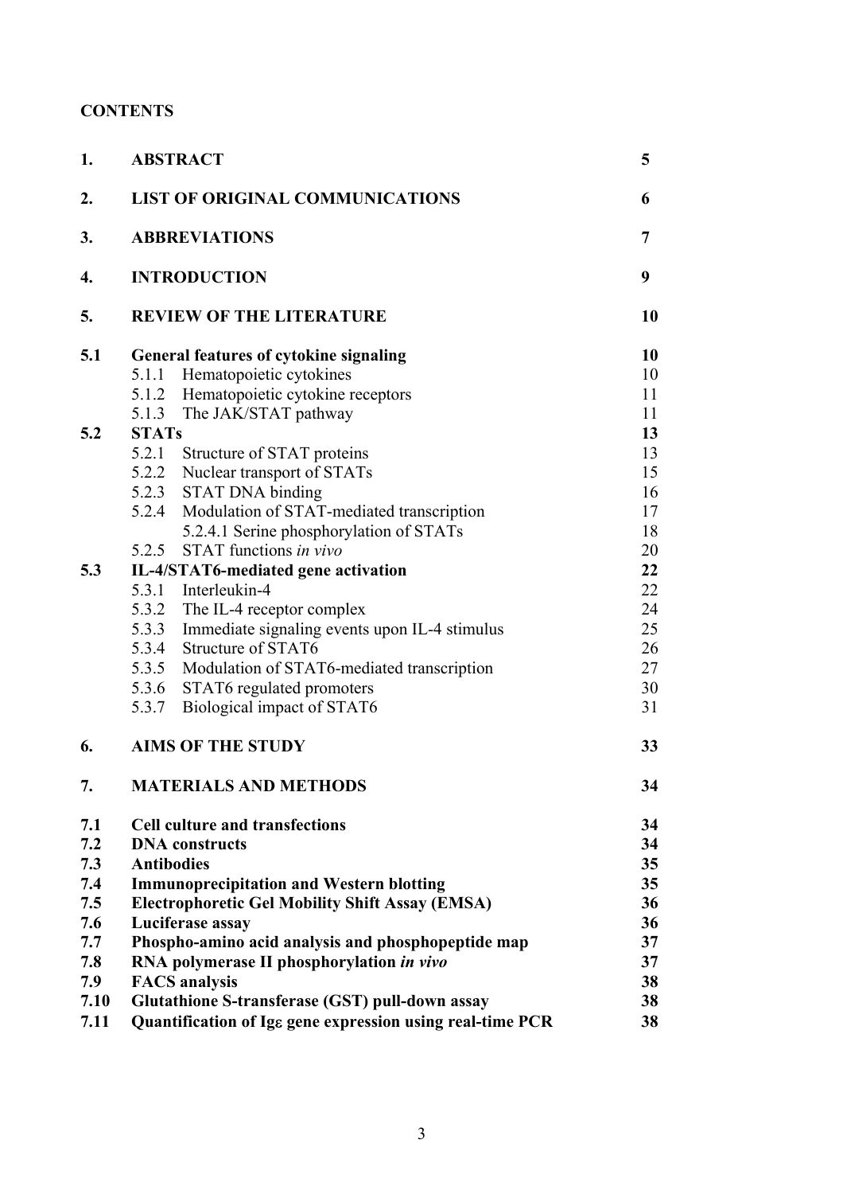**CONTENTS**

| | | |
|---|---|---|
| **1.** | **ABSTRACT** | **5** |
| **2.** | **LIST OF ORIGINAL COMMUNICATIONS** | **6** |
| **3.** | **ABBREVIATIONS** | **7** |
| **4.** | **INTRODUCTION** | **9** |
| **5.** | **REVIEW OF THE LITERATURE** | **10** |
| **5.1** | **General features of cytokine signaling** | **10** |
| | 5.1.1 Hematopoietic cytokines | 10 |
| | 5.1.2 Hematopoietic cytokine receptors | 11 |
| | 5.1.3 The JAK/STAT pathway | 11 |
| **5.2** | **STATs** | **13** |
| | 5.2.1 Structure of STAT proteins | 13 |
| | 5.2.2 Nuclear transport of STATs | 15 |
| | 5.2.3 STAT DNA binding | 16 |
| | 5.2.4 Modulation of STAT-mediated transcription | 17 |
| | 5.2.4.1 Serine phosphorylation of STATs | 18 |
| | 5.2.5 STAT functions *in vivo* | 20 |
| **5.3** | **IL-4/STAT6-mediated gene activation** | **22** |
| | 5.3.1 Interleukin-4 | 22 |
| | 5.3.2 The IL-4 receptor complex | 24 |
| | 5.3.3 Immediate signaling events upon IL-4 stimulus | 25 |
| | 5.3.4 Structure of STAT6 | 26 |
| | 5.3.5 Modulation of STAT6-mediated transcription | 27 |
| | 5.3.6 STAT6 regulated promoters | 30 |
| | 5.3.7 Biological impact of STAT6 | 31 |
| **6.** | **AIMS OF THE STUDY** | **33** |
| **7.** | **MATERIALS AND METHODS** | **34** |
| **7.1** | **Cell culture and transfections** | **34** |
| **7.2** | **DNA constructs** | **34** |
| **7.3** | **Antibodies** | **35** |
| **7.4** | **Immunoprecipitation and Western blotting** | **35** |
| **7.5** | **Electrophoretic Gel Mobility Shift Assay (EMSA)** | **36** |
| **7.6** | **Luciferase assay** | **36** |
| **7.7** | **Phospho-amino acid analysis and phosphopeptide map** | **37** |
| **7.8** | **RNA polymerase II phosphorylation *in vivo*** | **37** |
| **7.9** | **FACS analysis** | **38** |
| **7.10** | **Glutathione S-transferase (GST) pull-down assay** | **38** |
| **7.11** | **Quantification of Igε gene expression using real-time PCR** | **38** |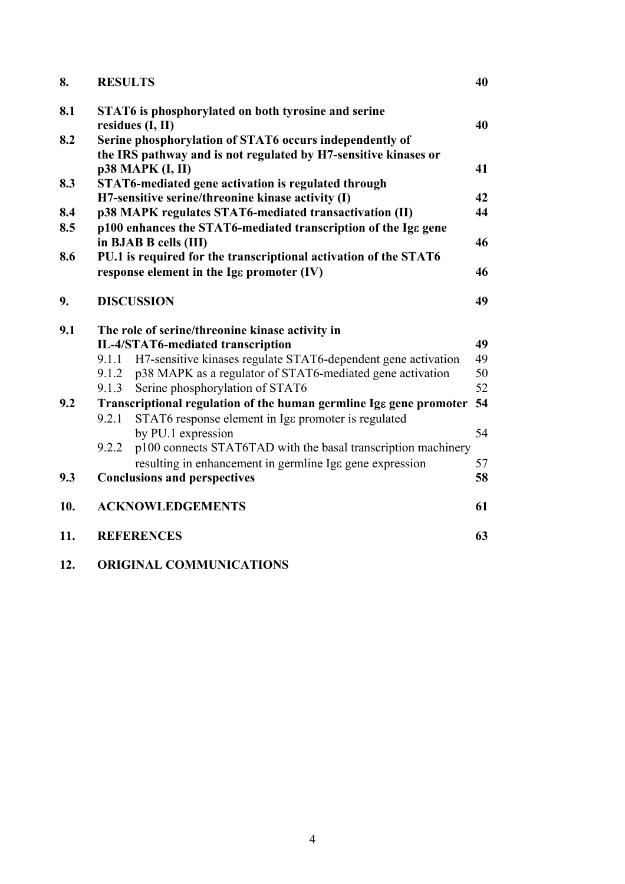| | | |
|---|---|---|
| **8.** | **RESULTS** | **40** |
| **8.1** | **STAT6 is phosphorylated on both tyrosine and serine residues (I, II)** | **40** |
| **8.2** | **Serine phosphorylation of STAT6 occurs independently of the IRS pathway and is not regulated by H7-sensitive kinases or p38 MAPK (I, II)** | **41** |
| **8.3** | **STAT6-mediated gene activation is regulated through H7-sensitive serine/threonine kinase activity (I)** | **42** |
| **8.4** | **p38 MAPK regulates STAT6-mediated transactivation (II)** | **44** |
| **8.5** | **p100 enhances the STAT6-mediated transcription of the Igε gene in BJAB B cells (III)** | **46** |
| **8.6** | **PU.1 is required for the transcriptional activation of the STAT6 response element in the Igε promoter (IV)** | **46** |
| **9.** | **DISCUSSION** | **49** |
| **9.1** | **The role of serine/threonine kinase activity in IL-4/STAT6-mediated transcription** | **49** |
| | 9.1.1 H7-sensitive kinases regulate STAT6-dependent gene activation | 49 |
| | 9.1.2 p38 MAPK as a regulator of STAT6-mediated gene activation | 50 |
| | 9.1.3 Serine phosphorylation of STAT6 | 52 |
| **9.2** | **Transcriptional regulation of the human germline Igε gene promoter** | **54** |
| | 9.2.1 STAT6 response element in Igε promoter is regulated by PU.1 expression | 54 |
| | 9.2.2 p100 connects STAT6TAD with the basal transcription machinery resulting in enhancement in germline Igε gene expression | 57 |
| **9.3** | **Conclusions and perspectives** | **58** |
| **10.** | **ACKNOWLEDGEMENTS** | **61** |
| **11.** | **REFERENCES** | **63** |
| **12.** | **ORIGINAL COMMUNICATIONS** | |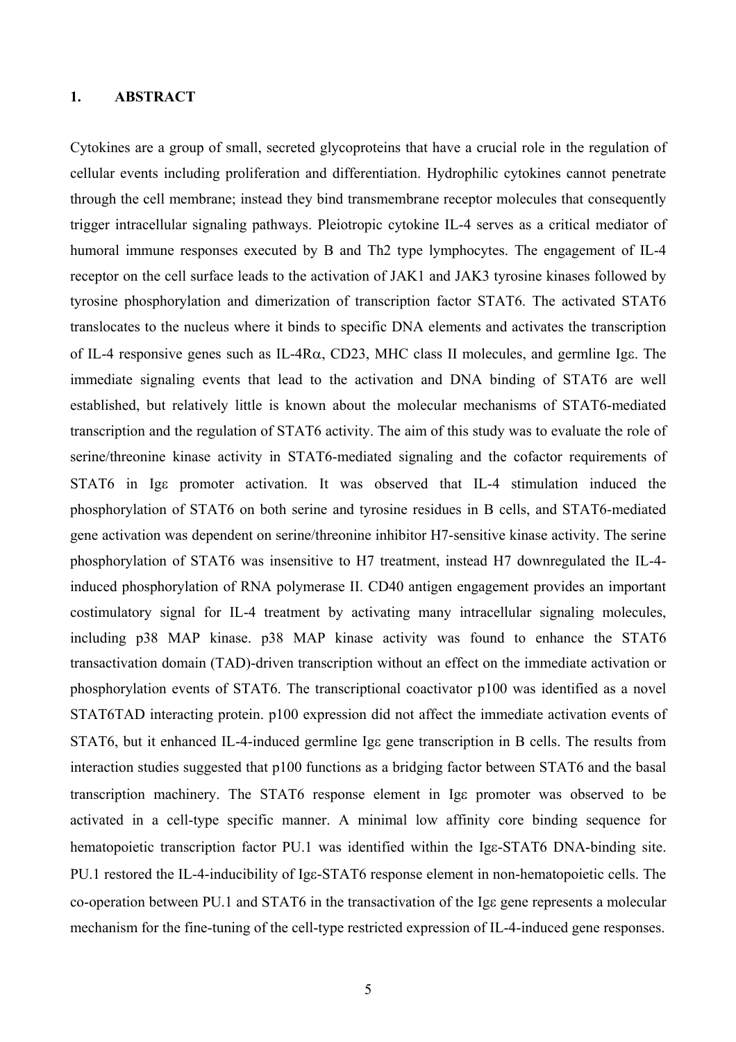# 1. ABSTRACT

Cytokines are a group of small, secreted glycoproteins that have a crucial role in the regulation of cellular events including proliferation and differentiation. Hydrophilic cytokines cannot penetrate through the cell membrane; instead they bind transmembrane receptor molecules that consequently trigger intracellular signaling pathways. Pleiotropic cytokine IL-4 serves as a critical mediator of humoral immune responses executed by B and Th2 type lymphocytes. The engagement of IL-4 receptor on the cell surface leads to the activation of JAK1 and JAK3 tyrosine kinases followed by tyrosine phosphorylation and dimerization of transcription factor STAT6. The activated STAT6 translocates to the nucleus where it binds to specific DNA elements and activates the transcription of IL-4 responsive genes such as IL-4Rα, CD23, MHC class II molecules, and germline Igε. The immediate signaling events that lead to the activation and DNA binding of STAT6 are well established, but relatively little is known about the molecular mechanisms of STAT6-mediated transcription and the regulation of STAT6 activity. The aim of this study was to evaluate the role of serine/threonine kinase activity in STAT6-mediated signaling and the cofactor requirements of STAT6 in Igε promoter activation. It was observed that IL-4 stimulation induced the phosphorylation of STAT6 on both serine and tyrosine residues in B cells, and STAT6-mediated gene activation was dependent on serine/threonine inhibitor H7-sensitive kinase activity. The serine phosphorylation of STAT6 was insensitive to H7 treatment, instead H7 downregulated the IL-4-induced phosphorylation of RNA polymerase II. CD40 antigen engagement provides an important costimulatory signal for IL-4 treatment by activating many intracellular signaling molecules, including p38 MAP kinase. p38 MAP kinase activity was found to enhance the STAT6 transactivation domain (TAD)-driven transcription without an effect on the immediate activation or phosphorylation events of STAT6. The transcriptional coactivator p100 was identified as a novel STAT6TAD interacting protein. p100 expression did not affect the immediate activation events of STAT6, but it enhanced IL-4-induced germline Igε gene transcription in B cells. The results from interaction studies suggested that p100 functions as a bridging factor between STAT6 and the basal transcription machinery. The STAT6 response element in Igε promoter was observed to be activated in a cell-type specific manner. A minimal low affinity core binding sequence for hematopoietic transcription factor PU.1 was identified within the Igε-STAT6 DNA-binding site. PU.1 restored the IL-4-inducibility of Igε-STAT6 response element in non-hematopoietic cells. The co-operation between PU.1 and STAT6 in the transactivation of the Igε gene represents a molecular mechanism for the fine-tuning of the cell-type restricted expression of IL-4-induced gene responses.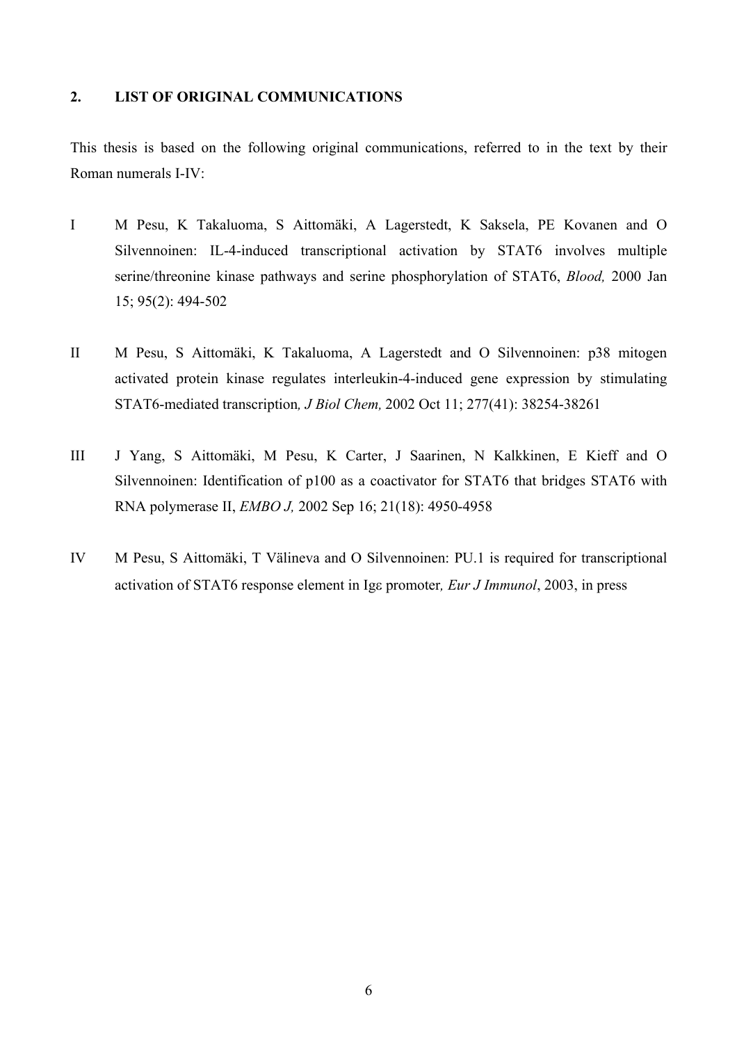## 2. LIST OF ORIGINAL COMMUNICATIONS

This thesis is based on the following original communications, referred to in the text by their Roman numerals I-IV:

I M Pesu, K Takaluoma, S Aittomäki, A Lagerstedt, K Saksela, PE Kovanen and O Silvennoinen: IL-4-induced transcriptional activation by STAT6 involves multiple serine/threonine kinase pathways and serine phosphorylation of STAT6, *Blood,* 2000 Jan 15; 95(2): 494-502

II M Pesu, S Aittomäki, K Takaluoma, A Lagerstedt and O Silvennoinen: p38 mitogen activated protein kinase regulates interleukin-4-induced gene expression by stimulating STAT6-mediated transcription*, J Biol Chem,* 2002 Oct 11; 277(41): 38254-38261

III J Yang, S Aittomäki, M Pesu, K Carter, J Saarinen, N Kalkkinen, E Kieff and O Silvennoinen: Identification of p100 as a coactivator for STAT6 that bridges STAT6 with RNA polymerase II, *EMBO J,* 2002 Sep 16; 21(18): 4950-4958

IV M Pesu, S Aittomäki, T Välineva and O Silvennoinen: PU.1 is required for transcriptional activation of STAT6 response element in Igε promoter*, Eur J Immunol*, 2003, in press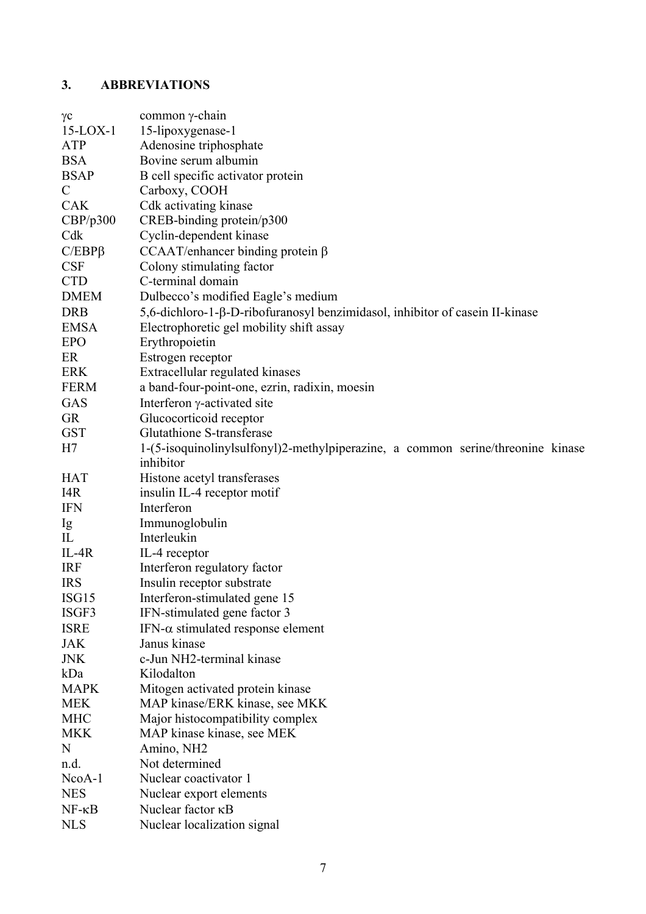## 3. ABBREVIATIONS

| | |
|---|---|
| γc | common γ-chain |
| 15-LOX-1 | 15-lipoxygenase-1 |
| ATP | Adenosine triphosphate |
| BSA | Bovine serum albumin |
| BSAP | B cell specific activator protein |
| C | Carboxy, COOH |
| CAK | Cdk activating kinase |
| CBP/p300 | CREB-binding protein/p300 |
| Cdk | Cyclin-dependent kinase |
| C/EBPβ | CCAAT/enhancer binding protein β |
| CSF | Colony stimulating factor |
| CTD | C-terminal domain |
| DMEM | Dulbecco's modified Eagle's medium |
| DRB | 5,6-dichloro-1-β-D-ribofuranosyl benzimidasol, inhibitor of casein II-kinase |
| EMSA | Electrophoretic gel mobility shift assay |
| EPO | Erythropoietin |
| ER | Estrogen receptor |
| ERK | Extracellular regulated kinases |
| FERM | a band-four-point-one, ezrin, radixin, moesin |
| GAS | Interferon γ-activated site |
| GR | Glucocorticoid receptor |
| GST | Glutathione S-transferase |
| H7 | 1-(5-isoquinolinylsulfonyl)2-methylpiperazine, a common serine/threonine kinase inhibitor |
| HAT | Histone acetyl transferases |
| I4R | insulin IL-4 receptor motif |
| IFN | Interferon |
| Ig | Immunoglobulin |
| IL | Interleukin |
| IL-4R | IL-4 receptor |
| IRF | Interferon regulatory factor |
| IRS | Insulin receptor substrate |
| ISG15 | Interferon-stimulated gene 15 |
| ISGF3 | IFN-stimulated gene factor 3 |
| ISRE | IFN-α stimulated response element |
| JAK | Janus kinase |
| JNK | c-Jun NH2-terminal kinase |
| kDa | Kilodalton |
| MAPK | Mitogen activated protein kinase |
| MEK | MAP kinase/ERK kinase, see MKK |
| MHC | Major histocompatibility complex |
| MKK | MAP kinase kinase, see MEK |
| N | Amino, NH2 |
| n.d. | Not determined |
| NcoA-1 | Nuclear coactivator 1 |
| NES | Nuclear export elements |
| NF-κB | Nuclear factor κB |
| NLS | Nuclear localization signal |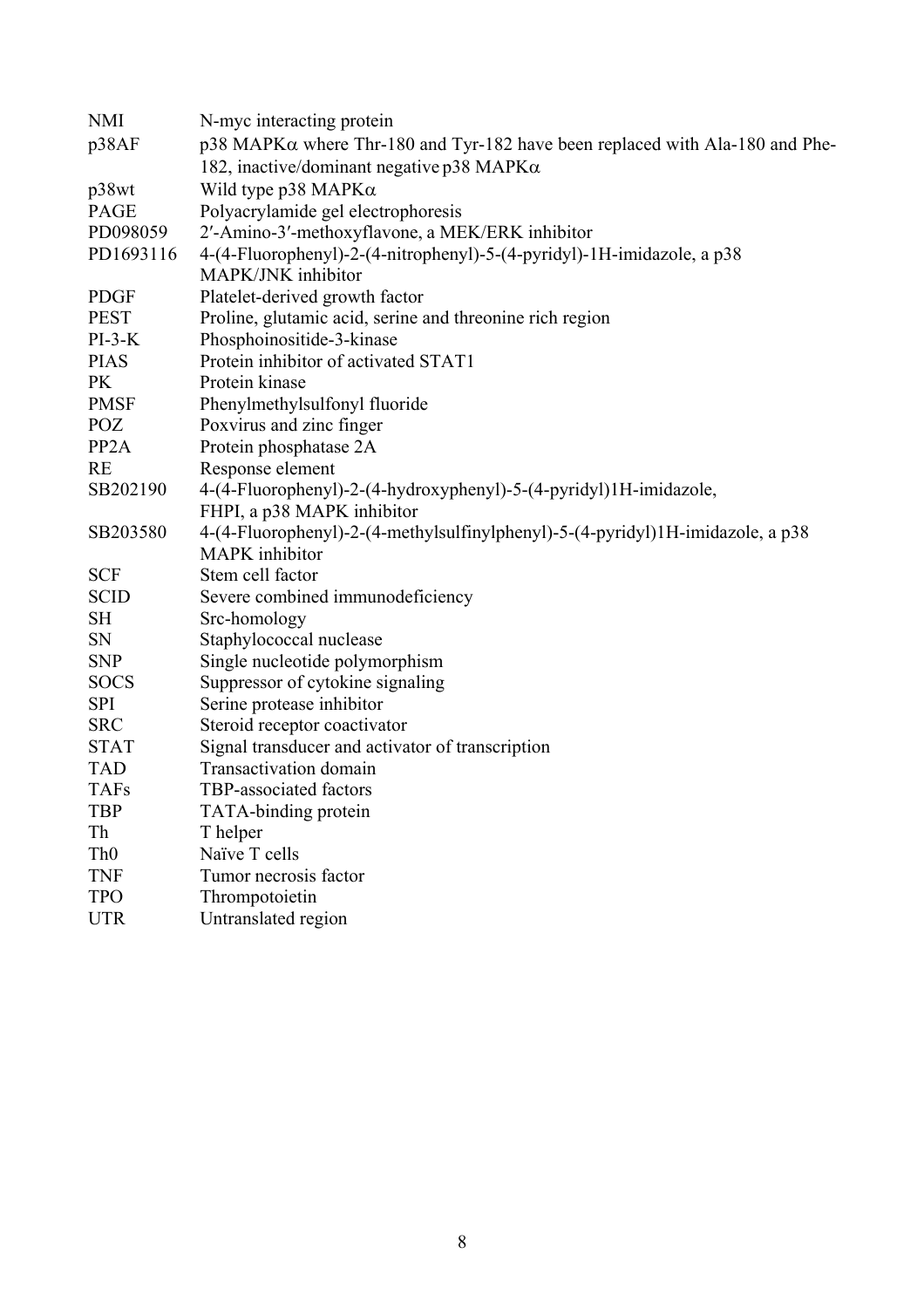| | |
|---|---|
| NMI | N-myc interacting protein |
| p38AF | p38 MAPKα where Thr-180 and Tyr-182 have been replaced with Ala-180 and Phe-182, inactive/dominant negative p38 MAPKα |
| p38wt | Wild type p38 MAPKα |
| PAGE | Polyacrylamide gel electrophoresis |
| PD098059 | 2′-Amino-3′-methoxyflavone, a MEK/ERK inhibitor |
| PD1693116 | 4-(4-Fluorophenyl)-2-(4-nitrophenyl)-5-(4-pyridyl)-1H-imidazole, a p38 MAPK/JNK inhibitor |
| PDGF | Platelet-derived growth factor |
| PEST | Proline, glutamic acid, serine and threonine rich region |
| PI-3-K | Phosphoinositide-3-kinase |
| PIAS | Protein inhibitor of activated STAT1 |
| PK | Protein kinase |
| PMSF | Phenylmethylsulfonyl fluoride |
| POZ | Poxvirus and zinc finger |
| PP2A | Protein phosphatase 2A |
| RE | Response element |
| SB202190 | 4-(4-Fluorophenyl)-2-(4-hydroxyphenyl)-5-(4-pyridyl)1H-imidazole, FHPI, a p38 MAPK inhibitor |
| SB203580 | 4-(4-Fluorophenyl)-2-(4-methylsulfinylphenyl)-5-(4-pyridyl)1H-imidazole, a p38 MAPK inhibitor |
| SCF | Stem cell factor |
| SCID | Severe combined immunodeficiency |
| SH | Src-homology |
| SN | Staphylococcal nuclease |
| SNP | Single nucleotide polymorphism |
| SOCS | Suppressor of cytokine signaling |
| SPI | Serine protease inhibitor |
| SRC | Steroid receptor coactivator |
| STAT | Signal transducer and activator of transcription |
| TAD | Transactivation domain |
| TAFs | TBP-associated factors |
| TBP | TATA-binding protein |
| Th | T helper |
| Th0 | Naïve T cells |
| TNF | Tumor necrosis factor |
| TPO | Thrompotoietin |
| UTR | Untranslated region |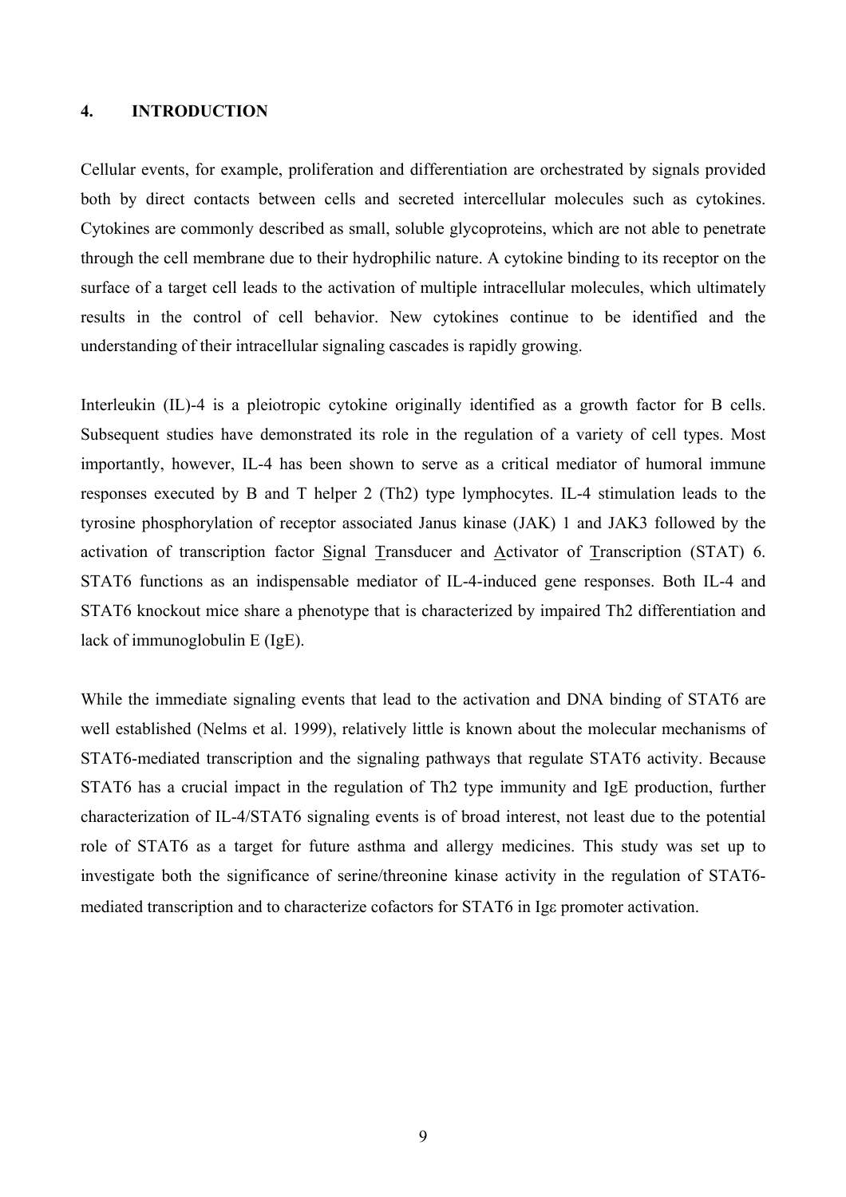## 4. INTRODUCTION

Cellular events, for example, proliferation and differentiation are orchestrated by signals provided both by direct contacts between cells and secreted intercellular molecules such as cytokines. Cytokines are commonly described as small, soluble glycoproteins, which are not able to penetrate through the cell membrane due to their hydrophilic nature. A cytokine binding to its receptor on the surface of a target cell leads to the activation of multiple intracellular molecules, which ultimately results in the control of cell behavior. New cytokines continue to be identified and the understanding of their intracellular signaling cascades is rapidly growing.

Interleukin (IL)-4 is a pleiotropic cytokine originally identified as a growth factor for B cells. Subsequent studies have demonstrated its role in the regulation of a variety of cell types. Most importantly, however, IL-4 has been shown to serve as a critical mediator of humoral immune responses executed by B and T helper 2 (Th2) type lymphocytes. IL-4 stimulation leads to the tyrosine phosphorylation of receptor associated Janus kinase (JAK) 1 and JAK3 followed by the activation of transcription factor Signal Transducer and Activator of Transcription (STAT) 6. STAT6 functions as an indispensable mediator of IL-4-induced gene responses. Both IL-4 and STAT6 knockout mice share a phenotype that is characterized by impaired Th2 differentiation and lack of immunoglobulin E (IgE).

While the immediate signaling events that lead to the activation and DNA binding of STAT6 are well established (Nelms et al. 1999), relatively little is known about the molecular mechanisms of STAT6-mediated transcription and the signaling pathways that regulate STAT6 activity. Because STAT6 has a crucial impact in the regulation of Th2 type immunity and IgE production, further characterization of IL-4/STAT6 signaling events is of broad interest, not least due to the potential role of STAT6 as a target for future asthma and allergy medicines. This study was set up to investigate both the significance of serine/threonine kinase activity in the regulation of STAT6-mediated transcription and to characterize cofactors for STAT6 in Igε promoter activation.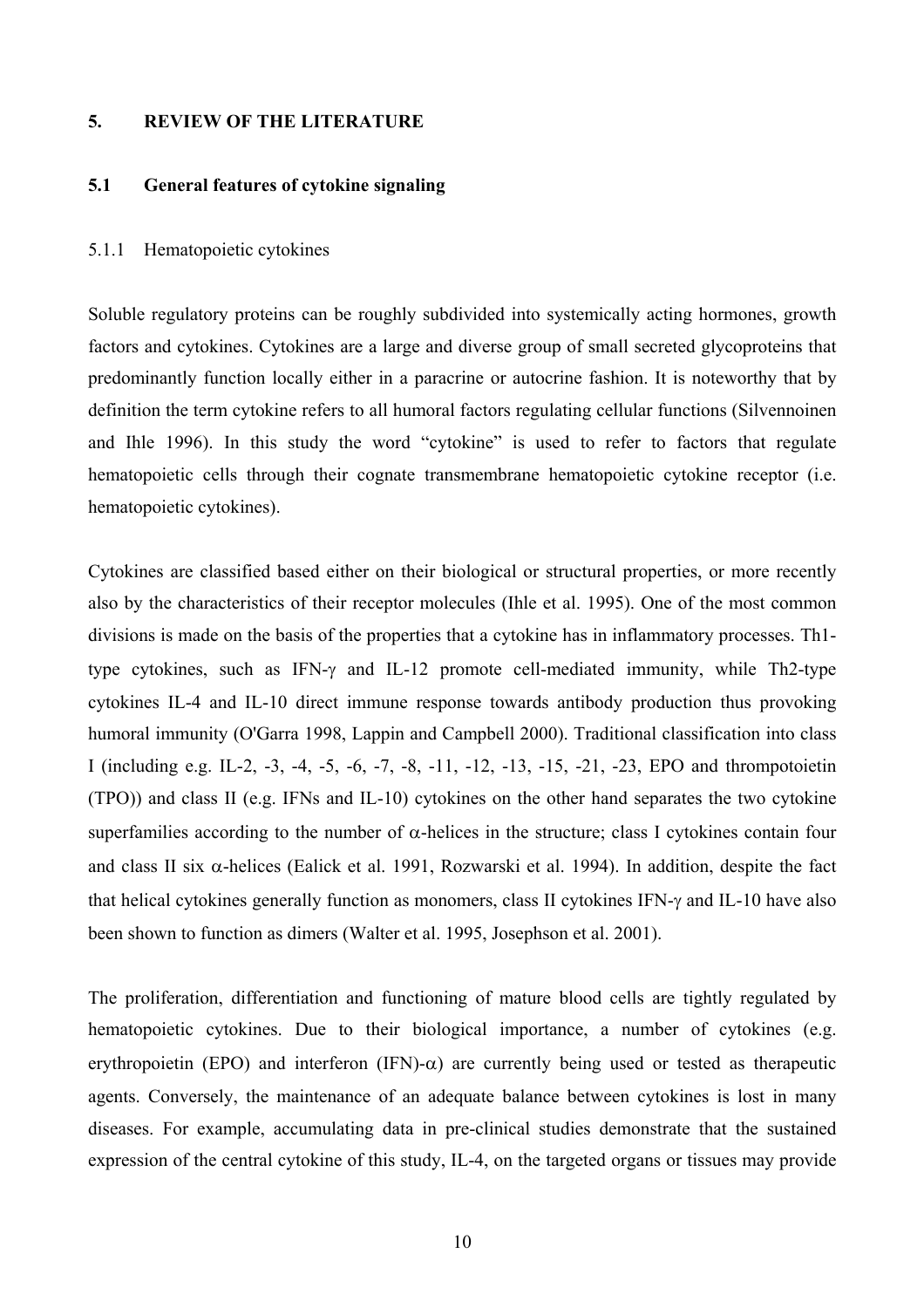# 5. REVIEW OF THE LITERATURE

## 5.1 General features of cytokine signaling

### 5.1.1 Hematopoietic cytokines

Soluble regulatory proteins can be roughly subdivided into systemically acting hormones, growth factors and cytokines. Cytokines are a large and diverse group of small secreted glycoproteins that predominantly function locally either in a paracrine or autocrine fashion. It is noteworthy that by definition the term cytokine refers to all humoral factors regulating cellular functions (Silvennoinen and Ihle 1996). In this study the word "cytokine" is used to refer to factors that regulate hematopoietic cells through their cognate transmembrane hematopoietic cytokine receptor (i.e. hematopoietic cytokines).

Cytokines are classified based either on their biological or structural properties, or more recently also by the characteristics of their receptor molecules (Ihle et al. 1995). One of the most common divisions is made on the basis of the properties that a cytokine has in inflammatory processes. Th1-type cytokines, such as IFN-γ and IL-12 promote cell-mediated immunity, while Th2-type cytokines IL-4 and IL-10 direct immune response towards antibody production thus provoking humoral immunity (O'Garra 1998, Lappin and Campbell 2000). Traditional classification into class I (including e.g. IL-2, -3, -4, -5, -6, -7, -8, -11, -12, -13, -15, -21, -23, EPO and thrompotoietin (TPO)) and class II (e.g. IFNs and IL-10) cytokines on the other hand separates the two cytokine superfamilies according to the number of α-helices in the structure; class I cytokines contain four and class II six α-helices (Ealick et al. 1991, Rozwarski et al. 1994). In addition, despite the fact that helical cytokines generally function as monomers, class II cytokines IFN-γ and IL-10 have also been shown to function as dimers (Walter et al. 1995, Josephson et al. 2001).

The proliferation, differentiation and functioning of mature blood cells are tightly regulated by hematopoietic cytokines. Due to their biological importance, a number of cytokines (e.g. erythropoietin (EPO) and interferon (IFN)-α) are currently being used or tested as therapeutic agents. Conversely, the maintenance of an adequate balance between cytokines is lost in many diseases. For example, accumulating data in pre-clinical studies demonstrate that the sustained expression of the central cytokine of this study, IL-4, on the targeted organs or tissues may provide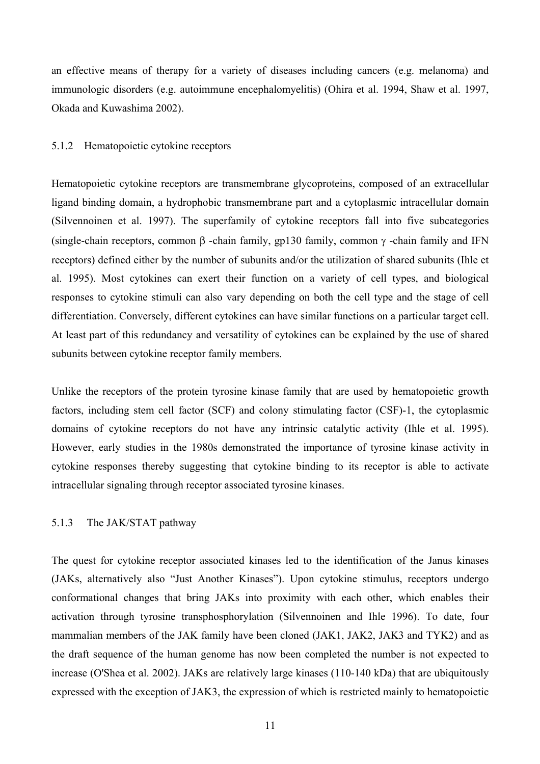an effective means of therapy for a variety of diseases including cancers (e.g. melanoma) and immunologic disorders (e.g. autoimmune encephalomyelitis) (Ohira et al. 1994, Shaw et al. 1997, Okada and Kuwashima 2002).

### 5.1.2 Hematopoietic cytokine receptors

Hematopoietic cytokine receptors are transmembrane glycoproteins, composed of an extracellular ligand binding domain, a hydrophobic transmembrane part and a cytoplasmic intracellular domain (Silvennoinen et al. 1997). The superfamily of cytokine receptors fall into five subcategories (single-chain receptors, common β -chain family, gp130 family, common γ -chain family and IFN receptors) defined either by the number of subunits and/or the utilization of shared subunits (Ihle et al. 1995). Most cytokines can exert their function on a variety of cell types, and biological responses to cytokine stimuli can also vary depending on both the cell type and the stage of cell differentiation. Conversely, different cytokines can have similar functions on a particular target cell. At least part of this redundancy and versatility of cytokines can be explained by the use of shared subunits between cytokine receptor family members.

Unlike the receptors of the protein tyrosine kinase family that are used by hematopoietic growth factors, including stem cell factor (SCF) and colony stimulating factor (CSF)-1, the cytoplasmic domains of cytokine receptors do not have any intrinsic catalytic activity (Ihle et al. 1995). However, early studies in the 1980s demonstrated the importance of tyrosine kinase activity in cytokine responses thereby suggesting that cytokine binding to its receptor is able to activate intracellular signaling through receptor associated tyrosine kinases.

### 5.1.3 The JAK/STAT pathway

The quest for cytokine receptor associated kinases led to the identification of the Janus kinases (JAKs, alternatively also “Just Another Kinases”). Upon cytokine stimulus, receptors undergo conformational changes that bring JAKs into proximity with each other, which enables their activation through tyrosine transphosphorylation (Silvennoinen and Ihle 1996). To date, four mammalian members of the JAK family have been cloned (JAK1, JAK2, JAK3 and TYK2) and as the draft sequence of the human genome has now been completed the number is not expected to increase (O'Shea et al. 2002). JAKs are relatively large kinases (110-140 kDa) that are ubiquitously expressed with the exception of JAK3, the expression of which is restricted mainly to hematopoietic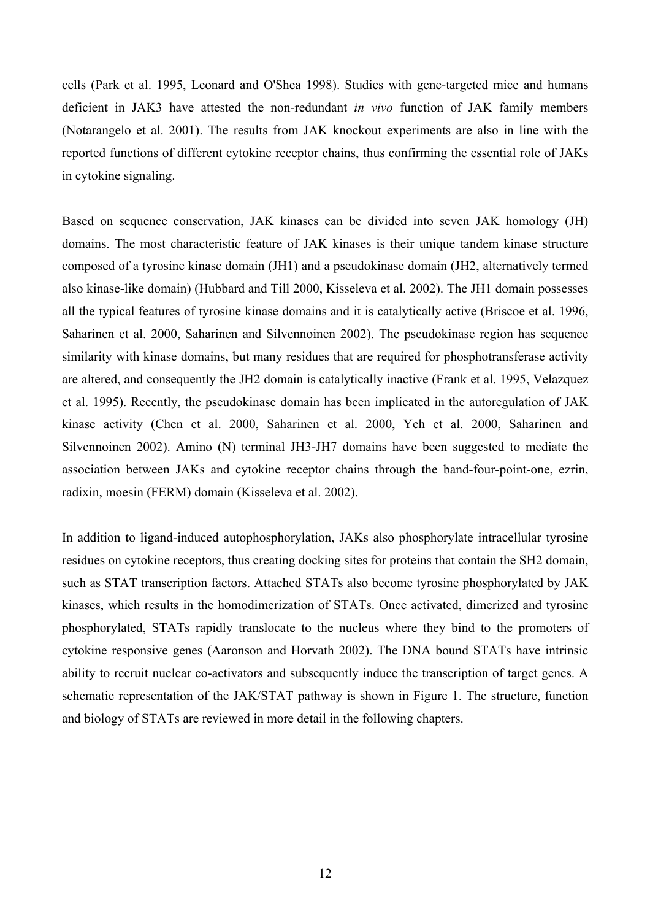cells (Park et al. 1995, Leonard and O'Shea 1998). Studies with gene-targeted mice and humans deficient in JAK3 have attested the non-redundant *in vivo* function of JAK family members (Notarangelo et al. 2001). The results from JAK knockout experiments are also in line with the reported functions of different cytokine receptor chains, thus confirming the essential role of JAKs in cytokine signaling.

Based on sequence conservation, JAK kinases can be divided into seven JAK homology (JH) domains. The most characteristic feature of JAK kinases is their unique tandem kinase structure composed of a tyrosine kinase domain (JH1) and a pseudokinase domain (JH2, alternatively termed also kinase-like domain) (Hubbard and Till 2000, Kisseleva et al. 2002). The JH1 domain possesses all the typical features of tyrosine kinase domains and it is catalytically active (Briscoe et al. 1996, Saharinen et al. 2000, Saharinen and Silvennoinen 2002). The pseudokinase region has sequence similarity with kinase domains, but many residues that are required for phosphotransferase activity are altered, and consequently the JH2 domain is catalytically inactive (Frank et al. 1995, Velazquez et al. 1995). Recently, the pseudokinase domain has been implicated in the autoregulation of JAK kinase activity (Chen et al. 2000, Saharinen et al. 2000, Yeh et al. 2000, Saharinen and Silvennoinen 2002). Amino (N) terminal JH3-JH7 domains have been suggested to mediate the association between JAKs and cytokine receptor chains through the band-four-point-one, ezrin, radixin, moesin (FERM) domain (Kisseleva et al. 2002).

In addition to ligand-induced autophosphorylation, JAKs also phosphorylate intracellular tyrosine residues on cytokine receptors, thus creating docking sites for proteins that contain the SH2 domain, such as STAT transcription factors. Attached STATs also become tyrosine phosphorylated by JAK kinases, which results in the homodimerization of STATs. Once activated, dimerized and tyrosine phosphorylated, STATs rapidly translocate to the nucleus where they bind to the promoters of cytokine responsive genes (Aaronson and Horvath 2002). The DNA bound STATs have intrinsic ability to recruit nuclear co-activators and subsequently induce the transcription of target genes. A schematic representation of the JAK/STAT pathway is shown in Figure 1. The structure, function and biology of STATs are reviewed in more detail in the following chapters.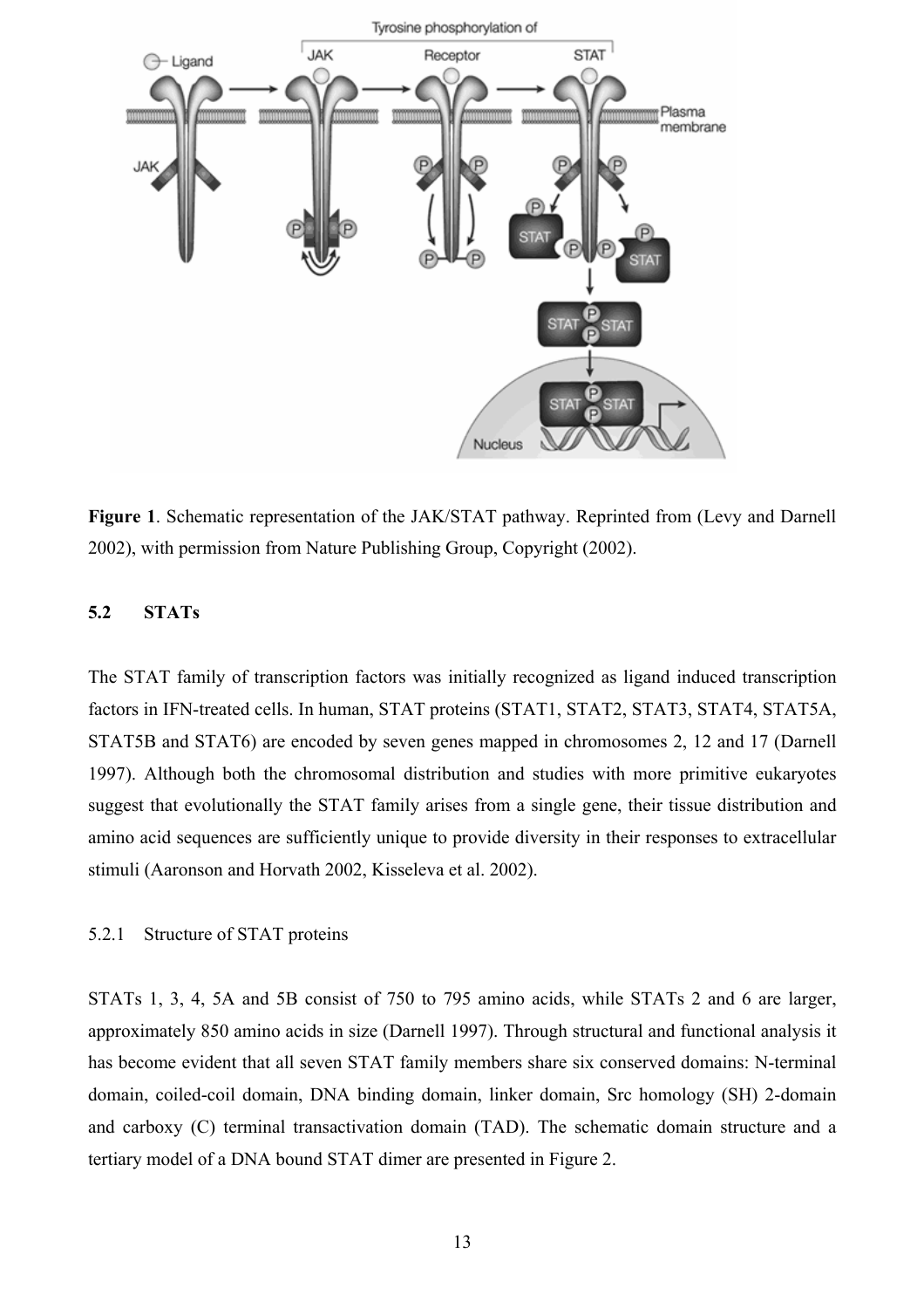**Figure 1**. Schematic representation of the JAK/STAT pathway. Reprinted from (Levy and Darnell 2002), with permission from Nature Publishing Group, Copyright (2002).

## 5.2 STATs

The STAT family of transcription factors was initially recognized as ligand induced transcription factors in IFN-treated cells. In human, STAT proteins (STAT1, STAT2, STAT3, STAT4, STAT5A, STAT5B and STAT6) are encoded by seven genes mapped in chromosomes 2, 12 and 17 (Darnell 1997). Although both the chromosomal distribution and studies with more primitive eukaryotes suggest that evolutionally the STAT family arises from a single gene, their tissue distribution and amino acid sequences are sufficiently unique to provide diversity in their responses to extracellular stimuli (Aaronson and Horvath 2002, Kisseleva et al. 2002).

### 5.2.1 Structure of STAT proteins

STATs 1, 3, 4, 5A and 5B consist of 750 to 795 amino acids, while STATs 2 and 6 are larger, approximately 850 amino acids in size (Darnell 1997). Through structural and functional analysis it has become evident that all seven STAT family members share six conserved domains: N-terminal domain, coiled-coil domain, DNA binding domain, linker domain, Src homology (SH) 2-domain and carboxy (C) terminal transactivation domain (TAD). The schematic domain structure and a tertiary model of a DNA bound STAT dimer are presented in Figure 2.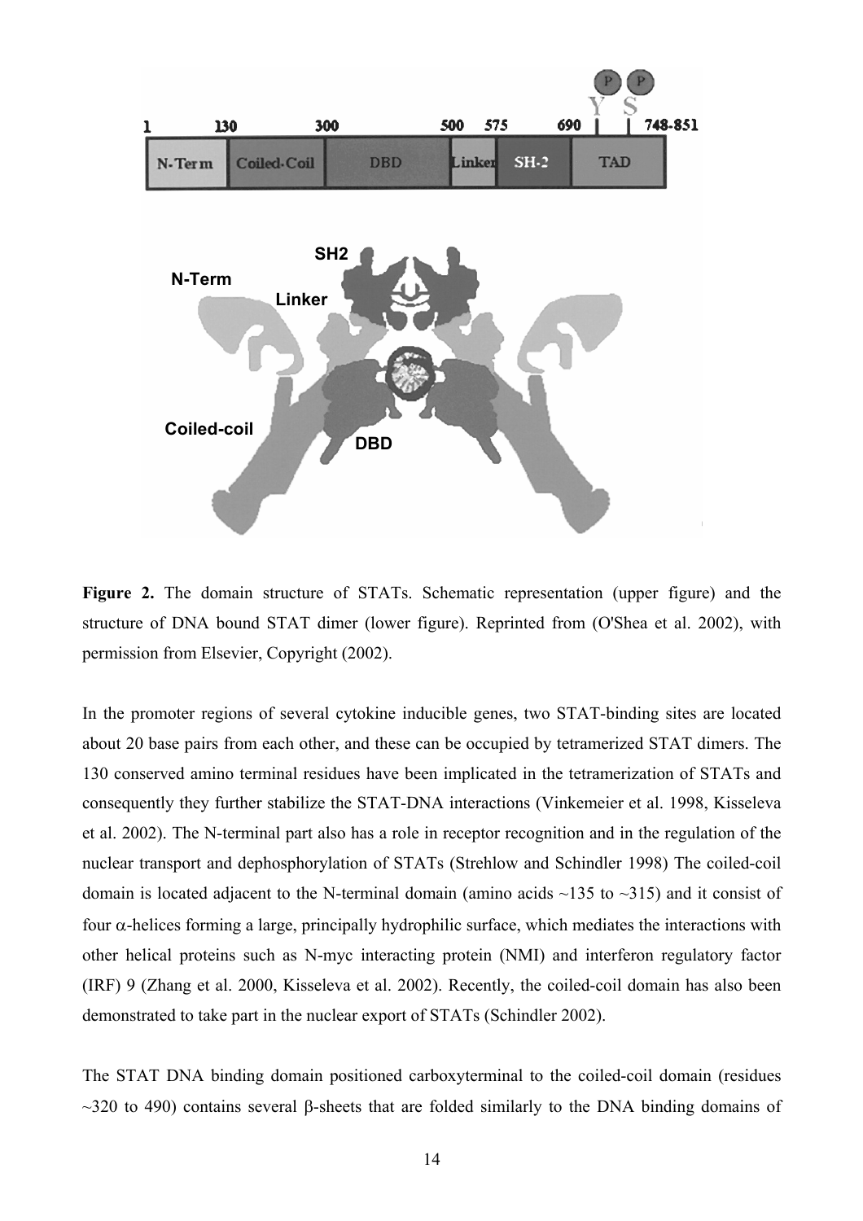**Figure 2.** The domain structure of STATs. Schematic representation (upper figure) and the structure of DNA bound STAT dimer (lower figure). Reprinted from (O'Shea et al. 2002), with permission from Elsevier, Copyright (2002).

In the promoter regions of several cytokine inducible genes, two STAT-binding sites are located about 20 base pairs from each other, and these can be occupied by tetramerized STAT dimers. The 130 conserved amino terminal residues have been implicated in the tetramerization of STATs and consequently they further stabilize the STAT-DNA interactions (Vinkemeier et al. 1998, Kisseleva et al. 2002). The N-terminal part also has a role in receptor recognition and in the regulation of the nuclear transport and dephosphorylation of STATs (Strehlow and Schindler 1998) The coiled-coil domain is located adjacent to the N-terminal domain (amino acids ~135 to ~315) and it consist of four α-helices forming a large, principally hydrophilic surface, which mediates the interactions with other helical proteins such as N-myc interacting protein (NMI) and interferon regulatory factor (IRF) 9 (Zhang et al. 2000, Kisseleva et al. 2002). Recently, the coiled-coil domain has also been demonstrated to take part in the nuclear export of STATs (Schindler 2002).

The STAT DNA binding domain positioned carboxyterminal to the coiled-coil domain (residues ~320 to 490) contains several β-sheets that are folded similarly to the DNA binding domains of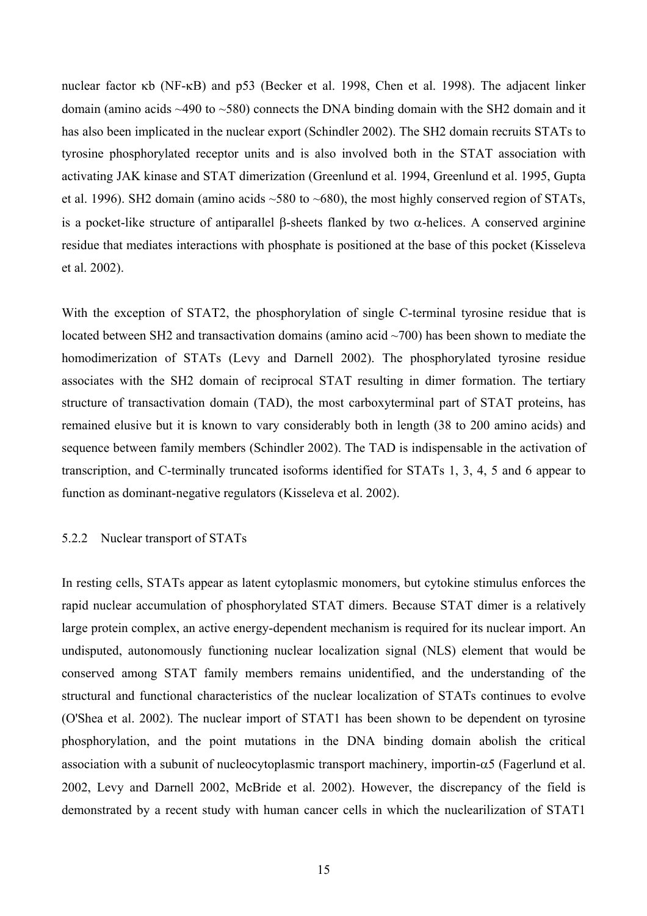nuclear factor κb (NF-κB) and p53 (Becker et al. 1998, Chen et al. 1998). The adjacent linker domain (amino acids ~490 to ~580) connects the DNA binding domain with the SH2 domain and it has also been implicated in the nuclear export (Schindler 2002). The SH2 domain recruits STATs to tyrosine phosphorylated receptor units and is also involved both in the STAT association with activating JAK kinase and STAT dimerization (Greenlund et al. 1994, Greenlund et al. 1995, Gupta et al. 1996). SH2 domain (amino acids ~580 to ~680), the most highly conserved region of STATs, is a pocket-like structure of antiparallel β-sheets flanked by two α-helices. A conserved arginine residue that mediates interactions with phosphate is positioned at the base of this pocket (Kisseleva et al. 2002).

With the exception of STAT2, the phosphorylation of single C-terminal tyrosine residue that is located between SH2 and transactivation domains (amino acid ~700) has been shown to mediate the homodimerization of STATs (Levy and Darnell 2002). The phosphorylated tyrosine residue associates with the SH2 domain of reciprocal STAT resulting in dimer formation. The tertiary structure of transactivation domain (TAD), the most carboxyterminal part of STAT proteins, has remained elusive but it is known to vary considerably both in length (38 to 200 amino acids) and sequence between family members (Schindler 2002). The TAD is indispensable in the activation of transcription, and C-terminally truncated isoforms identified for STATs 1, 3, 4, 5 and 6 appear to function as dominant-negative regulators (Kisseleva et al. 2002).

### 5.2.2 Nuclear transport of STATs

In resting cells, STATs appear as latent cytoplasmic monomers, but cytokine stimulus enforces the rapid nuclear accumulation of phosphorylated STAT dimers. Because STAT dimer is a relatively large protein complex, an active energy-dependent mechanism is required for its nuclear import. An undisputed, autonomously functioning nuclear localization signal (NLS) element that would be conserved among STAT family members remains unidentified, and the understanding of the structural and functional characteristics of the nuclear localization of STATs continues to evolve (O'Shea et al. 2002). The nuclear import of STAT1 has been shown to be dependent on tyrosine phosphorylation, and the point mutations in the DNA binding domain abolish the critical association with a subunit of nucleocytoplasmic transport machinery, importin-α5 (Fagerlund et al. 2002, Levy and Darnell 2002, McBride et al. 2002). However, the discrepancy of the field is demonstrated by a recent study with human cancer cells in which the nuclearilization of STAT1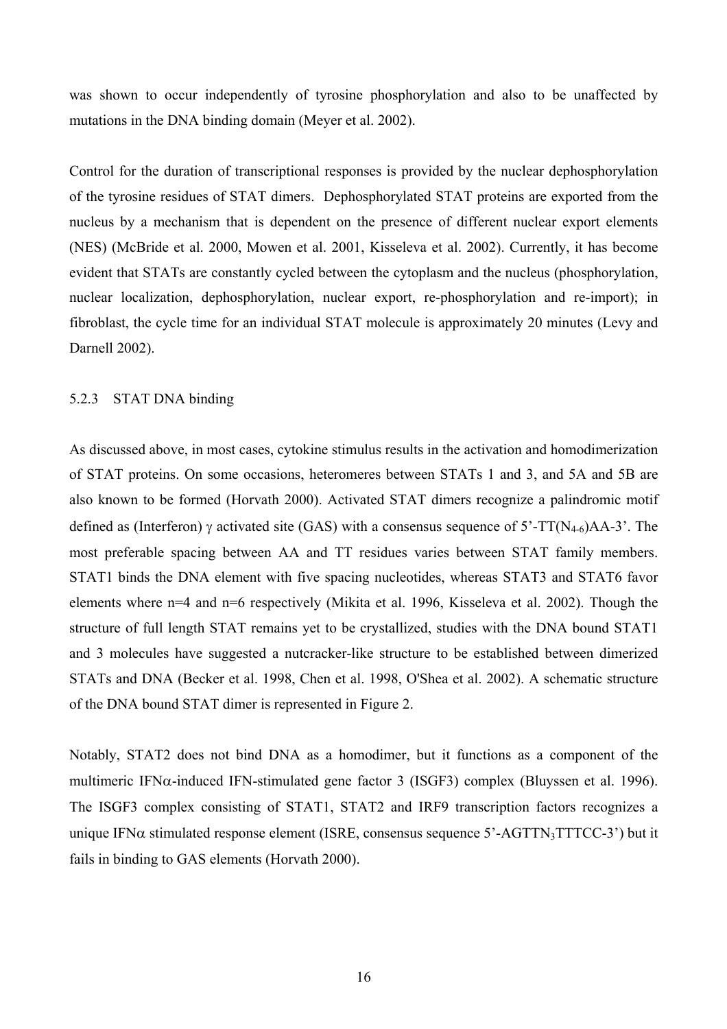was shown to occur independently of tyrosine phosphorylation and also to be unaffected by mutations in the DNA binding domain (Meyer et al. 2002).

Control for the duration of transcriptional responses is provided by the nuclear dephosphorylation of the tyrosine residues of STAT dimers. Dephosphorylated STAT proteins are exported from the nucleus by a mechanism that is dependent on the presence of different nuclear export elements (NES) (McBride et al. 2000, Mowen et al. 2001, Kisseleva et al. 2002). Currently, it has become evident that STATs are constantly cycled between the cytoplasm and the nucleus (phosphorylation, nuclear localization, dephosphorylation, nuclear export, re-phosphorylation and re-import); in fibroblast, the cycle time for an individual STAT molecule is approximately 20 minutes (Levy and Darnell 2002).

### 5.2.3 STAT DNA binding

As discussed above, in most cases, cytokine stimulus results in the activation and homodimerization of STAT proteins. On some occasions, heteromeres between STATs 1 and 3, and 5A and 5B are also known to be formed (Horvath 2000). Activated STAT dimers recognize a palindromic motif defined as (Interferon) $\gamma$ activated site (GAS) with a consensus sequence of 5'-TT($N_{4-6}$)AA-3'. The most preferable spacing between AA and TT residues varies between STAT family members. STAT1 binds the DNA element with five spacing nucleotides, whereas STAT3 and STAT6 favor elements where n=4 and n=6 respectively (Mikita et al. 1996, Kisseleva et al. 2002). Though the structure of full length STAT remains yet to be crystallized, studies with the DNA bound STAT1 and 3 molecules have suggested a nutcracker-like structure to be established between dimerized STATs and DNA (Becker et al. 1998, Chen et al. 1998, O'Shea et al. 2002). A schematic structure of the DNA bound STAT dimer is represented in Figure 2.

Notably, STAT2 does not bind DNA as a homodimer, but it functions as a component of the multimeric IFN$\alpha$-induced IFN-stimulated gene factor 3 (ISGF3) complex (Bluyssen et al. 1996). The ISGF3 complex consisting of STAT1, STAT2 and IRF9 transcription factors recognizes a unique IFN$\alpha$ stimulated response element (ISRE, consensus sequence 5'-AGTT$N_3$TTTCC-3') but it fails in binding to GAS elements (Horvath 2000).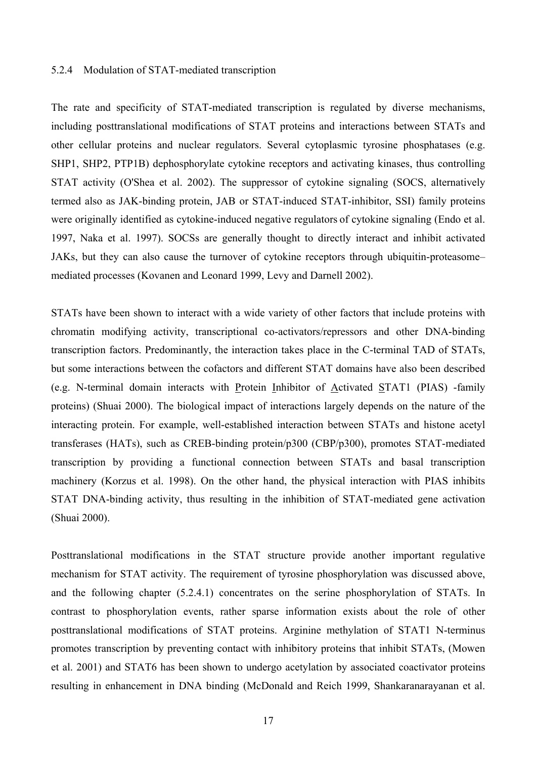### 5.2.4 Modulation of STAT-mediated transcription

The rate and specificity of STAT-mediated transcription is regulated by diverse mechanisms, including posttranslational modifications of STAT proteins and interactions between STATs and other cellular proteins and nuclear regulators. Several cytoplasmic tyrosine phosphatases (e.g. SHP1, SHP2, PTP1B) dephosphorylate cytokine receptors and activating kinases, thus controlling STAT activity (O'Shea et al. 2002). The suppressor of cytokine signaling (SOCS, alternatively termed also as JAK-binding protein, JAB or STAT-induced STAT-inhibitor, SSI) family proteins were originally identified as cytokine-induced negative regulators of cytokine signaling (Endo et al. 1997, Naka et al. 1997). SOCSs are generally thought to directly interact and inhibit activated JAKs, but they can also cause the turnover of cytokine receptors through ubiquitin-proteasome–mediated processes (Kovanen and Leonard 1999, Levy and Darnell 2002).

STATs have been shown to interact with a wide variety of other factors that include proteins with chromatin modifying activity, transcriptional co-activators/repressors and other DNA-binding transcription factors. Predominantly, the interaction takes place in the C-terminal TAD of STATs, but some interactions between the cofactors and different STAT domains have also been described (e.g. N-terminal domain interacts with <u>P</u>rotein <u>I</u>nhibitor of <u>A</u>ctivated <u>S</u>TAT1 (PIAS) -family proteins) (Shuai 2000). The biological impact of interactions largely depends on the nature of the interacting protein. For example, well-established interaction between STATs and histone acetyl transferases (HATs), such as CREB-binding protein/p300 (CBP/p300), promotes STAT-mediated transcription by providing a functional connection between STATs and basal transcription machinery (Korzus et al. 1998). On the other hand, the physical interaction with PIAS inhibits STAT DNA-binding activity, thus resulting in the inhibition of STAT-mediated gene activation (Shuai 2000).

Posttranslational modifications in the STAT structure provide another important regulative mechanism for STAT activity. The requirement of tyrosine phosphorylation was discussed above, and the following chapter (5.2.4.1) concentrates on the serine phosphorylation of STATs. In contrast to phosphorylation events, rather sparse information exists about the role of other posttranslational modifications of STAT proteins. Arginine methylation of STAT1 N-terminus promotes transcription by preventing contact with inhibitory proteins that inhibit STATs, (Mowen et al. 2001) and STAT6 has been shown to undergo acetylation by associated coactivator proteins resulting in enhancement in DNA binding (McDonald and Reich 1999, Shankaranarayanan et al.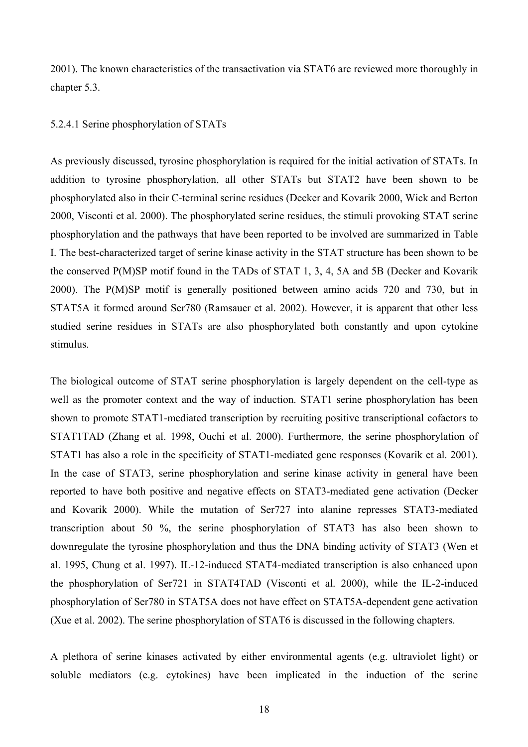2001). The known characteristics of the transactivation via STAT6 are reviewed more thoroughly in chapter 5.3.

#### 5.2.4.1 Serine phosphorylation of STATs

As previously discussed, tyrosine phosphorylation is required for the initial activation of STATs. In addition to tyrosine phosphorylation, all other STATs but STAT2 have been shown to be phosphorylated also in their C-terminal serine residues (Decker and Kovarik 2000, Wick and Berton 2000, Visconti et al. 2000). The phosphorylated serine residues, the stimuli provoking STAT serine phosphorylation and the pathways that have been reported to be involved are summarized in Table I. The best-characterized target of serine kinase activity in the STAT structure has been shown to be the conserved P(M)SP motif found in the TADs of STAT 1, 3, 4, 5A and 5B (Decker and Kovarik 2000). The P(M)SP motif is generally positioned between amino acids 720 and 730, but in STAT5A it formed around Ser780 (Ramsauer et al. 2002). However, it is apparent that other less studied serine residues in STATs are also phosphorylated both constantly and upon cytokine stimulus.

The biological outcome of STAT serine phosphorylation is largely dependent on the cell-type as well as the promoter context and the way of induction. STAT1 serine phosphorylation has been shown to promote STAT1-mediated transcription by recruiting positive transcriptional cofactors to STAT1TAD (Zhang et al. 1998, Ouchi et al. 2000). Furthermore, the serine phosphorylation of STAT1 has also a role in the specificity of STAT1-mediated gene responses (Kovarik et al. 2001). In the case of STAT3, serine phosphorylation and serine kinase activity in general have been reported to have both positive and negative effects on STAT3-mediated gene activation (Decker and Kovarik 2000). While the mutation of Ser727 into alanine represses STAT3-mediated transcription about 50 %, the serine phosphorylation of STAT3 has also been shown to downregulate the tyrosine phosphorylation and thus the DNA binding activity of STAT3 (Wen et al. 1995, Chung et al. 1997). IL-12-induced STAT4-mediated transcription is also enhanced upon the phosphorylation of Ser721 in STAT4TAD (Visconti et al. 2000), while the IL-2-induced phosphorylation of Ser780 in STAT5A does not have effect on STAT5A-dependent gene activation (Xue et al. 2002). The serine phosphorylation of STAT6 is discussed in the following chapters.

A plethora of serine kinases activated by either environmental agents (e.g. ultraviolet light) or soluble mediators (e.g. cytokines) have been implicated in the induction of the serine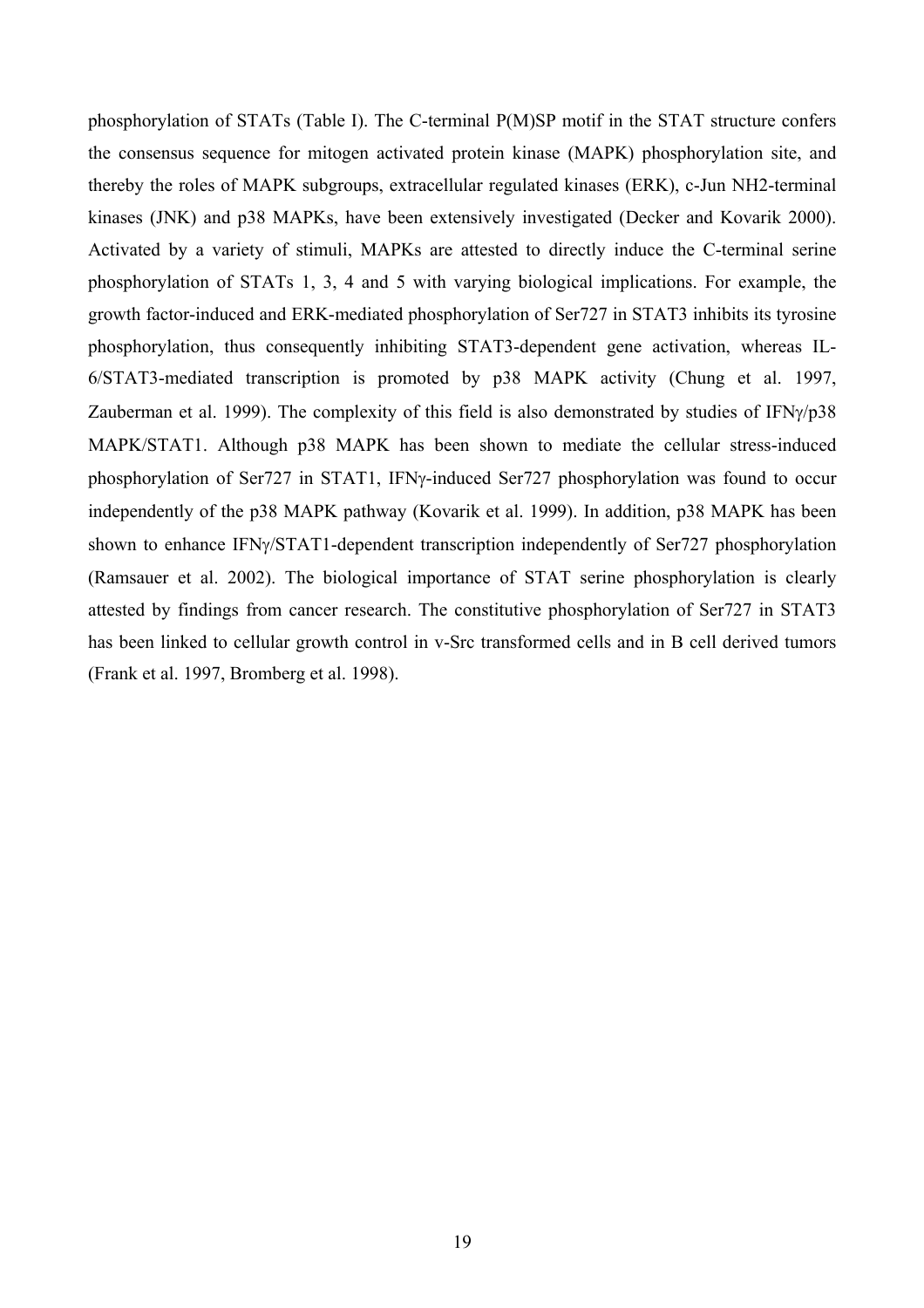phosphorylation of STATs (Table I). The C-terminal P(M)SP motif in the STAT structure confers the consensus sequence for mitogen activated protein kinase (MAPK) phosphorylation site, and thereby the roles of MAPK subgroups, extracellular regulated kinases (ERK), c-Jun NH2-terminal kinases (JNK) and p38 MAPKs, have been extensively investigated (Decker and Kovarik 2000). Activated by a variety of stimuli, MAPKs are attested to directly induce the C-terminal serine phosphorylation of STATs 1, 3, 4 and 5 with varying biological implications. For example, the growth factor-induced and ERK-mediated phosphorylation of Ser727 in STAT3 inhibits its tyrosine phosphorylation, thus consequently inhibiting STAT3-dependent gene activation, whereas IL-6/STAT3-mediated transcription is promoted by p38 MAPK activity (Chung et al. 1997, Zauberman et al. 1999). The complexity of this field is also demonstrated by studies of IFNγ/p38 MAPK/STAT1. Although p38 MAPK has been shown to mediate the cellular stress-induced phosphorylation of Ser727 in STAT1, IFNγ-induced Ser727 phosphorylation was found to occur independently of the p38 MAPK pathway (Kovarik et al. 1999). In addition, p38 MAPK has been shown to enhance IFNγ/STAT1-dependent transcription independently of Ser727 phosphorylation (Ramsauer et al. 2002). The biological importance of STAT serine phosphorylation is clearly attested by findings from cancer research. The constitutive phosphorylation of Ser727 in STAT3 has been linked to cellular growth control in v-Src transformed cells and in B cell derived tumors (Frank et al. 1997, Bromberg et al. 1998).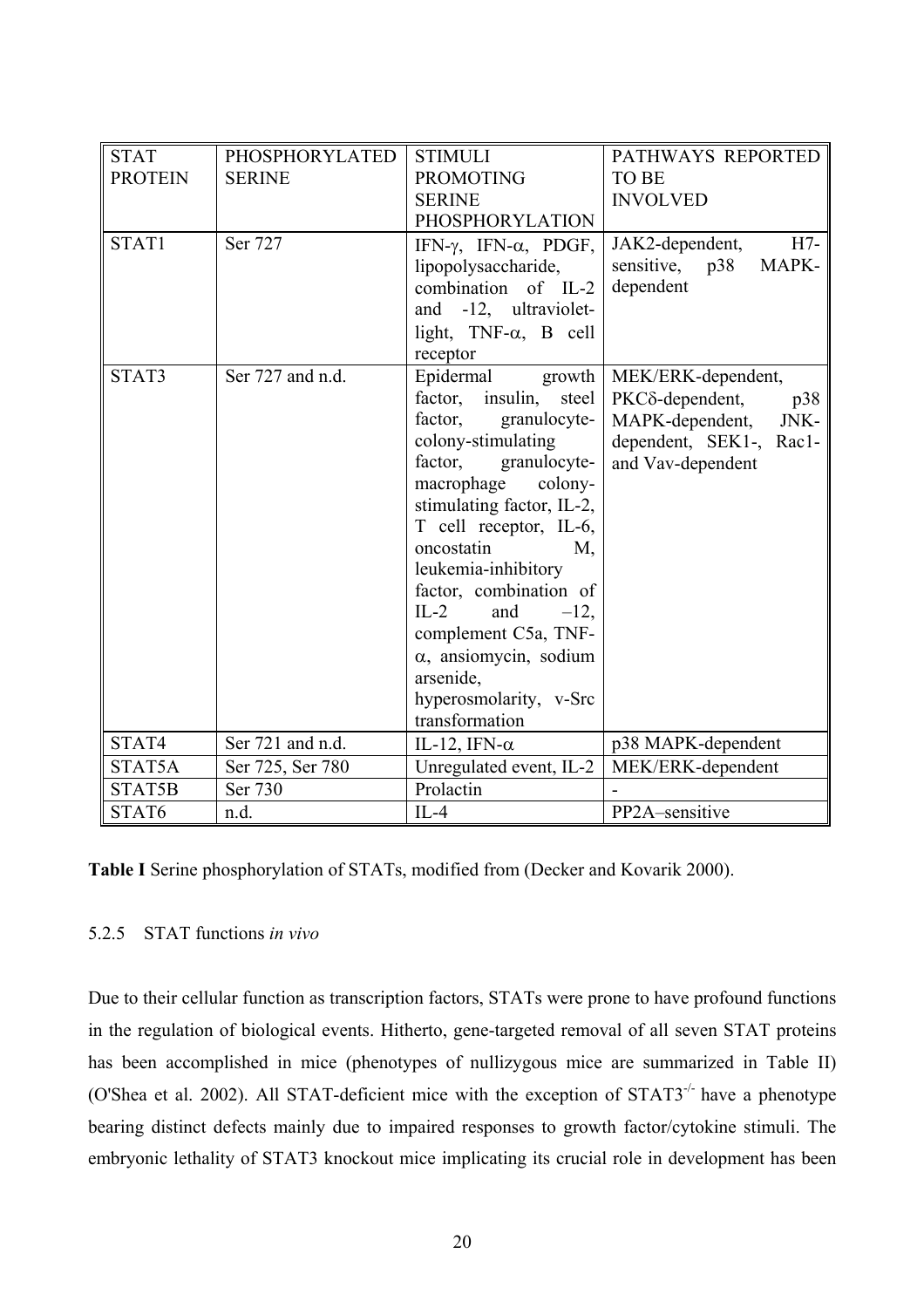| STAT PROTEIN | PHOSPHORYLATED SERINE | STIMULI PROMOTING SERINE PHOSPHORYLATION | PATHWAYS REPORTED TO BE INVOLVED |
|---|---|---|---|
| STAT1 | Ser 727 | IFN-γ, IFN-α, PDGF, lipopolysaccharide, combination of IL-2 and -12, ultraviolet-light, TNF-α, B cell receptor | JAK2-dependent, H7-sensitive, p38 MAPK-dependent |
| STAT3 | Ser 727 and n.d. | Epidermal growth factor, insulin, steel factor, granulocyte-colony-stimulating factor, granulocyte-macrophage colony-stimulating factor, IL-2, T cell receptor, IL-6, oncostatin M, leukemia-inhibitory factor, combination of IL-2 and –12, complement C5a, TNF-α, ansiomycin, sodium arsenide, hyperosmolarity, v-Src transformation | MEK/ERK-dependent, PKCδ-dependent, p38 MAPK-dependent, JNK-dependent, SEK1-, Rac1- and Vav-dependent |
| STAT4 | Ser 721 and n.d. | IL-12, IFN-α | p38 MAPK-dependent |
| STAT5A | Ser 725, Ser 780 | Unregulated event, IL-2 | MEK/ERK-dependent |
| STAT5B | Ser 730 | Prolactin | - |
| STAT6 | n.d. | IL-4 | PP2A–sensitive |

**Table I** Serine phosphorylation of STATs, modified from (Decker and Kovarik 2000).

### 5.2.5 STAT functions *in vivo*

Due to their cellular function as transcription factors, STATs were prone to have profound functions in the regulation of biological events. Hitherto, gene-targeted removal of all seven STAT proteins has been accomplished in mice (phenotypes of nullizygous mice are summarized in Table II) (O'Shea et al. 2002). All STAT-deficient mice with the exception of $STAT3^{-/-}$ have a phenotype bearing distinct defects mainly due to impaired responses to growth factor/cytokine stimuli. The embryonic lethality of STAT3 knockout mice implicating its crucial role in development has been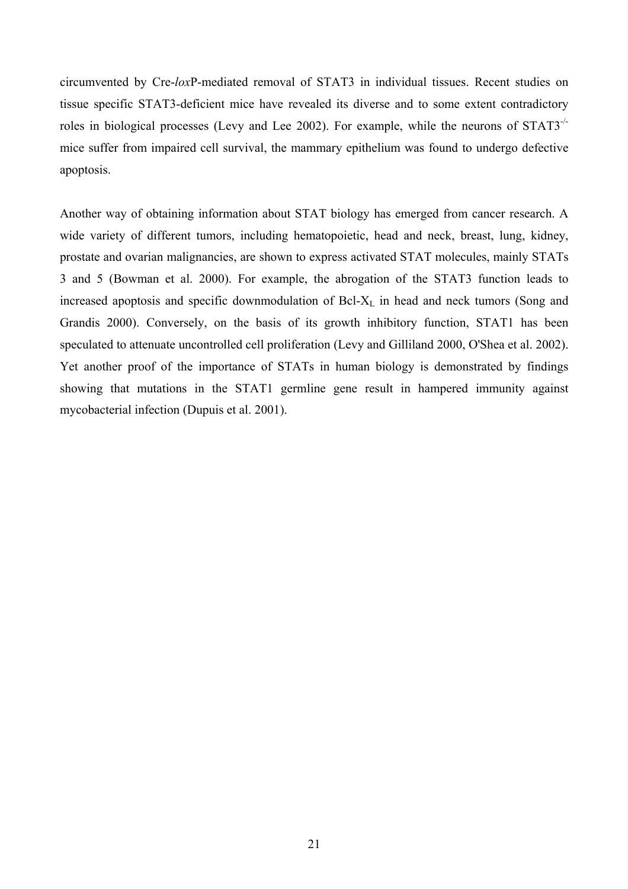circumvented by Cre-*lox*P-mediated removal of STAT3 in individual tissues. Recent studies on tissue specific STAT3-deficient mice have revealed its diverse and to some extent contradictory roles in biological processes (Levy and Lee 2002). For example, while the neurons of $STAT3^{-/-}$ mice suffer from impaired cell survival, the mammary epithelium was found to undergo defective apoptosis.

Another way of obtaining information about STAT biology has emerged from cancer research. A wide variety of different tumors, including hematopoietic, head and neck, breast, lung, kidney, prostate and ovarian malignancies, are shown to express activated STAT molecules, mainly STATs 3 and 5 (Bowman et al. 2000). For example, the abrogation of the STAT3 function leads to increased apoptosis and specific downmodulation of $Bcl\text{-}X_L$ in head and neck tumors (Song and Grandis 2000). Conversely, on the basis of its growth inhibitory function, STAT1 has been speculated to attenuate uncontrolled cell proliferation (Levy and Gilliland 2000, O'Shea et al. 2002). Yet another proof of the importance of STATs in human biology is demonstrated by findings showing that mutations in the STAT1 germline gene result in hampered immunity against mycobacterial infection (Dupuis et al. 2001).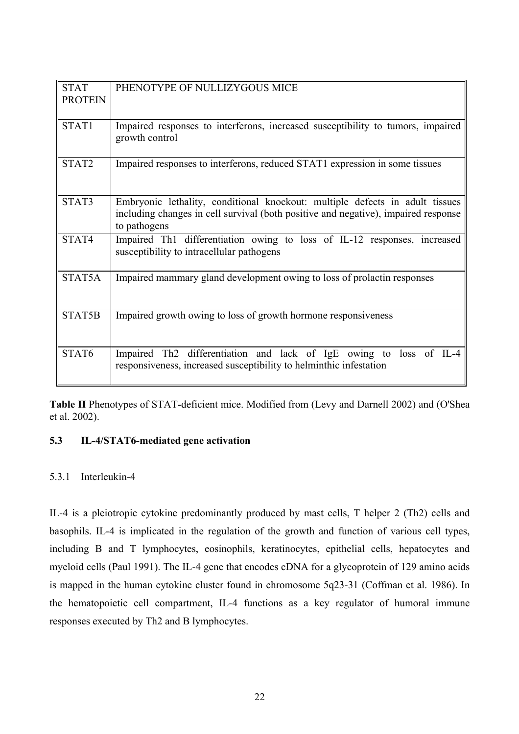| STAT PROTEIN | PHENOTYPE OF NULLIZYGOUS MICE |
|---|---|
| STAT1 | Impaired responses to interferons, increased susceptibility to tumors, impaired growth control |
| STAT2 | Impaired responses to interferons, reduced STAT1 expression in some tissues |
| STAT3 | Embryonic lethality, conditional knockout: multiple defects in adult tissues including changes in cell survival (both positive and negative), impaired response to pathogens |
| STAT4 | Impaired Th1 differentiation owing to loss of IL-12 responses, increased susceptibility to intracellular pathogens |
| STAT5A | Impaired mammary gland development owing to loss of prolactin responses |
| STAT5B | Impaired growth owing to loss of growth hormone responsiveness |
| STAT6 | Impaired Th2 differentiation and lack of IgE owing to loss of IL-4 responsiveness, increased susceptibility to helminthic infestation |

**Table II** Phenotypes of STAT-deficient mice. Modified from (Levy and Darnell 2002) and (O'Shea et al. 2002).

## 5.3 IL-4/STAT6-mediated gene activation

### 5.3.1 Interleukin-4

IL-4 is a pleiotropic cytokine predominantly produced by mast cells, T helper 2 (Th2) cells and basophils. IL-4 is implicated in the regulation of the growth and function of various cell types, including B and T lymphocytes, eosinophils, keratinocytes, epithelial cells, hepatocytes and myeloid cells (Paul 1991). The IL-4 gene that encodes cDNA for a glycoprotein of 129 amino acids is mapped in the human cytokine cluster found in chromosome 5q23-31 (Coffman et al. 1986). In the hematopoietic cell compartment, IL-4 functions as a key regulator of humoral immune responses executed by Th2 and B lymphocytes.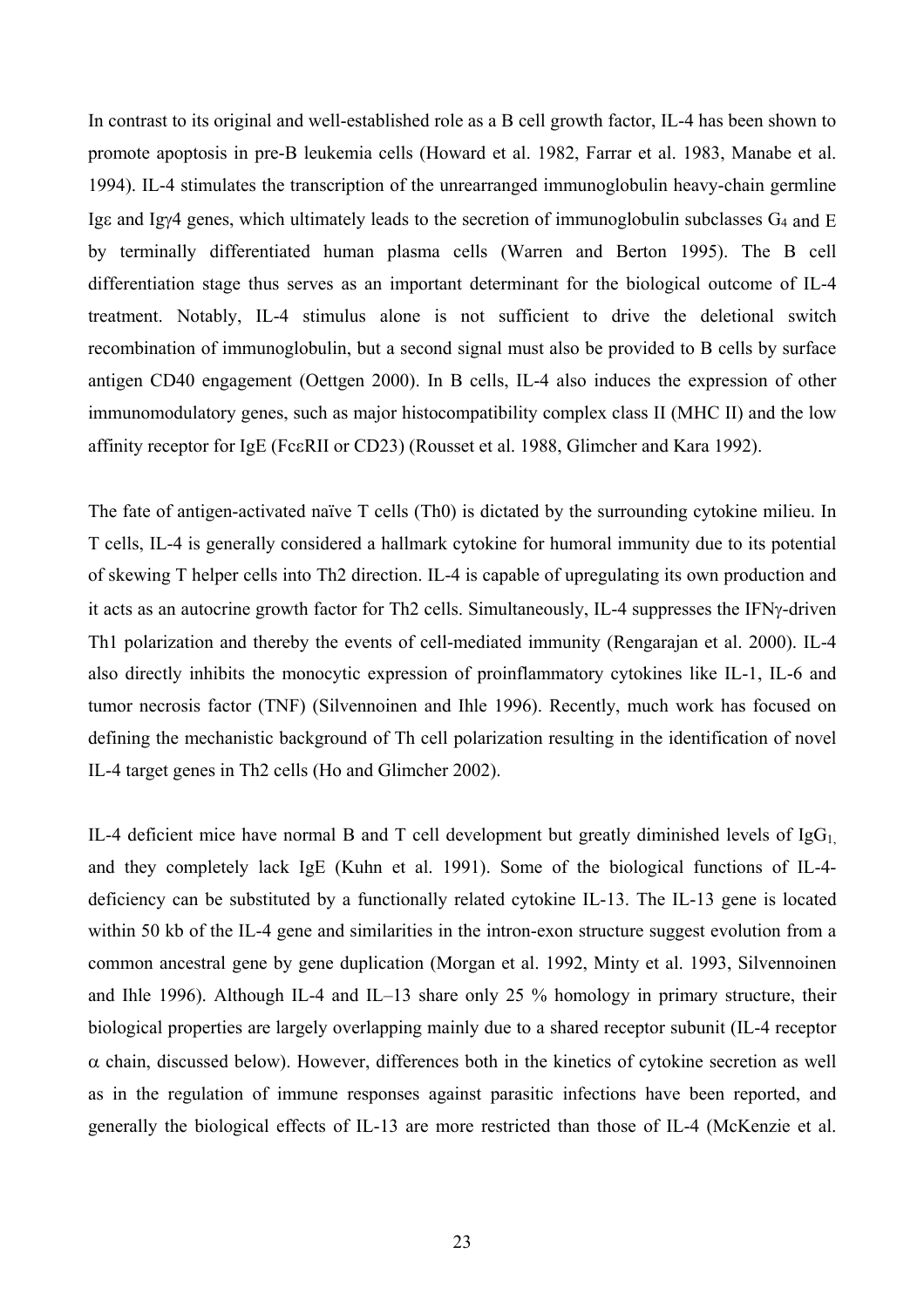In contrast to its original and well-established role as a B cell growth factor, IL-4 has been shown to promote apoptosis in pre-B leukemia cells (Howard et al. 1982, Farrar et al. 1983, Manabe et al. 1994). IL-4 stimulates the transcription of the unrearranged immunoglobulin heavy-chain germline Igε and Igγ4 genes, which ultimately leads to the secretion of immunoglobulin subclasses $G_4$ and E by terminally differentiated human plasma cells (Warren and Berton 1995). The B cell differentiation stage thus serves as an important determinant for the biological outcome of IL-4 treatment. Notably, IL-4 stimulus alone is not sufficient to drive the deletional switch recombination of immunoglobulin, but a second signal must also be provided to B cells by surface antigen CD40 engagement (Oettgen 2000). In B cells, IL-4 also induces the expression of other immunomodulatory genes, such as major histocompatibility complex class II (MHC II) and the low affinity receptor for IgE (FcεRII or CD23) (Rousset et al. 1988, Glimcher and Kara 1992).

The fate of antigen-activated naïve T cells (Th0) is dictated by the surrounding cytokine milieu. In T cells, IL-4 is generally considered a hallmark cytokine for humoral immunity due to its potential of skewing T helper cells into Th2 direction. IL-4 is capable of upregulating its own production and it acts as an autocrine growth factor for Th2 cells. Simultaneously, IL-4 suppresses the IFNγ-driven Th1 polarization and thereby the events of cell-mediated immunity (Rengarajan et al. 2000). IL-4 also directly inhibits the monocytic expression of proinflammatory cytokines like IL-1, IL-6 and tumor necrosis factor (TNF) (Silvennoinen and Ihle 1996). Recently, much work has focused on defining the mechanistic background of Th cell polarization resulting in the identification of novel IL-4 target genes in Th2 cells (Ho and Glimcher 2002).

IL-4 deficient mice have normal B and T cell development but greatly diminished levels of $IgG_1$, and they completely lack IgE (Kuhn et al. 1991). Some of the biological functions of IL-4-deficiency can be substituted by a functionally related cytokine IL-13. The IL-13 gene is located within 50 kb of the IL-4 gene and similarities in the intron-exon structure suggest evolution from a common ancestral gene by gene duplication (Morgan et al. 1992, Minty et al. 1993, Silvennoinen and Ihle 1996). Although IL-4 and IL–13 share only 25 % homology in primary structure, their biological properties are largely overlapping mainly due to a shared receptor subunit (IL-4 receptor α chain, discussed below). However, differences both in the kinetics of cytokine secretion as well as in the regulation of immune responses against parasitic infections have been reported, and generally the biological effects of IL-13 are more restricted than those of IL-4 (McKenzie et al.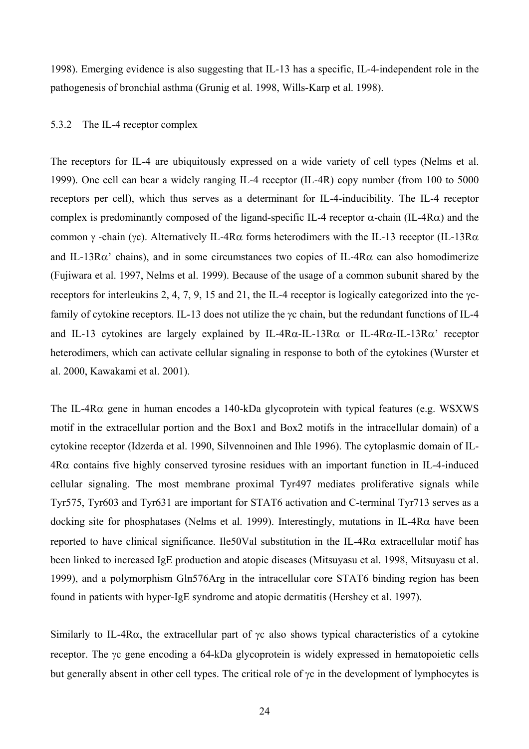1998). Emerging evidence is also suggesting that IL-13 has a specific, IL-4-independent role in the pathogenesis of bronchial asthma (Grunig et al. 1998, Wills-Karp et al. 1998).

### 5.3.2 The IL-4 receptor complex

The receptors for IL-4 are ubiquitously expressed on a wide variety of cell types (Nelms et al. 1999). One cell can bear a widely ranging IL-4 receptor (IL-4R) copy number (from 100 to 5000 receptors per cell), which thus serves as a determinant for IL-4-inducibility. The IL-4 receptor complex is predominantly composed of the ligand-specific IL-4 receptor α-chain (IL-4Rα) and the common γ -chain (γc). Alternatively IL-4Rα forms heterodimers with the IL-13 receptor (IL-13Rα and IL-13Rα' chains), and in some circumstances two copies of IL-4Rα can also homodimerize (Fujiwara et al. 1997, Nelms et al. 1999). Because of the usage of a common subunit shared by the receptors for interleukins 2, 4, 7, 9, 15 and 21, the IL-4 receptor is logically categorized into the γc-family of cytokine receptors. IL-13 does not utilize the γc chain, but the redundant functions of IL-4 and IL-13 cytokines are largely explained by IL-4Rα-IL-13Rα or IL-4Rα-IL-13Rα' receptor heterodimers, which can activate cellular signaling in response to both of the cytokines (Wurster et al. 2000, Kawakami et al. 2001).

The IL-4Rα gene in human encodes a 140-kDa glycoprotein with typical features (e.g. WSXWS motif in the extracellular portion and the Box1 and Box2 motifs in the intracellular domain) of a cytokine receptor (Idzerda et al. 1990, Silvennoinen and Ihle 1996). The cytoplasmic domain of IL-4Rα contains five highly conserved tyrosine residues with an important function in IL-4-induced cellular signaling. The most membrane proximal Tyr497 mediates proliferative signals while Tyr575, Tyr603 and Tyr631 are important for STAT6 activation and C-terminal Tyr713 serves as a docking site for phosphatases (Nelms et al. 1999). Interestingly, mutations in IL-4Rα have been reported to have clinical significance. Ile50Val substitution in the IL-4Rα extracellular motif has been linked to increased IgE production and atopic diseases (Mitsuyasu et al. 1998, Mitsuyasu et al. 1999), and a polymorphism Gln576Arg in the intracellular core STAT6 binding region has been found in patients with hyper-IgE syndrome and atopic dermatitis (Hershey et al. 1997).

Similarly to IL-4Rα, the extracellular part of γc also shows typical characteristics of a cytokine receptor. The γc gene encoding a 64-kDa glycoprotein is widely expressed in hematopoietic cells but generally absent in other cell types. The critical role of γc in the development of lymphocytes is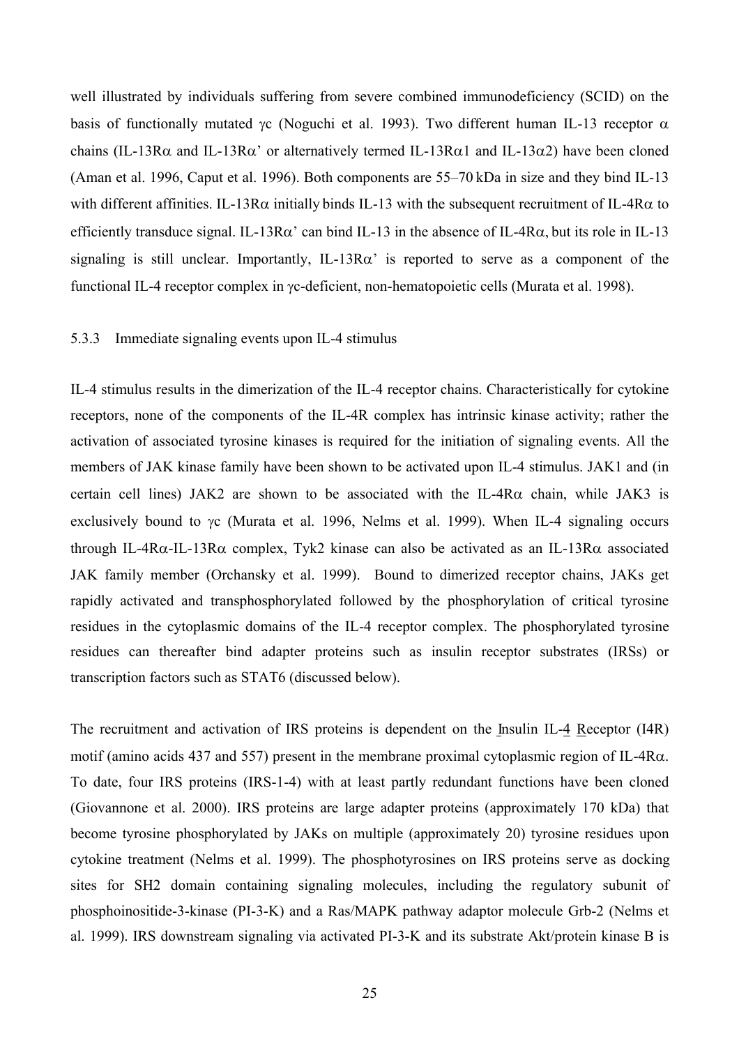well illustrated by individuals suffering from severe combined immunodeficiency (SCID) on the basis of functionally mutated γc (Noguchi et al. 1993). Two different human IL-13 receptor α chains (IL-13Rα and IL-13Rα' or alternatively termed IL-13Rα1 and IL-13α2) have been cloned (Aman et al. 1996, Caput et al. 1996). Both components are 55–70 kDa in size and they bind IL-13 with different affinities. IL-13Rα initially binds IL-13 with the subsequent recruitment of IL-4Rα to efficiently transduce signal. IL-13Rα' can bind IL-13 in the absence of IL-4Rα, but its role in IL-13 signaling is still unclear. Importantly, IL-13Rα' is reported to serve as a component of the functional IL-4 receptor complex in γc-deficient, non-hematopoietic cells (Murata et al. 1998).

### 5.3.3 Immediate signaling events upon IL-4 stimulus

IL-4 stimulus results in the dimerization of the IL-4 receptor chains. Characteristically for cytokine receptors, none of the components of the IL-4R complex has intrinsic kinase activity; rather the activation of associated tyrosine kinases is required for the initiation of signaling events. All the members of JAK kinase family have been shown to be activated upon IL-4 stimulus. JAK1 and (in certain cell lines) JAK2 are shown to be associated with the IL-4Rα chain, while JAK3 is exclusively bound to γc (Murata et al. 1996, Nelms et al. 1999). When IL-4 signaling occurs through IL-4Rα-IL-13Rα complex, Tyk2 kinase can also be activated as an IL-13Rα associated JAK family member (Orchansky et al. 1999). Bound to dimerized receptor chains, JAKs get rapidly activated and transphosphorylated followed by the phosphorylation of critical tyrosine residues in the cytoplasmic domains of the IL-4 receptor complex. The phosphorylated tyrosine residues can thereafter bind adapter proteins such as insulin receptor substrates (IRSs) or transcription factors such as STAT6 (discussed below).

The recruitment and activation of IRS proteins is dependent on the Insulin IL-4 Receptor (I4R) motif (amino acids 437 and 557) present in the membrane proximal cytoplasmic region of IL-4Rα. To date, four IRS proteins (IRS-1-4) with at least partly redundant functions have been cloned (Giovannone et al. 2000). IRS proteins are large adapter proteins (approximately 170 kDa) that become tyrosine phosphorylated by JAKs on multiple (approximately 20) tyrosine residues upon cytokine treatment (Nelms et al. 1999). The phosphotyrosines on IRS proteins serve as docking sites for SH2 domain containing signaling molecules, including the regulatory subunit of phosphoinositide-3-kinase (PI-3-K) and a Ras/MAPK pathway adaptor molecule Grb-2 (Nelms et al. 1999). IRS downstream signaling via activated PI-3-K and its substrate Akt/protein kinase B is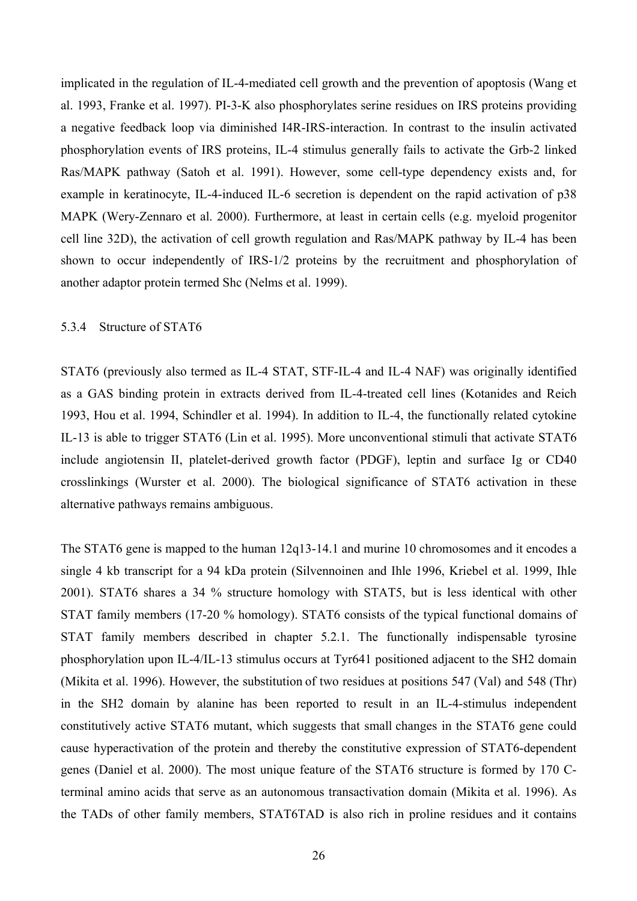implicated in the regulation of IL-4-mediated cell growth and the prevention of apoptosis (Wang et al. 1993, Franke et al. 1997). PI-3-K also phosphorylates serine residues on IRS proteins providing a negative feedback loop via diminished I4R-IRS-interaction. In contrast to the insulin activated phosphorylation events of IRS proteins, IL-4 stimulus generally fails to activate the Grb-2 linked Ras/MAPK pathway (Satoh et al. 1991). However, some cell-type dependency exists and, for example in keratinocyte, IL-4-induced IL-6 secretion is dependent on the rapid activation of p38 MAPK (Wery-Zennaro et al. 2000). Furthermore, at least in certain cells (e.g. myeloid progenitor cell line 32D), the activation of cell growth regulation and Ras/MAPK pathway by IL-4 has been shown to occur independently of IRS-1/2 proteins by the recruitment and phosphorylation of another adaptor protein termed Shc (Nelms et al. 1999).

### 5.3.4 Structure of STAT6

STAT6 (previously also termed as IL-4 STAT, STF-IL-4 and IL-4 NAF) was originally identified as a GAS binding protein in extracts derived from IL-4-treated cell lines (Kotanides and Reich 1993, Hou et al. 1994, Schindler et al. 1994). In addition to IL-4, the functionally related cytokine IL-13 is able to trigger STAT6 (Lin et al. 1995). More unconventional stimuli that activate STAT6 include angiotensin II, platelet-derived growth factor (PDGF), leptin and surface Ig or CD40 crosslinkings (Wurster et al. 2000). The biological significance of STAT6 activation in these alternative pathways remains ambiguous.

The STAT6 gene is mapped to the human 12q13-14.1 and murine 10 chromosomes and it encodes a single 4 kb transcript for a 94 kDa protein (Silvennoinen and Ihle 1996, Kriebel et al. 1999, Ihle 2001). STAT6 shares a 34 % structure homology with STAT5, but is less identical with other STAT family members (17-20 % homology). STAT6 consists of the typical functional domains of STAT family members described in chapter 5.2.1. The functionally indispensable tyrosine phosphorylation upon IL-4/IL-13 stimulus occurs at Tyr641 positioned adjacent to the SH2 domain (Mikita et al. 1996). However, the substitution of two residues at positions 547 (Val) and 548 (Thr) in the SH2 domain by alanine has been reported to result in an IL-4-stimulus independent constitutively active STAT6 mutant, which suggests that small changes in the STAT6 gene could cause hyperactivation of the protein and thereby the constitutive expression of STAT6-dependent genes (Daniel et al. 2000). The most unique feature of the STAT6 structure is formed by 170 C-terminal amino acids that serve as an autonomous transactivation domain (Mikita et al. 1996). As the TADs of other family members, STAT6TAD is also rich in proline residues and it contains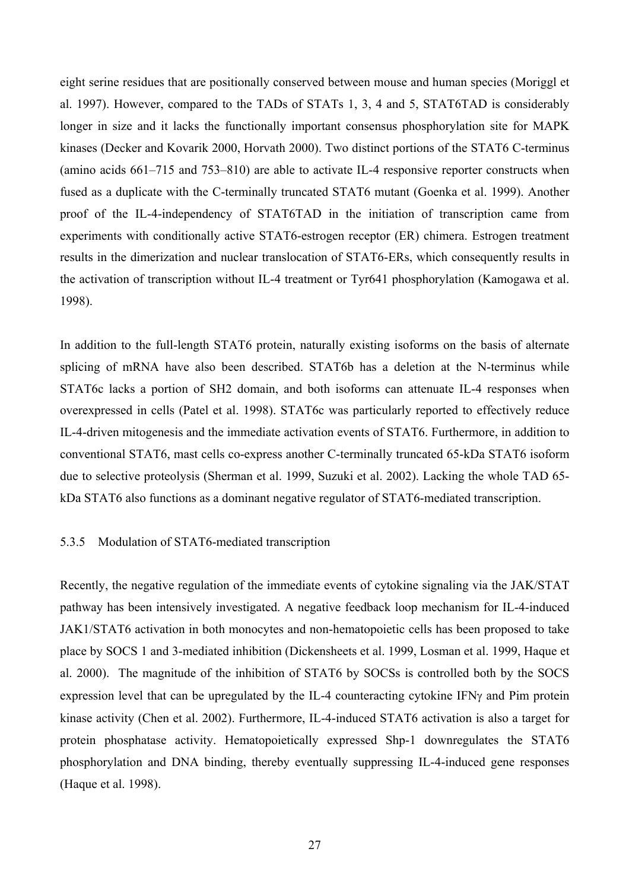eight serine residues that are positionally conserved between mouse and human species (Moriggl et al. 1997). However, compared to the TADs of STATs 1, 3, 4 and 5, STAT6TAD is considerably longer in size and it lacks the functionally important consensus phosphorylation site for MAPK kinases (Decker and Kovarik 2000, Horvath 2000). Two distinct portions of the STAT6 C-terminus (amino acids 661–715 and 753–810) are able to activate IL-4 responsive reporter constructs when fused as a duplicate with the C-terminally truncated STAT6 mutant (Goenka et al. 1999). Another proof of the IL-4-independency of STAT6TAD in the initiation of transcription came from experiments with conditionally active STAT6-estrogen receptor (ER) chimera. Estrogen treatment results in the dimerization and nuclear translocation of STAT6-ERs, which consequently results in the activation of transcription without IL-4 treatment or Tyr641 phosphorylation (Kamogawa et al. 1998).

In addition to the full-length STAT6 protein, naturally existing isoforms on the basis of alternate splicing of mRNA have also been described. STAT6b has a deletion at the N-terminus while STAT6c lacks a portion of SH2 domain, and both isoforms can attenuate IL-4 responses when overexpressed in cells (Patel et al. 1998). STAT6c was particularly reported to effectively reduce IL-4-driven mitogenesis and the immediate activation events of STAT6. Furthermore, in addition to conventional STAT6, mast cells co-express another C-terminally truncated 65-kDa STAT6 isoform due to selective proteolysis (Sherman et al. 1999, Suzuki et al. 2002). Lacking the whole TAD 65-kDa STAT6 also functions as a dominant negative regulator of STAT6-mediated transcription.

### 5.3.5 Modulation of STAT6-mediated transcription

Recently, the negative regulation of the immediate events of cytokine signaling via the JAK/STAT pathway has been intensively investigated. A negative feedback loop mechanism for IL-4-induced JAK1/STAT6 activation in both monocytes and non-hematopoietic cells has been proposed to take place by SOCS 1 and 3-mediated inhibition (Dickensheets et al. 1999, Losman et al. 1999, Haque et al. 2000). The magnitude of the inhibition of STAT6 by SOCSs is controlled both by the SOCS expression level that can be upregulated by the IL-4 counteracting cytokine IFNγ and Pim protein kinase activity (Chen et al. 2002). Furthermore, IL-4-induced STAT6 activation is also a target for protein phosphatase activity. Hematopoietically expressed Shp-1 downregulates the STAT6 phosphorylation and DNA binding, thereby eventually suppressing IL-4-induced gene responses (Haque et al. 1998).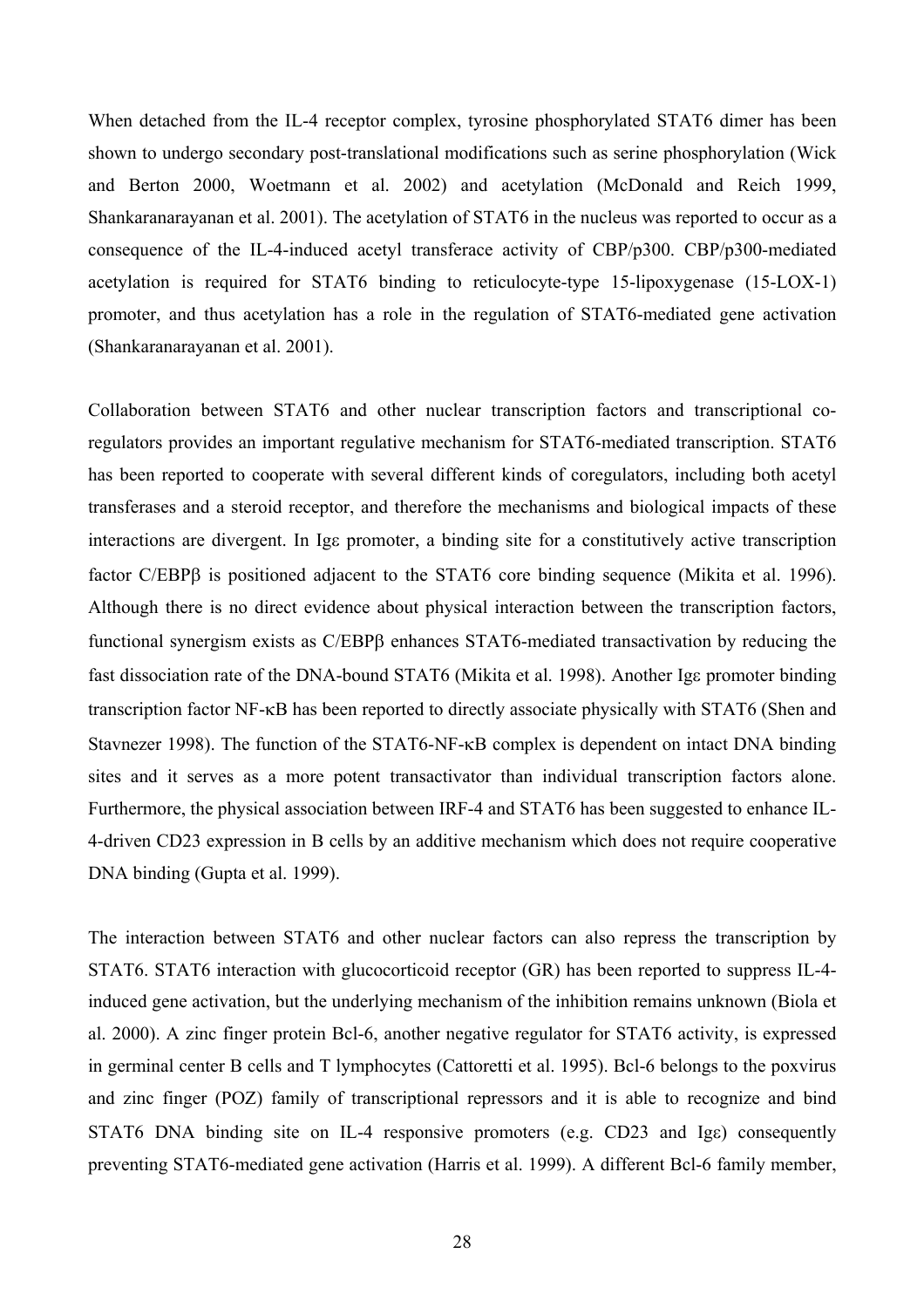When detached from the IL-4 receptor complex, tyrosine phosphorylated STAT6 dimer has been shown to undergo secondary post-translational modifications such as serine phosphorylation (Wick and Berton 2000, Woetmann et al. 2002) and acetylation (McDonald and Reich 1999, Shankaranarayanan et al. 2001). The acetylation of STAT6 in the nucleus was reported to occur as a consequence of the IL-4-induced acetyl transferace activity of CBP/p300. CBP/p300-mediated acetylation is required for STAT6 binding to reticulocyte-type 15-lipoxygenase (15-LOX-1) promoter, and thus acetylation has a role in the regulation of STAT6-mediated gene activation (Shankaranarayanan et al. 2001).

Collaboration between STAT6 and other nuclear transcription factors and transcriptional co-regulators provides an important regulative mechanism for STAT6-mediated transcription. STAT6 has been reported to cooperate with several different kinds of coregulators, including both acetyl transferases and a steroid receptor, and therefore the mechanisms and biological impacts of these interactions are divergent. In Igε promoter, a binding site for a constitutively active transcription factor C/EBPβ is positioned adjacent to the STAT6 core binding sequence (Mikita et al. 1996). Although there is no direct evidence about physical interaction between the transcription factors, functional synergism exists as C/EBPβ enhances STAT6-mediated transactivation by reducing the fast dissociation rate of the DNA-bound STAT6 (Mikita et al. 1998). Another Igε promoter binding transcription factor NF-κB has been reported to directly associate physically with STAT6 (Shen and Stavnezer 1998). The function of the STAT6-NF-κB complex is dependent on intact DNA binding sites and it serves as a more potent transactivator than individual transcription factors alone. Furthermore, the physical association between IRF-4 and STAT6 has been suggested to enhance IL-4-driven CD23 expression in B cells by an additive mechanism which does not require cooperative DNA binding (Gupta et al. 1999).

The interaction between STAT6 and other nuclear factors can also repress the transcription by STAT6. STAT6 interaction with glucocorticoid receptor (GR) has been reported to suppress IL-4-induced gene activation, but the underlying mechanism of the inhibition remains unknown (Biola et al. 2000). A zinc finger protein Bcl-6, another negative regulator for STAT6 activity, is expressed in germinal center B cells and T lymphocytes (Cattoretti et al. 1995). Bcl-6 belongs to the poxvirus and zinc finger (POZ) family of transcriptional repressors and it is able to recognize and bind STAT6 DNA binding site on IL-4 responsive promoters (e.g. CD23 and Igε) consequently preventing STAT6-mediated gene activation (Harris et al. 1999). A different Bcl-6 family member,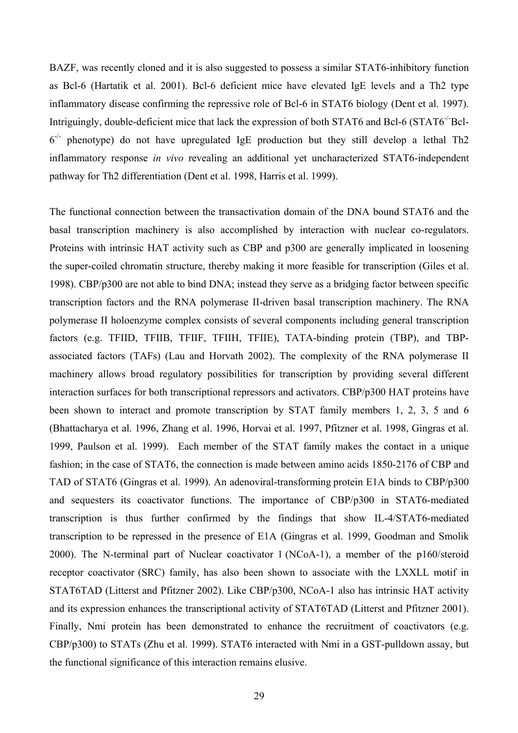BAZF, was recently cloned and it is also suggested to possess a similar STAT6-inhibitory function as Bcl-6 (Hartatik et al. 2001). Bcl-6 deficient mice have elevated IgE levels and a Th2 type inflammatory disease confirming the repressive role of Bcl-6 in STAT6 biology (Dent et al. 1997). Intriguingly, double-deficient mice that lack the expression of both STAT6 and Bcl-6 (STAT6$^{-/-}$Bcl-6$^{-/-}$ phenotype) do not have upregulated IgE production but they still develop a lethal Th2 inflammatory response *in vivo* revealing an additional yet uncharacterized STAT6-independent pathway for Th2 differentiation (Dent et al. 1998, Harris et al. 1999).

The functional connection between the transactivation domain of the DNA bound STAT6 and the basal transcription machinery is also accomplished by interaction with nuclear co-regulators. Proteins with intrinsic HAT activity such as CBP and p300 are generally implicated in loosening the super-coiled chromatin structure, thereby making it more feasible for transcription (Giles et al. 1998). CBP/p300 are not able to bind DNA; instead they serve as a bridging factor between specific transcription factors and the RNA polymerase II-driven basal transcription machinery. The RNA polymerase II holoenzyme complex consists of several components including general transcription factors (e.g. TFIID, TFIIB, TFIIF, TFIIH, TFIIE), TATA-binding protein (TBP), and TBP-associated factors (TAFs) (Lau and Horvath 2002). The complexity of the RNA polymerase II machinery allows broad regulatory possibilities for transcription by providing several different interaction surfaces for both transcriptional repressors and activators. CBP/p300 HAT proteins have been shown to interact and promote transcription by STAT family members 1, 2, 3, 5 and 6 (Bhattacharya et al. 1996, Zhang et al. 1996, Horvai et al. 1997, Pfitzner et al. 1998, Gingras et al. 1999, Paulson et al. 1999). Each member of the STAT family makes the contact in a unique fashion; in the case of STAT6, the connection is made between amino acids 1850-2176 of CBP and TAD of STAT6 (Gingras et al. 1999). An adenoviral-transforming protein E1A binds to CBP/p300 and sequesters its coactivator functions. The importance of CBP/p300 in STAT6-mediated transcription is thus further confirmed by the findings that show IL-4/STAT6-mediated transcription to be repressed in the presence of E1A (Gingras et al. 1999, Goodman and Smolik 2000). The N-terminal part of Nuclear coactivator 1 (NCoA-1), a member of the p160/steroid receptor coactivator (SRC) family, has also been shown to associate with the LXXLL motif in STAT6TAD (Litterst and Pfitzner 2002). Like CBP/p300, NCoA-1 also has intrinsic HAT activity and its expression enhances the transcriptional activity of STAT6TAD (Litterst and Pfitzner 2001). Finally, Nmi protein has been demonstrated to enhance the recruitment of coactivators (e.g. CBP/p300) to STATs (Zhu et al. 1999). STAT6 interacted with Nmi in a GST-pulldown assay, but the functional significance of this interaction remains elusive.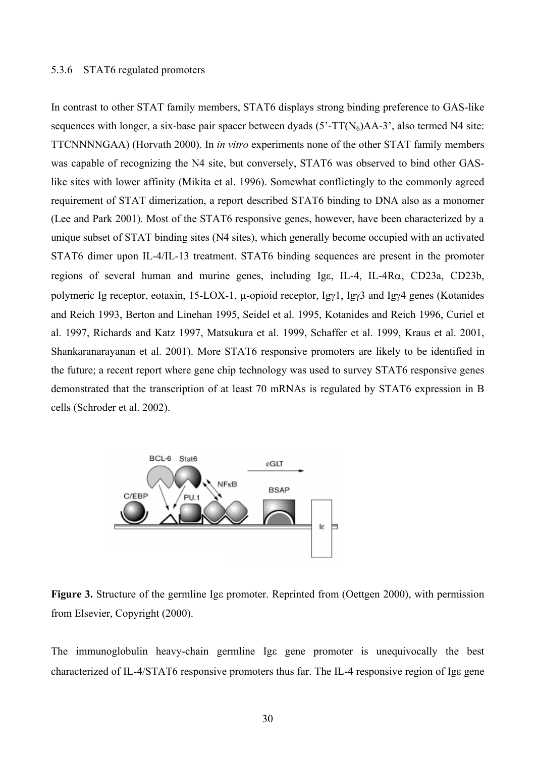### 5.3.6 STAT6 regulated promoters

In contrast to other STAT family members, STAT6 displays strong binding preference to GAS-like sequences with longer, a six-base pair spacer between dyads (5'-TT($N_6$)AA-3', also termed N4 site: TTCNNNNGAA) (Horvath 2000). In *in vitro* experiments none of the other STAT family members was capable of recognizing the N4 site, but conversely, STAT6 was observed to bind other GAS-like sites with lower affinity (Mikita et al. 1996). Somewhat conflictingly to the commonly agreed requirement of STAT dimerization, a report described STAT6 binding to DNA also as a monomer (Lee and Park 2001). Most of the STAT6 responsive genes, however, have been characterized by a unique subset of STAT binding sites (N4 sites), which generally become occupied with an activated STAT6 dimer upon IL-4/IL-13 treatment. STAT6 binding sequences are present in the promoter regions of several human and murine genes, including Igε, IL-4, IL-4Rα, CD23a, CD23b, polymeric Ig receptor, eotaxin, 15-LOX-1, μ-opioid receptor, Igγ1, Igγ3 and Igγ4 genes (Kotanides and Reich 1993, Berton and Linehan 1995, Seidel et al. 1995, Kotanides and Reich 1996, Curiel et al. 1997, Richards and Katz 1997, Matsukura et al. 1999, Schaffer et al. 1999, Kraus et al. 2001, Shankaranarayanan et al. 2001). More STAT6 responsive promoters are likely to be identified in the future; a recent report where gene chip technology was used to survey STAT6 responsive genes demonstrated that the transcription of at least 70 mRNAs is regulated by STAT6 expression in B cells (Schroder et al. 2002).

**Figure 3.** Structure of the germline Igε promoter. Reprinted from (Oettgen 2000), with permission from Elsevier, Copyright (2000).

The immunoglobulin heavy-chain germline Igε gene promoter is unequivocally the best characterized of IL-4/STAT6 responsive promoters thus far. The IL-4 responsive region of Igε gene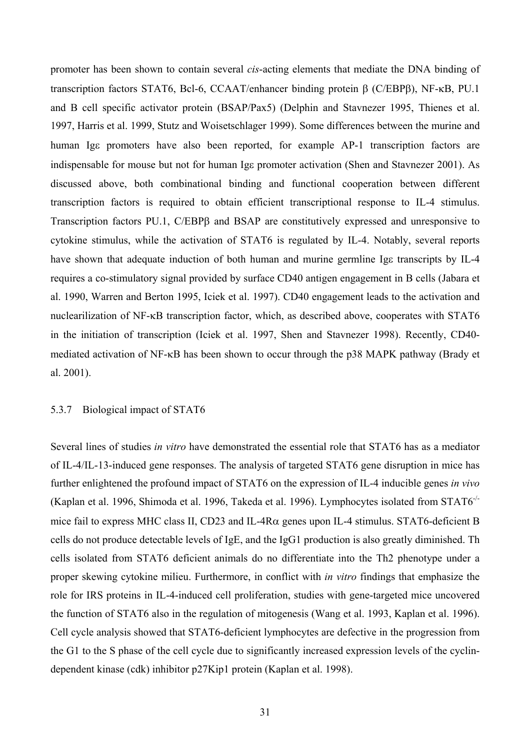promoter has been shown to contain several *cis*-acting elements that mediate the DNA binding of transcription factors STAT6, Bcl-6, CCAAT/enhancer binding protein β (C/EBPβ), NF-κB, PU.1 and B cell specific activator protein (BSAP/Pax5) (Delphin and Stavnezer 1995, Thienes et al. 1997, Harris et al. 1999, Stutz and Woisetschlager 1999). Some differences between the murine and human Igε promoters have also been reported, for example AP-1 transcription factors are indispensable for mouse but not for human Igε promoter activation (Shen and Stavnezer 2001). As discussed above, both combinational binding and functional cooperation between different transcription factors is required to obtain efficient transcriptional response to IL-4 stimulus. Transcription factors PU.1, C/EBPβ and BSAP are constitutively expressed and unresponsive to cytokine stimulus, while the activation of STAT6 is regulated by IL-4. Notably, several reports have shown that adequate induction of both human and murine germline Igε transcripts by IL-4 requires a co-stimulatory signal provided by surface CD40 antigen engagement in B cells (Jabara et al. 1990, Warren and Berton 1995, Iciek et al. 1997). CD40 engagement leads to the activation and nuclearilization of NF-κB transcription factor, which, as described above, cooperates with STAT6 in the initiation of transcription (Iciek et al. 1997, Shen and Stavnezer 1998). Recently, CD40-mediated activation of NF-κB has been shown to occur through the p38 MAPK pathway (Brady et al. 2001).

### 5.3.7 Biological impact of STAT6

Several lines of studies *in vitro* have demonstrated the essential role that STAT6 has as a mediator of IL-4/IL-13-induced gene responses. The analysis of targeted STAT6 gene disruption in mice has further enlightened the profound impact of STAT6 on the expression of IL-4 inducible genes *in vivo* (Kaplan et al. 1996, Shimoda et al. 1996, Takeda et al. 1996). Lymphocytes isolated from STAT6$^{-/-}$ mice fail to express MHC class II, CD23 and IL-4Rα genes upon IL-4 stimulus. STAT6-deficient B cells do not produce detectable levels of IgE, and the IgG1 production is also greatly diminished. Th cells isolated from STAT6 deficient animals do no differentiate into the Th2 phenotype under a proper skewing cytokine milieu. Furthermore, in conflict with *in vitro* findings that emphasize the role for IRS proteins in IL-4-induced cell proliferation, studies with gene-targeted mice uncovered the function of STAT6 also in the regulation of mitogenesis (Wang et al. 1993, Kaplan et al. 1996). Cell cycle analysis showed that STAT6-deficient lymphocytes are defective in the progression from the G1 to the S phase of the cell cycle due to significantly increased expression levels of the cyclin-dependent kinase (cdk) inhibitor p27Kip1 protein (Kaplan et al. 1998).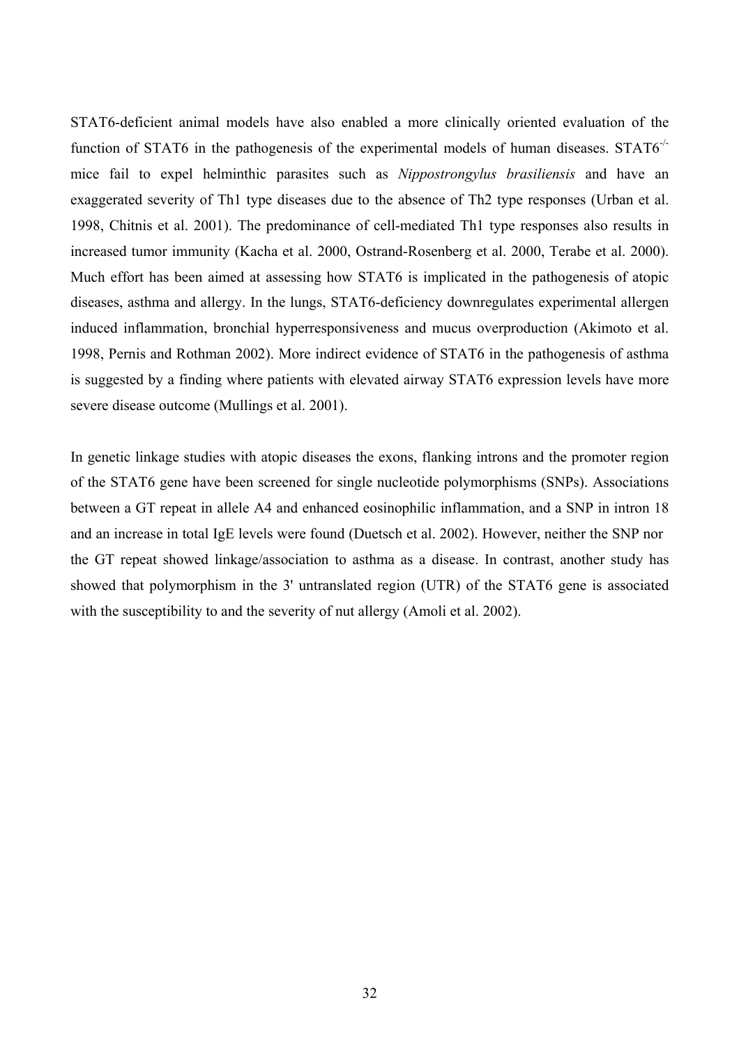STAT6-deficient animal models have also enabled a more clinically oriented evaluation of the function of STAT6 in the pathogenesis of the experimental models of human diseases. $STAT6^{-/-}$ mice fail to expel helminthic parasites such as *Nippostrongylus brasiliensis* and have an exaggerated severity of Th1 type diseases due to the absence of Th2 type responses (Urban et al. 1998, Chitnis et al. 2001). The predominance of cell-mediated Th1 type responses also results in increased tumor immunity (Kacha et al. 2000, Ostrand-Rosenberg et al. 2000, Terabe et al. 2000). Much effort has been aimed at assessing how STAT6 is implicated in the pathogenesis of atopic diseases, asthma and allergy. In the lungs, STAT6-deficiency downregulates experimental allergen induced inflammation, bronchial hyperresponsiveness and mucus overproduction (Akimoto et al. 1998, Pernis and Rothman 2002). More indirect evidence of STAT6 in the pathogenesis of asthma is suggested by a finding where patients with elevated airway STAT6 expression levels have more severe disease outcome (Mullings et al. 2001).

In genetic linkage studies with atopic diseases the exons, flanking introns and the promoter region of the STAT6 gene have been screened for single nucleotide polymorphisms (SNPs). Associations between a GT repeat in allele A4 and enhanced eosinophilic inflammation, and a SNP in intron 18 and an increase in total IgE levels were found (Duetsch et al. 2002). However, neither the SNP nor the GT repeat showed linkage/association to asthma as a disease. In contrast, another study has showed that polymorphism in the 3' untranslated region (UTR) of the STAT6 gene is associated with the susceptibility to and the severity of nut allergy (Amoli et al. 2002).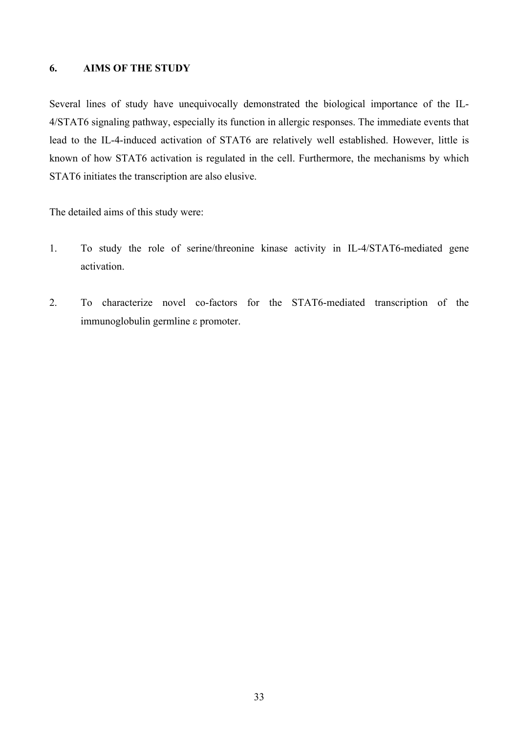## 6. AIMS OF THE STUDY

Several lines of study have unequivocally demonstrated the biological importance of the IL-4/STAT6 signaling pathway, especially its function in allergic responses. The immediate events that lead to the IL-4-induced activation of STAT6 are relatively well established. However, little is known of how STAT6 activation is regulated in the cell. Furthermore, the mechanisms by which STAT6 initiates the transcription are also elusive.

The detailed aims of this study were:

1. To study the role of serine/threonine kinase activity in IL-4/STAT6-mediated gene activation.

2. To characterize novel co-factors for the STAT6-mediated transcription of the immunoglobulin germline ε promoter.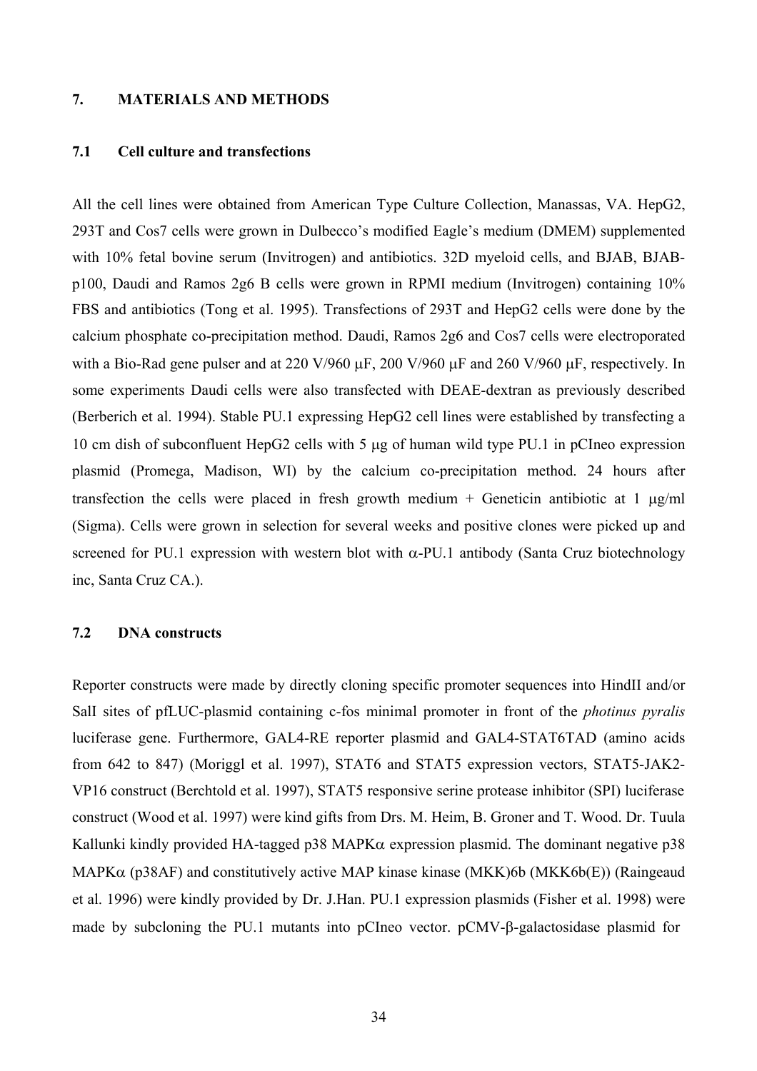## 7. MATERIALS AND METHODS

### 7.1 Cell culture and transfections

All the cell lines were obtained from American Type Culture Collection, Manassas, VA. HepG2, 293T and Cos7 cells were grown in Dulbecco's modified Eagle's medium (DMEM) supplemented with 10% fetal bovine serum (Invitrogen) and antibiotics. 32D myeloid cells, and BJAB, BJAB-p100, Daudi and Ramos 2g6 B cells were grown in RPMI medium (Invitrogen) containing 10% FBS and antibiotics (Tong et al. 1995). Transfections of 293T and HepG2 cells were done by the calcium phosphate co-precipitation method. Daudi, Ramos 2g6 and Cos7 cells were electroporated with a Bio-Rad gene pulser and at 220 V/960 μF, 200 V/960 μF and 260 V/960 μF, respectively. In some experiments Daudi cells were also transfected with DEAE-dextran as previously described (Berberich et al. 1994). Stable PU.1 expressing HepG2 cell lines were established by transfecting a 10 cm dish of subconfluent HepG2 cells with 5 μg of human wild type PU.1 in pCIneo expression plasmid (Promega, Madison, WI) by the calcium co-precipitation method. 24 hours after transfection the cells were placed in fresh growth medium + Geneticin antibiotic at 1 μg/ml (Sigma). Cells were grown in selection for several weeks and positive clones were picked up and screened for PU.1 expression with western blot with α-PU.1 antibody (Santa Cruz biotechnology inc, Santa Cruz CA.).

### 7.2 DNA constructs

Reporter constructs were made by directly cloning specific promoter sequences into HindII and/or SalI sites of pfLUC-plasmid containing c-fos minimal promoter in front of the *photinus pyralis* luciferase gene. Furthermore, GAL4-RE reporter plasmid and GAL4-STAT6TAD (amino acids from 642 to 847) (Moriggl et al. 1997), STAT6 and STAT5 expression vectors, STAT5-JAK2-VP16 construct (Berchtold et al. 1997), STAT5 responsive serine protease inhibitor (SPI) luciferase construct (Wood et al. 1997) were kind gifts from Drs. M. Heim, B. Groner and T. Wood. Dr. Tuula Kallunki kindly provided HA-tagged p38 MAPKα expression plasmid. The dominant negative p38 MAPKα (p38AF) and constitutively active MAP kinase kinase (MKK)6b (MKK6b(E)) (Raingeaud et al. 1996) were kindly provided by Dr. J.Han. PU.1 expression plasmids (Fisher et al. 1998) were made by subcloning the PU.1 mutants into pCIneo vector. pCMV-β-galactosidase plasmid for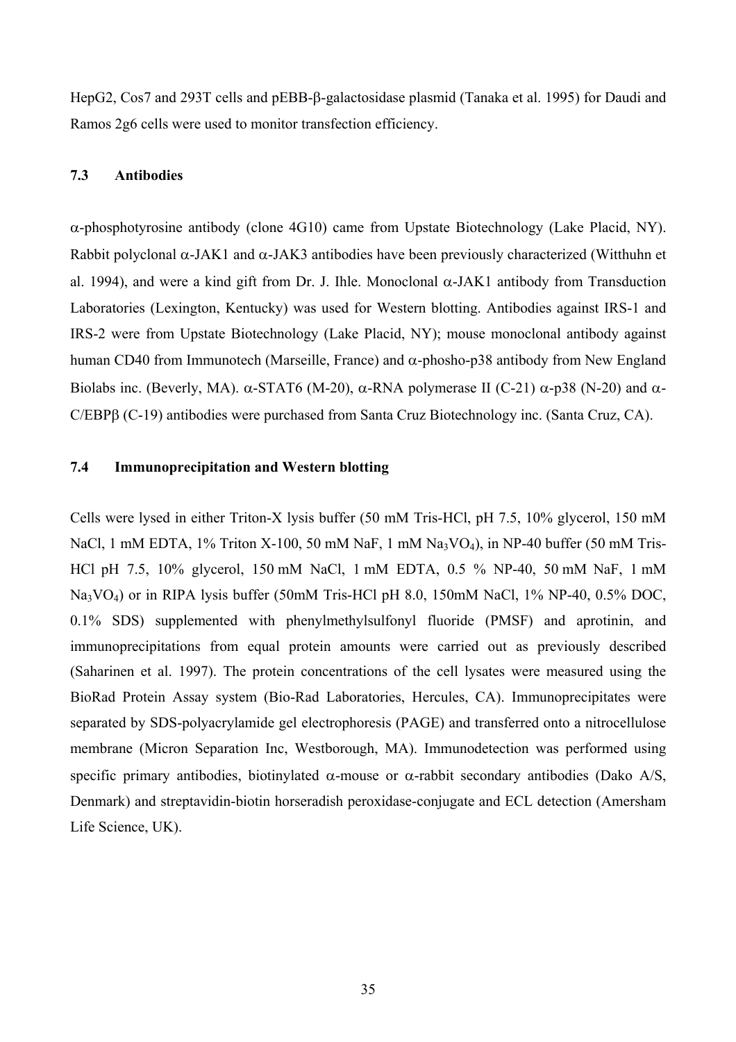HepG2, Cos7 and 293T cells and pEBB-β-galactosidase plasmid (Tanaka et al. 1995) for Daudi and Ramos 2g6 cells were used to monitor transfection efficiency.

### 7.3 Antibodies

α-phosphotyrosine antibody (clone 4G10) came from Upstate Biotechnology (Lake Placid, NY). Rabbit polyclonal α-JAK1 and α-JAK3 antibodies have been previously characterized (Witthuhn et al. 1994), and were a kind gift from Dr. J. Ihle. Monoclonal α-JAK1 antibody from Transduction Laboratories (Lexington, Kentucky) was used for Western blotting. Antibodies against IRS-1 and IRS-2 were from Upstate Biotechnology (Lake Placid, NY); mouse monoclonal antibody against human CD40 from Immunotech (Marseille, France) and α-phosho-p38 antibody from New England Biolabs inc. (Beverly, MA). α-STAT6 (M-20), α-RNA polymerase II (C-21) α-p38 (N-20) and α-C/EBPβ (C-19) antibodies were purchased from Santa Cruz Biotechnology inc. (Santa Cruz, CA).

### 7.4 Immunoprecipitation and Western blotting

Cells were lysed in either Triton-X lysis buffer (50 mM Tris-HCl, pH 7.5, 10% glycerol, 150 mM NaCl, 1 mM EDTA, 1% Triton X-100, 50 mM NaF, 1 mM $Na_3VO_4$), in NP-40 buffer (50 mM Tris-HCl pH 7.5, 10% glycerol, 150 mM NaCl, 1 mM EDTA, 0.5 % NP-40, 50 mM NaF, 1 mM $Na_3VO_4$) or in RIPA lysis buffer (50mM Tris-HCl pH 8.0, 150mM NaCl, 1% NP-40, 0.5% DOC, 0.1% SDS) supplemented with phenylmethylsulfonyl fluoride (PMSF) and aprotinin, and immunoprecipitations from equal protein amounts were carried out as previously described (Saharinen et al. 1997). The protein concentrations of the cell lysates were measured using the BioRad Protein Assay system (Bio-Rad Laboratories, Hercules, CA). Immunoprecipitates were separated by SDS-polyacrylamide gel electrophoresis (PAGE) and transferred onto a nitrocellulose membrane (Micron Separation Inc, Westborough, MA). Immunodetection was performed using specific primary antibodies, biotinylated α-mouse or α-rabbit secondary antibodies (Dako A/S, Denmark) and streptavidin-biotin horseradish peroxidase-conjugate and ECL detection (Amersham Life Science, UK).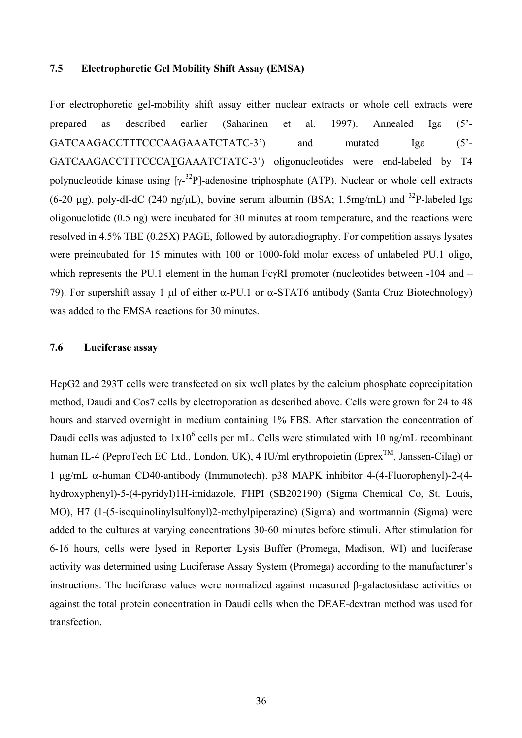### 7.5 Electrophoretic Gel Mobility Shift Assay (EMSA)

For electrophoretic gel-mobility shift assay either nuclear extracts or whole cell extracts were prepared as described earlier (Saharinen et al. 1997). Annealed Igε (5'-GATCAAGACCTTTCCCAAGAAATCTATC-3') and mutated Igε (5'-GATCAAGACCTTTCCCA<u>T</u>GAAATCTATC-3') oligonucleotides were end-labeled by T4 polynucleotide kinase using [γ-$^{32}$P]-adenosine triphosphate (ATP). Nuclear or whole cell extracts (6-20 μg), poly-dI-dC (240 ng/μL), bovine serum albumin (BSA; 1.5mg/mL) and $^{32}$P-labeled Igε oligonuclotide (0.5 ng) were incubated for 30 minutes at room temperature, and the reactions were resolved in 4.5% TBE (0.25X) PAGE, followed by autoradiography. For competition assays lysates were preincubated for 15 minutes with 100 or 1000-fold molar excess of unlabeled PU.1 oligo, which represents the PU.1 element in the human FcγRI promoter (nucleotides between -104 and –79). For supershift assay 1 μl of either α-PU.1 or α-STAT6 antibody (Santa Cruz Biotechnology) was added to the EMSA reactions for 30 minutes.

### 7.6 Luciferase assay

HepG2 and 293T cells were transfected on six well plates by the calcium phosphate coprecipitation method, Daudi and Cos7 cells by electroporation as described above. Cells were grown for 24 to 48 hours and starved overnight in medium containing 1% FBS. After starvation the concentration of Daudi cells was adjusted to $1x10^6$ cells per mL. Cells were stimulated with 10 ng/mL recombinant human IL-4 (PeproTech EC Ltd., London, UK), 4 IU/ml erythropoietin (Eprex™, Janssen-Cilag) or 1 μg/mL α-human CD40-antibody (Immunotech). p38 MAPK inhibitor 4-(4-Fluorophenyl)-2-(4-hydroxyphenyl)-5-(4-pyridyl)1H-imidazole, FHPI (SB202190) (Sigma Chemical Co, St. Louis, MO), H7 (1-(5-isoquinolinylsulfonyl)2-methylpiperazine) (Sigma) and wortmannin (Sigma) were added to the cultures at varying concentrations 30-60 minutes before stimuli. After stimulation for 6-16 hours, cells were lysed in Reporter Lysis Buffer (Promega, Madison, WI) and luciferase activity was determined using Luciferase Assay System (Promega) according to the manufacturer's instructions. The luciferase values were normalized against measured β-galactosidase activities or against the total protein concentration in Daudi cells when the DEAE-dextran method was used for transfection.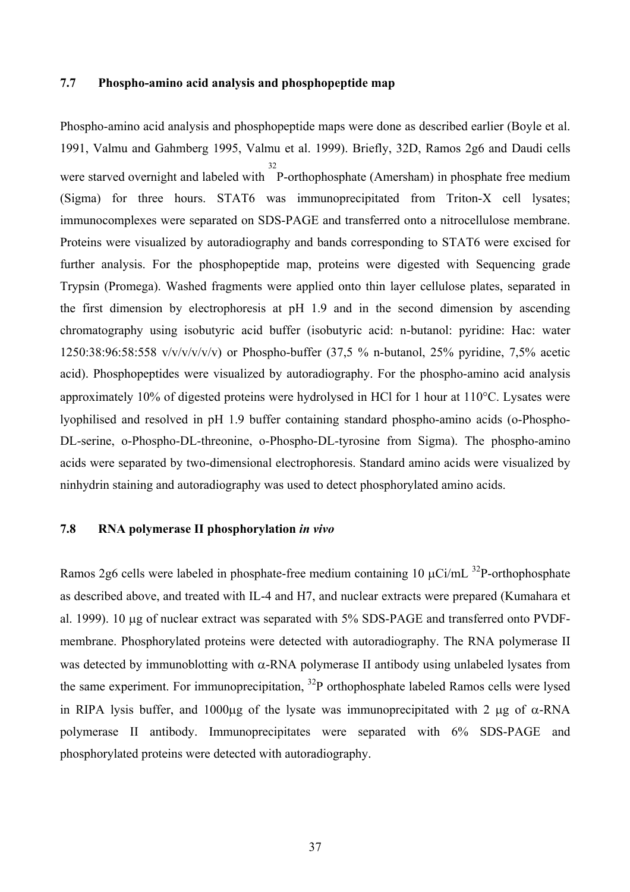### 7.7 Phospho-amino acid analysis and phosphopeptide map

Phospho-amino acid analysis and phosphopeptide maps were done as described earlier (Boyle et al. 1991, Valmu and Gahmberg 1995, Valmu et al. 1999). Briefly, 32D, Ramos 2g6 and Daudi cells were starved overnight and labeled with $^{32}$P-orthophosphate (Amersham) in phosphate free medium (Sigma) for three hours. STAT6 was immunoprecipitated from Triton-X cell lysates; immunocomplexes were separated on SDS-PAGE and transferred onto a nitrocellulose membrane. Proteins were visualized by autoradiography and bands corresponding to STAT6 were excised for further analysis. For the phosphopeptide map, proteins were digested with Sequencing grade Trypsin (Promega). Washed fragments were applied onto thin layer cellulose plates, separated in the first dimension by electrophoresis at pH 1.9 and in the second dimension by ascending chromatography using isobutyric acid buffer (isobutyric acid: n-butanol: pyridine: Hac: water 1250:38:96:58:558 v/v/v/v/v/v) or Phospho-buffer (37,5 % n-butanol, 25% pyridine, 7,5% acetic acid). Phosphopeptides were visualized by autoradiography. For the phospho-amino acid analysis approximately 10% of digested proteins were hydrolysed in HCl for 1 hour at 110°C. Lysates were lyophilised and resolved in pH 1.9 buffer containing standard phospho-amino acids (o-Phospho-DL-serine, o-Phospho-DL-threonine, o-Phospho-DL-tyrosine from Sigma). The phospho-amino acids were separated by two-dimensional electrophoresis. Standard amino acids were visualized by ninhydrin staining and autoradiography was used to detect phosphorylated amino acids.

### 7.8 RNA polymerase II phosphorylation *in vivo*

Ramos 2g6 cells were labeled in phosphate-free medium containing 10 μCi/mL $^{32}$P-orthophosphate as described above, and treated with IL-4 and H7, and nuclear extracts were prepared (Kumahara et al. 1999). 10 μg of nuclear extract was separated with 5% SDS-PAGE and transferred onto PVDF-membrane. Phosphorylated proteins were detected with autoradiography. The RNA polymerase II was detected by immunoblotting with α-RNA polymerase II antibody using unlabeled lysates from the same experiment. For immunoprecipitation, $^{32}$P orthophosphate labeled Ramos cells were lysed in RIPA lysis buffer, and 1000μg of the lysate was immunoprecipitated with 2 μg of α-RNA polymerase II antibody. Immunoprecipitates were separated with 6% SDS-PAGE and phosphorylated proteins were detected with autoradiography.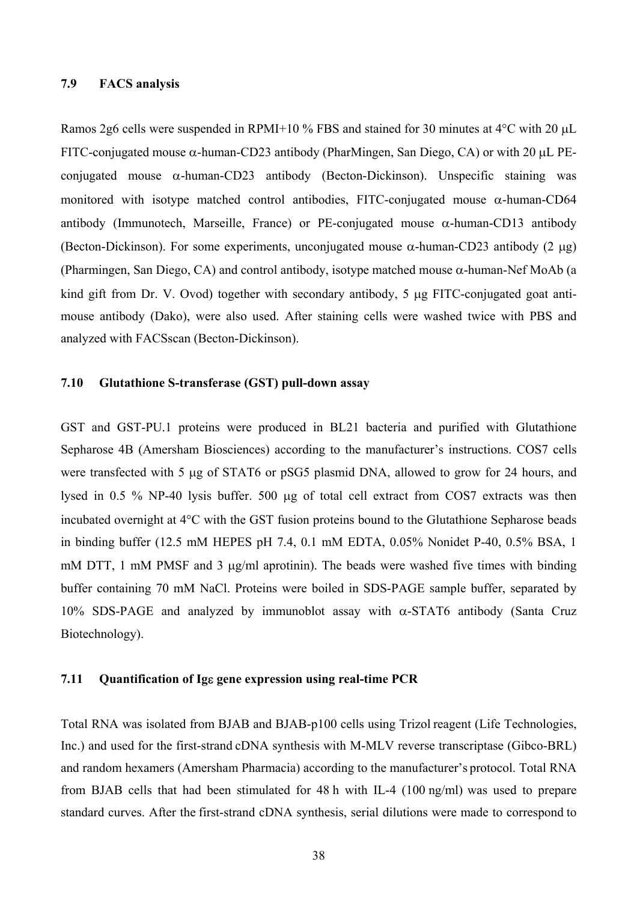### 7.9 FACS analysis

Ramos 2g6 cells were suspended in RPMI+10 % FBS and stained for 30 minutes at 4°C with 20 μL FITC-conjugated mouse α-human-CD23 antibody (PharMingen, San Diego, CA) or with 20 μL PE-conjugated mouse α-human-CD23 antibody (Becton-Dickinson). Unspecific staining was monitored with isotype matched control antibodies, FITC-conjugated mouse α-human-CD64 antibody (Immunotech, Marseille, France) or PE-conjugated mouse α-human-CD13 antibody (Becton-Dickinson). For some experiments, unconjugated mouse α-human-CD23 antibody (2 μg) (Pharmingen, San Diego, CA) and control antibody, isotype matched mouse α-human-Nef MoAb (a kind gift from Dr. V. Ovod) together with secondary antibody, 5 μg FITC-conjugated goat anti-mouse antibody (Dako), were also used. After staining cells were washed twice with PBS and analyzed with FACSscan (Becton-Dickinson).

### 7.10 Glutathione S-transferase (GST) pull-down assay

GST and GST-PU.1 proteins were produced in BL21 bacteria and purified with Glutathione Sepharose 4B (Amersham Biosciences) according to the manufacturer's instructions. COS7 cells were transfected with 5 μg of STAT6 or pSG5 plasmid DNA, allowed to grow for 24 hours, and lysed in 0.5 % NP-40 lysis buffer. 500 μg of total cell extract from COS7 extracts was then incubated overnight at 4°C with the GST fusion proteins bound to the Glutathione Sepharose beads in binding buffer (12.5 mM HEPES pH 7.4, 0.1 mM EDTA, 0.05% Nonidet P-40, 0.5% BSA, 1 mM DTT, 1 mM PMSF and 3 μg/ml aprotinin). The beads were washed five times with binding buffer containing 70 mM NaCl. Proteins were boiled in SDS-PAGE sample buffer, separated by 10% SDS-PAGE and analyzed by immunoblot assay with α-STAT6 antibody (Santa Cruz Biotechnology).

### 7.11 Quantification of Igε gene expression using real-time PCR

Total RNA was isolated from BJAB and BJAB-p100 cells using Trizol reagent (Life Technologies, Inc.) and used for the first-strand cDNA synthesis with M-MLV reverse transcriptase (Gibco-BRL) and random hexamers (Amersham Pharmacia) according to the manufacturer's protocol. Total RNA from BJAB cells that had been stimulated for 48 h with IL-4 (100 ng/ml) was used to prepare standard curves. After the first-strand cDNA synthesis, serial dilutions were made to correspond to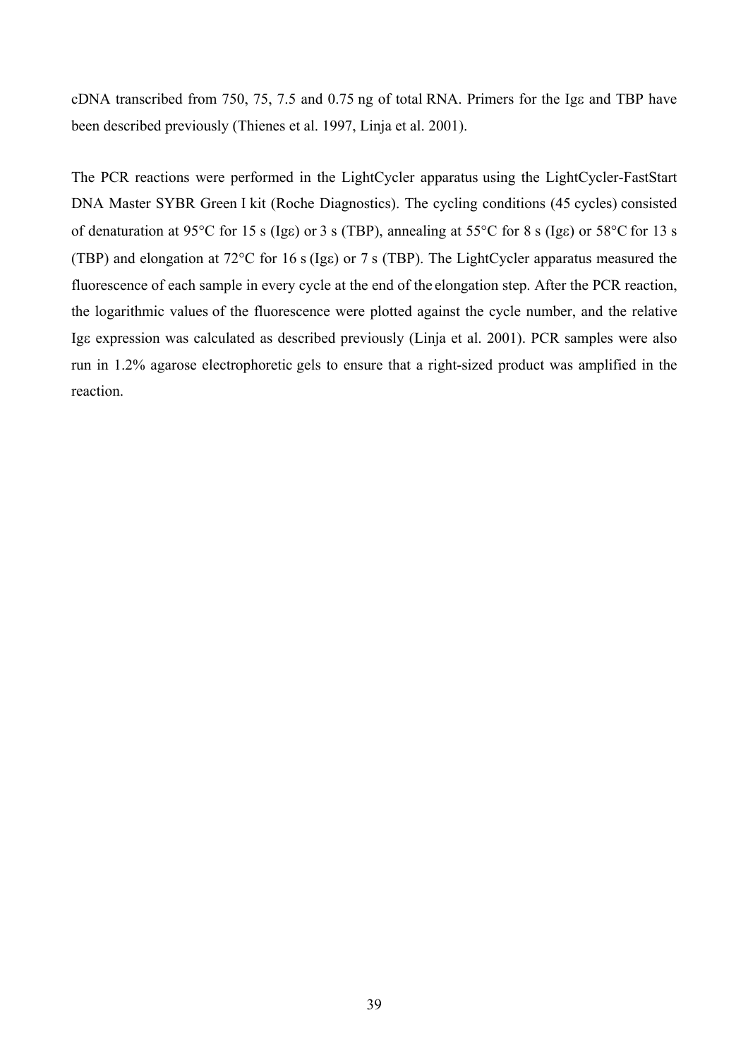cDNA transcribed from 750, 75, 7.5 and 0.75 ng of total RNA. Primers for the Igε and TBP have been described previously (Thienes et al. 1997, Linja et al. 2001).

The PCR reactions were performed in the LightCycler apparatus using the LightCycler-FastStart DNA Master SYBR Green I kit (Roche Diagnostics). The cycling conditions (45 cycles) consisted of denaturation at 95°C for 15 s (Igε) or 3 s (TBP), annealing at 55°C for 8 s (Igε) or 58°C for 13 s (TBP) and elongation at 72°C for 16 s (Igε) or 7 s (TBP). The LightCycler apparatus measured the fluorescence of each sample in every cycle at the end of the elongation step. After the PCR reaction, the logarithmic values of the fluorescence were plotted against the cycle number, and the relative Igε expression was calculated as described previously (Linja et al. 2001). PCR samples were also run in 1.2% agarose electrophoretic gels to ensure that a right-sized product was amplified in the reaction.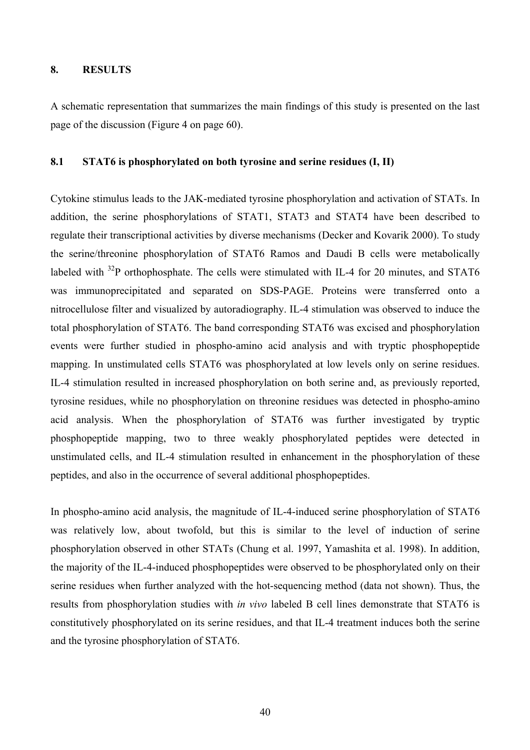## 8. RESULTS

A schematic representation that summarizes the main findings of this study is presented on the last page of the discussion (Figure 4 on page 60).

### 8.1 STAT6 is phosphorylated on both tyrosine and serine residues (I, II)

Cytokine stimulus leads to the JAK-mediated tyrosine phosphorylation and activation of STATs. In addition, the serine phosphorylations of STAT1, STAT3 and STAT4 have been described to regulate their transcriptional activities by diverse mechanisms (Decker and Kovarik 2000). To study the serine/threonine phosphorylation of STAT6 Ramos and Daudi B cells were metabolically labeled with $^{32}$P orthophosphate. The cells were stimulated with IL-4 for 20 minutes, and STAT6 was immunoprecipitated and separated on SDS-PAGE. Proteins were transferred onto a nitrocellulose filter and visualized by autoradiography. IL-4 stimulation was observed to induce the total phosphorylation of STAT6. The band corresponding STAT6 was excised and phosphorylation events were further studied in phospho-amino acid analysis and with tryptic phosphopeptide mapping. In unstimulated cells STAT6 was phosphorylated at low levels only on serine residues. IL-4 stimulation resulted in increased phosphorylation on both serine and, as previously reported, tyrosine residues, while no phosphorylation on threonine residues was detected in phospho-amino acid analysis. When the phosphorylation of STAT6 was further investigated by tryptic phosphopeptide mapping, two to three weakly phosphorylated peptides were detected in unstimulated cells, and IL-4 stimulation resulted in enhancement in the phosphorylation of these peptides, and also in the occurrence of several additional phosphopeptides.

In phospho-amino acid analysis, the magnitude of IL-4-induced serine phosphorylation of STAT6 was relatively low, about twofold, but this is similar to the level of induction of serine phosphorylation observed in other STATs (Chung et al. 1997, Yamashita et al. 1998). In addition, the majority of the IL-4-induced phosphopeptides were observed to be phosphorylated only on their serine residues when further analyzed with the hot-sequencing method (data not shown). Thus, the results from phosphorylation studies with *in vivo* labeled B cell lines demonstrate that STAT6 is constitutively phosphorylated on its serine residues, and that IL-4 treatment induces both the serine and the tyrosine phosphorylation of STAT6.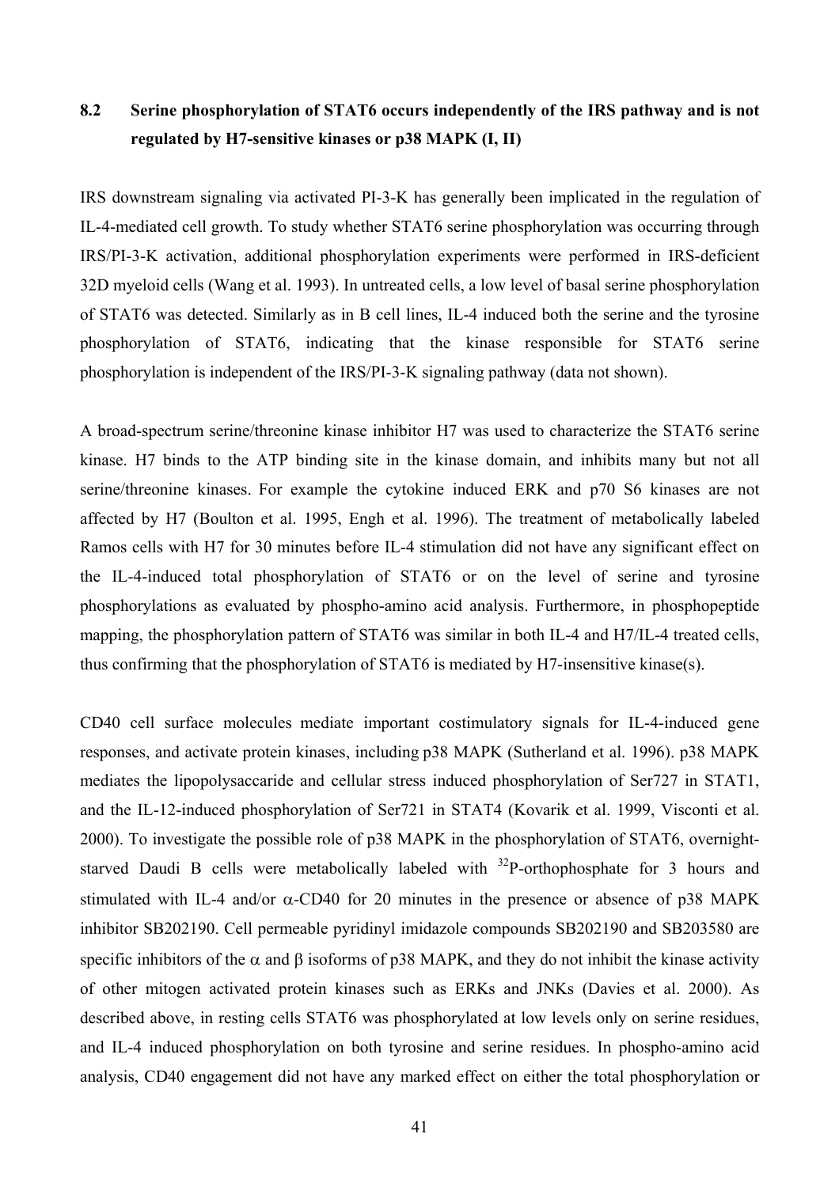## 8.2 Serine phosphorylation of STAT6 occurs independently of the IRS pathway and is not regulated by H7-sensitive kinases or p38 MAPK (I, II)

IRS downstream signaling via activated PI-3-K has generally been implicated in the regulation of IL-4-mediated cell growth. To study whether STAT6 serine phosphorylation was occurring through IRS/PI-3-K activation, additional phosphorylation experiments were performed in IRS-deficient 32D myeloid cells (Wang et al. 1993). In untreated cells, a low level of basal serine phosphorylation of STAT6 was detected. Similarly as in B cell lines, IL-4 induced both the serine and the tyrosine phosphorylation of STAT6, indicating that the kinase responsible for STAT6 serine phosphorylation is independent of the IRS/PI-3-K signaling pathway (data not shown).

A broad-spectrum serine/threonine kinase inhibitor H7 was used to characterize the STAT6 serine kinase. H7 binds to the ATP binding site in the kinase domain, and inhibits many but not all serine/threonine kinases. For example the cytokine induced ERK and p70 S6 kinases are not affected by H7 (Boulton et al. 1995, Engh et al. 1996). The treatment of metabolically labeled Ramos cells with H7 for 30 minutes before IL-4 stimulation did not have any significant effect on the IL-4-induced total phosphorylation of STAT6 or on the level of serine and tyrosine phosphorylations as evaluated by phospho-amino acid analysis. Furthermore, in phosphopeptide mapping, the phosphorylation pattern of STAT6 was similar in both IL-4 and H7/IL-4 treated cells, thus confirming that the phosphorylation of STAT6 is mediated by H7-insensitive kinase(s).

CD40 cell surface molecules mediate important costimulatory signals for IL-4-induced gene responses, and activate protein kinases, including p38 MAPK (Sutherland et al. 1996). p38 MAPK mediates the lipopolysaccaride and cellular stress induced phosphorylation of Ser727 in STAT1, and the IL-12-induced phosphorylation of Ser721 in STAT4 (Kovarik et al. 1999, Visconti et al. 2000). To investigate the possible role of p38 MAPK in the phosphorylation of STAT6, overnight-starved Daudi B cells were metabolically labeled with $^{32}$P-orthophosphate for 3 hours and stimulated with IL-4 and/or $\alpha$-CD40 for 20 minutes in the presence or absence of p38 MAPK inhibitor SB202190. Cell permeable pyridinyl imidazole compounds SB202190 and SB203580 are specific inhibitors of the $\alpha$ and $\beta$ isoforms of p38 MAPK, and they do not inhibit the kinase activity of other mitogen activated protein kinases such as ERKs and JNKs (Davies et al. 2000). As described above, in resting cells STAT6 was phosphorylated at low levels only on serine residues, and IL-4 induced phosphorylation on both tyrosine and serine residues. In phospho-amino acid analysis, CD40 engagement did not have any marked effect on either the total phosphorylation or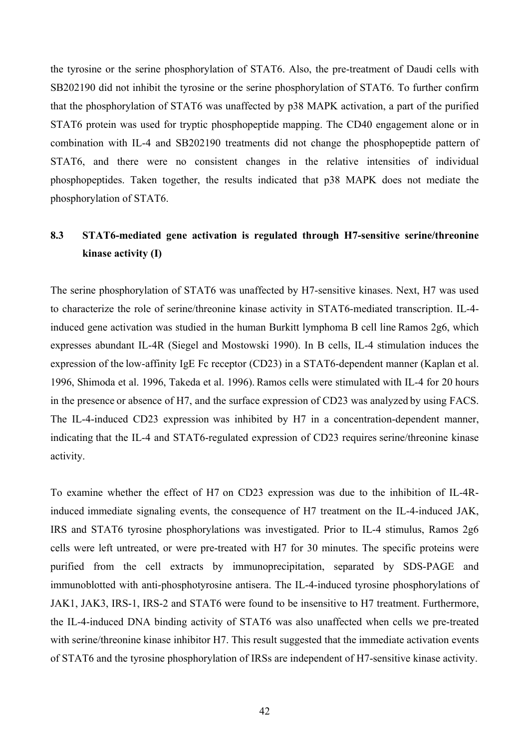the tyrosine or the serine phosphorylation of STAT6. Also, the pre-treatment of Daudi cells with SB202190 did not inhibit the tyrosine or the serine phosphorylation of STAT6. To further confirm that the phosphorylation of STAT6 was unaffected by p38 MAPK activation, a part of the purified STAT6 protein was used for tryptic phosphopeptide mapping. The CD40 engagement alone or in combination with IL-4 and SB202190 treatments did not change the phosphopeptide pattern of STAT6, and there were no consistent changes in the relative intensities of individual phosphopeptides. Taken together, the results indicated that p38 MAPK does not mediate the phosphorylation of STAT6.

## 8.3 STAT6-mediated gene activation is regulated through H7-sensitive serine/threonine kinase activity (I)

The serine phosphorylation of STAT6 was unaffected by H7-sensitive kinases. Next, H7 was used to characterize the role of serine/threonine kinase activity in STAT6-mediated transcription. IL-4-induced gene activation was studied in the human Burkitt lymphoma B cell line Ramos 2g6, which expresses abundant IL-4R (Siegel and Mostowski 1990). In B cells, IL-4 stimulation induces the expression of the low-affinity IgE Fc receptor (CD23) in a STAT6-dependent manner (Kaplan et al. 1996, Shimoda et al. 1996, Takeda et al. 1996). Ramos cells were stimulated with IL-4 for 20 hours in the presence or absence of H7, and the surface expression of CD23 was analyzed by using FACS. The IL-4-induced CD23 expression was inhibited by H7 in a concentration-dependent manner, indicating that the IL-4 and STAT6-regulated expression of CD23 requires serine/threonine kinase activity.

To examine whether the effect of H7 on CD23 expression was due to the inhibition of IL-4R-induced immediate signaling events, the consequence of H7 treatment on the IL-4-induced JAK, IRS and STAT6 tyrosine phosphorylations was investigated. Prior to IL-4 stimulus, Ramos 2g6 cells were left untreated, or were pre-treated with H7 for 30 minutes. The specific proteins were purified from the cell extracts by immunoprecipitation, separated by SDS-PAGE and immunoblotted with anti-phosphotyrosine antisera. The IL-4-induced tyrosine phosphorylations of JAK1, JAK3, IRS-1, IRS-2 and STAT6 were found to be insensitive to H7 treatment. Furthermore, the IL-4-induced DNA binding activity of STAT6 was also unaffected when cells we pre-treated with serine/threonine kinase inhibitor H7. This result suggested that the immediate activation events of STAT6 and the tyrosine phosphorylation of IRSs are independent of H7-sensitive kinase activity.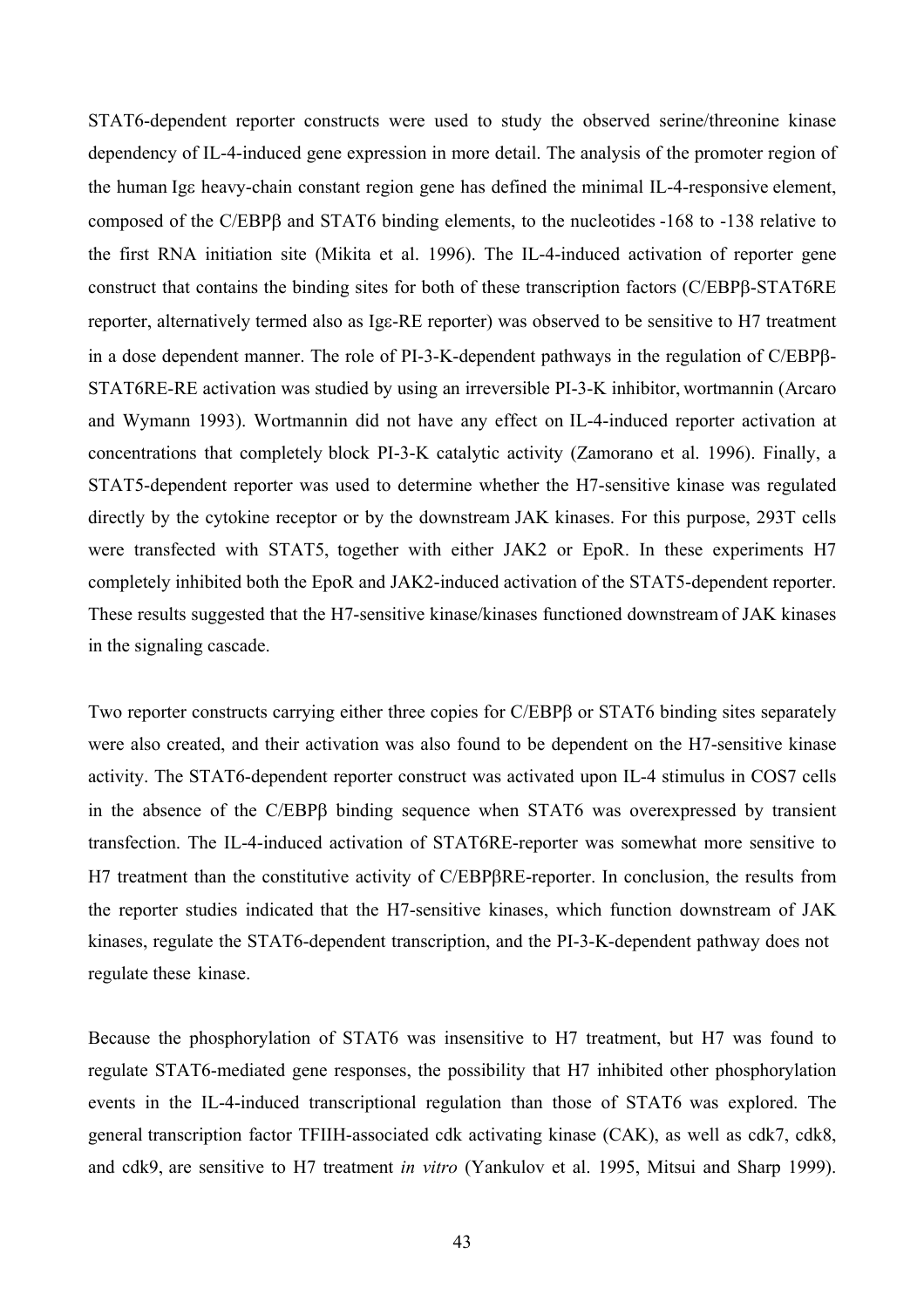STAT6-dependent reporter constructs were used to study the observed serine/threonine kinase dependency of IL-4-induced gene expression in more detail. The analysis of the promoter region of the human Igε heavy-chain constant region gene has defined the minimal IL-4-responsive element, composed of the C/EBPβ and STAT6 binding elements, to the nucleotides -168 to -138 relative to the first RNA initiation site (Mikita et al. 1996). The IL-4-induced activation of reporter gene construct that contains the binding sites for both of these transcription factors (C/EBPβ-STAT6RE reporter, alternatively termed also as Igε-RE reporter) was observed to be sensitive to H7 treatment in a dose dependent manner. The role of PI-3-K-dependent pathways in the regulation of C/EBPβ-STAT6RE-RE activation was studied by using an irreversible PI-3-K inhibitor, wortmannin (Arcaro and Wymann 1993). Wortmannin did not have any effect on IL-4-induced reporter activation at concentrations that completely block PI-3-K catalytic activity (Zamorano et al. 1996). Finally, a STAT5-dependent reporter was used to determine whether the H7-sensitive kinase was regulated directly by the cytokine receptor or by the downstream JAK kinases. For this purpose, 293T cells were transfected with STAT5, together with either JAK2 or EpoR. In these experiments H7 completely inhibited both the EpoR and JAK2-induced activation of the STAT5-dependent reporter. These results suggested that the H7-sensitive kinase/kinases functioned downstream of JAK kinases in the signaling cascade.

Two reporter constructs carrying either three copies for C/EBPβ or STAT6 binding sites separately were also created, and their activation was also found to be dependent on the H7-sensitive kinase activity. The STAT6-dependent reporter construct was activated upon IL-4 stimulus in COS7 cells in the absence of the C/EBPβ binding sequence when STAT6 was overexpressed by transient transfection. The IL-4-induced activation of STAT6RE-reporter was somewhat more sensitive to H7 treatment than the constitutive activity of C/EBPβRE-reporter. In conclusion, the results from the reporter studies indicated that the H7-sensitive kinases, which function downstream of JAK kinases, regulate the STAT6-dependent transcription, and the PI-3-K-dependent pathway does not regulate these kinase.

Because the phosphorylation of STAT6 was insensitive to H7 treatment, but H7 was found to regulate STAT6-mediated gene responses, the possibility that H7 inhibited other phosphorylation events in the IL-4-induced transcriptional regulation than those of STAT6 was explored. The general transcription factor TFIIH-associated cdk activating kinase (CAK), as well as cdk7, cdk8, and cdk9, are sensitive to H7 treatment *in vitro* (Yankulov et al. 1995, Mitsui and Sharp 1999).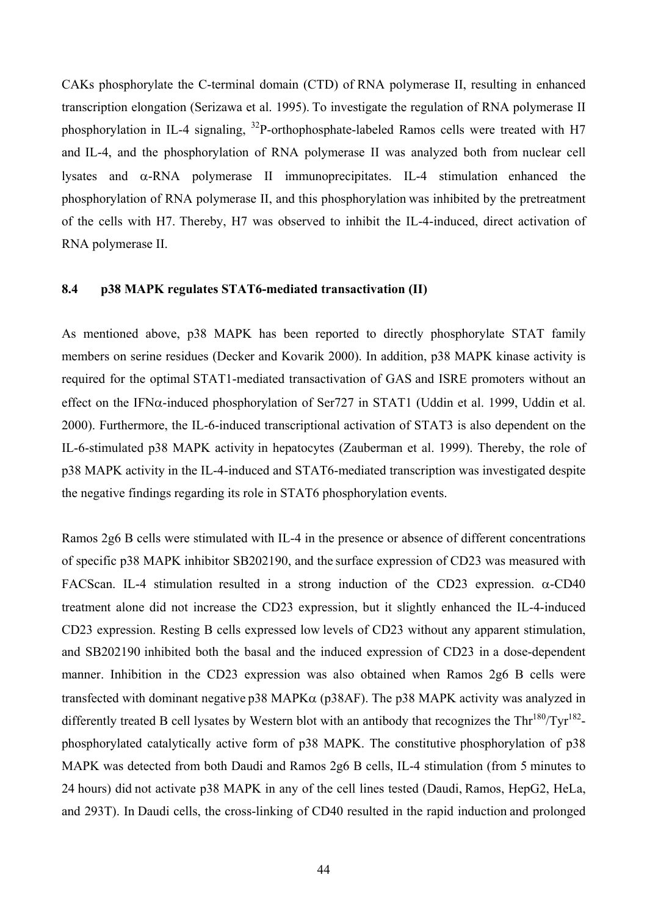CAKs phosphorylate the C-terminal domain (CTD) of RNA polymerase II, resulting in enhanced transcription elongation (Serizawa et al. 1995). To investigate the regulation of RNA polymerase II phosphorylation in IL-4 signaling, $^{32}$P-orthophosphate-labeled Ramos cells were treated with H7 and IL-4, and the phosphorylation of RNA polymerase II was analyzed both from nuclear cell lysates and $\alpha$-RNA polymerase II immunoprecipitates. IL-4 stimulation enhanced the phosphorylation of RNA polymerase II, and this phosphorylation was inhibited by the pretreatment of the cells with H7. Thereby, H7 was observed to inhibit the IL-4-induced, direct activation of RNA polymerase II.

### 8.4 p38 MAPK regulates STAT6-mediated transactivation (II)

As mentioned above, p38 MAPK has been reported to directly phosphorylate STAT family members on serine residues (Decker and Kovarik 2000). In addition, p38 MAPK kinase activity is required for the optimal STAT1-mediated transactivation of GAS and ISRE promoters without an effect on the IFN$\alpha$-induced phosphorylation of Ser727 in STAT1 (Uddin et al. 1999, Uddin et al. 2000). Furthermore, the IL-6-induced transcriptional activation of STAT3 is also dependent on the IL-6-stimulated p38 MAPK activity in hepatocytes (Zauberman et al. 1999). Thereby, the role of p38 MAPK activity in the IL-4-induced and STAT6-mediated transcription was investigated despite the negative findings regarding its role in STAT6 phosphorylation events.

Ramos 2g6 B cells were stimulated with IL-4 in the presence or absence of different concentrations of specific p38 MAPK inhibitor SB202190, and the surface expression of CD23 was measured with FACScan. IL-4 stimulation resulted in a strong induction of the CD23 expression. $\alpha$-CD40 treatment alone did not increase the CD23 expression, but it slightly enhanced the IL-4-induced CD23 expression. Resting B cells expressed low levels of CD23 without any apparent stimulation, and SB202190 inhibited both the basal and the induced expression of CD23 in a dose-dependent manner. Inhibition in the CD23 expression was also obtained when Ramos 2g6 B cells were transfected with dominant negative p38 MAPK$\alpha$ (p38AF). The p38 MAPK activity was analyzed in differently treated B cell lysates by Western blot with an antibody that recognizes the Thr$^{180}$/Tyr$^{182}$-phosphorylated catalytically active form of p38 MAPK. The constitutive phosphorylation of p38 MAPK was detected from both Daudi and Ramos 2g6 B cells, IL-4 stimulation (from 5 minutes to 24 hours) did not activate p38 MAPK in any of the cell lines tested (Daudi, Ramos, HepG2, HeLa, and 293T). In Daudi cells, the cross-linking of CD40 resulted in the rapid induction and prolonged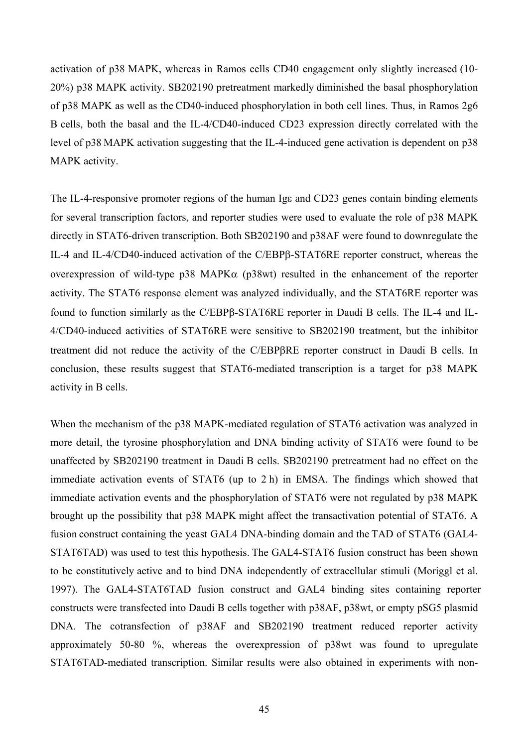activation of p38 MAPK, whereas in Ramos cells CD40 engagement only slightly increased (10-20%) p38 MAPK activity. SB202190 pretreatment markedly diminished the basal phosphorylation of p38 MAPK as well as the CD40-induced phosphorylation in both cell lines. Thus, in Ramos 2g6 B cells, both the basal and the IL-4/CD40-induced CD23 expression directly correlated with the level of p38 MAPK activation suggesting that the IL-4-induced gene activation is dependent on p38 MAPK activity.

The IL-4-responsive promoter regions of the human Igε and CD23 genes contain binding elements for several transcription factors, and reporter studies were used to evaluate the role of p38 MAPK directly in STAT6-driven transcription. Both SB202190 and p38AF were found to downregulate the IL-4 and IL-4/CD40-induced activation of the C/EBPβ-STAT6RE reporter construct, whereas the overexpression of wild-type p38 MAPKα (p38wt) resulted in the enhancement of the reporter activity. The STAT6 response element was analyzed individually, and the STAT6RE reporter was found to function similarly as the C/EBPβ-STAT6RE reporter in Daudi B cells. The IL-4 and IL-4/CD40-induced activities of STAT6RE were sensitive to SB202190 treatment, but the inhibitor treatment did not reduce the activity of the C/EBPβRE reporter construct in Daudi B cells. In conclusion, these results suggest that STAT6-mediated transcription is a target for p38 MAPK activity in B cells.

When the mechanism of the p38 MAPK-mediated regulation of STAT6 activation was analyzed in more detail, the tyrosine phosphorylation and DNA binding activity of STAT6 were found to be unaffected by SB202190 treatment in Daudi B cells. SB202190 pretreatment had no effect on the immediate activation events of STAT6 (up to 2 h) in EMSA. The findings which showed that immediate activation events and the phosphorylation of STAT6 were not regulated by p38 MAPK brought up the possibility that p38 MAPK might affect the transactivation potential of STAT6. A fusion construct containing the yeast GAL4 DNA-binding domain and the TAD of STAT6 (GAL4-STAT6TAD) was used to test this hypothesis. The GAL4-STAT6 fusion construct has been shown to be constitutively active and to bind DNA independently of extracellular stimuli (Moriggl et al. 1997). The GAL4-STAT6TAD fusion construct and GAL4 binding sites containing reporter constructs were transfected into Daudi B cells together with p38AF, p38wt, or empty pSG5 plasmid DNA. The cotransfection of p38AF and SB202190 treatment reduced reporter activity approximately 50-80 %, whereas the overexpression of p38wt was found to upregulate STAT6TAD-mediated transcription. Similar results were also obtained in experiments with non-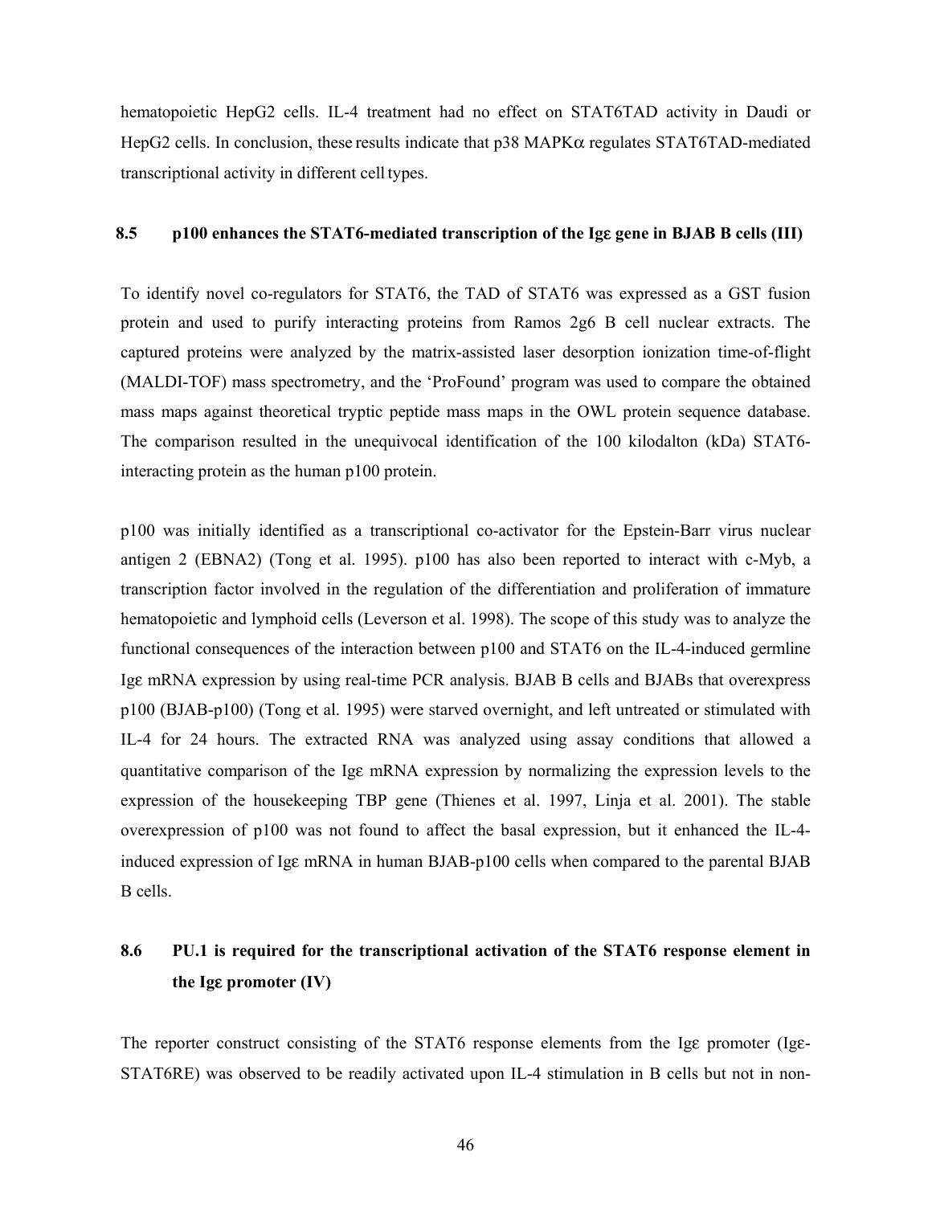hematopoietic HepG2 cells. IL-4 treatment had no effect on STAT6TAD activity in Daudi or HepG2 cells. In conclusion, these results indicate that p38 MAPKα regulates STAT6TAD-mediated transcriptional activity in different cell types.

### 8.5 p100 enhances the STAT6-mediated transcription of the Igε gene in BJAB B cells (III)

To identify novel co-regulators for STAT6, the TAD of STAT6 was expressed as a GST fusion protein and used to purify interacting proteins from Ramos 2g6 B cell nuclear extracts. The captured proteins were analyzed by the matrix-assisted laser desorption ionization time-of-flight (MALDI-TOF) mass spectrometry, and the 'ProFound' program was used to compare the obtained mass maps against theoretical tryptic peptide mass maps in the OWL protein sequence database. The comparison resulted in the unequivocal identification of the 100 kilodalton (kDa) STAT6-interacting protein as the human p100 protein.

p100 was initially identified as a transcriptional co-activator for the Epstein-Barr virus nuclear antigen 2 (EBNA2) (Tong et al. 1995). p100 has also been reported to interact with c-Myb, a transcription factor involved in the regulation of the differentiation and proliferation of immature hematopoietic and lymphoid cells (Leverson et al. 1998). The scope of this study was to analyze the functional consequences of the interaction between p100 and STAT6 on the IL-4-induced germline Igε mRNA expression by using real-time PCR analysis. BJAB B cells and BJABs that overexpress p100 (BJAB-p100) (Tong et al. 1995) were starved overnight, and left untreated or stimulated with IL-4 for 24 hours. The extracted RNA was analyzed using assay conditions that allowed a quantitative comparison of the Igε mRNA expression by normalizing the expression levels to the expression of the housekeeping TBP gene (Thienes et al. 1997, Linja et al. 2001). The stable overexpression of p100 was not found to affect the basal expression, but it enhanced the IL-4-induced expression of Igε mRNA in human BJAB-p100 cells when compared to the parental BJAB B cells.

### 8.6 PU.1 is required for the transcriptional activation of the STAT6 response element in the Igε promoter (IV)

The reporter construct consisting of the STAT6 response elements from the Igε promoter (Igε-STAT6RE) was observed to be readily activated upon IL-4 stimulation in B cells but not in non-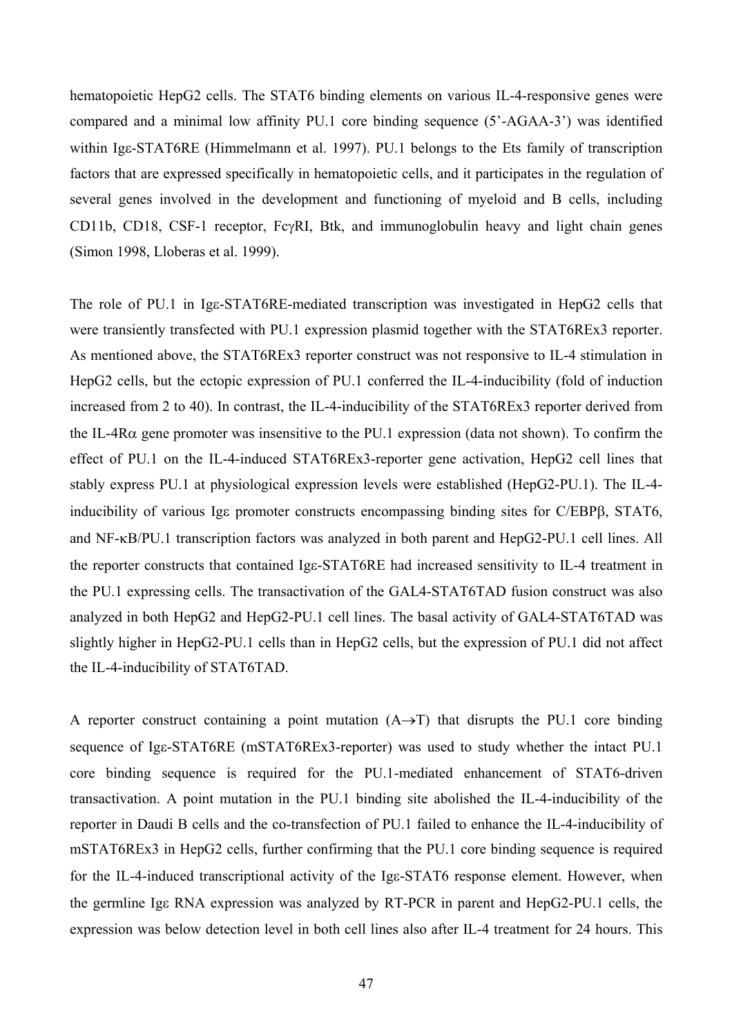hematopoietic HepG2 cells. The STAT6 binding elements on various IL-4-responsive genes were compared and a minimal low affinity PU.1 core binding sequence (5'-AGAA-3') was identified within Igε-STAT6RE (Himmelmann et al. 1997). PU.1 belongs to the Ets family of transcription factors that are expressed specifically in hematopoietic cells, and it participates in the regulation of several genes involved in the development and functioning of myeloid and B cells, including CD11b, CD18, CSF-1 receptor, FcγRI, Btk, and immunoglobulin heavy and light chain genes (Simon 1998, Lloberas et al. 1999).

The role of PU.1 in Igε-STAT6RE-mediated transcription was investigated in HepG2 cells that were transiently transfected with PU.1 expression plasmid together with the STAT6REx3 reporter. As mentioned above, the STAT6REx3 reporter construct was not responsive to IL-4 stimulation in HepG2 cells, but the ectopic expression of PU.1 conferred the IL-4-inducibility (fold of induction increased from 2 to 40). In contrast, the IL-4-inducibility of the STAT6REx3 reporter derived from the IL-4Rα gene promoter was insensitive to the PU.1 expression (data not shown). To confirm the effect of PU.1 on the IL-4-induced STAT6REx3-reporter gene activation, HepG2 cell lines that stably express PU.1 at physiological expression levels were established (HepG2-PU.1). The IL-4-inducibility of various Igε promoter constructs encompassing binding sites for C/EBPβ, STAT6, and NF-κB/PU.1 transcription factors was analyzed in both parent and HepG2-PU.1 cell lines. All the reporter constructs that contained Igε-STAT6RE had increased sensitivity to IL-4 treatment in the PU.1 expressing cells. The transactivation of the GAL4-STAT6TAD fusion construct was also analyzed in both HepG2 and HepG2-PU.1 cell lines. The basal activity of GAL4-STAT6TAD was slightly higher in HepG2-PU.1 cells than in HepG2 cells, but the expression of PU.1 did not affect the IL-4-inducibility of STAT6TAD.

A reporter construct containing a point mutation (A→T) that disrupts the PU.1 core binding sequence of Igε-STAT6RE (mSTAT6REx3-reporter) was used to study whether the intact PU.1 core binding sequence is required for the PU.1-mediated enhancement of STAT6-driven transactivation. A point mutation in the PU.1 binding site abolished the IL-4-inducibility of the reporter in Daudi B cells and the co-transfection of PU.1 failed to enhance the IL-4-inducibility of mSTAT6REx3 in HepG2 cells, further confirming that the PU.1 core binding sequence is required for the IL-4-induced transcriptional activity of the Igε-STAT6 response element. However, when the germline Igε RNA expression was analyzed by RT-PCR in parent and HepG2-PU.1 cells, the expression was below detection level in both cell lines also after IL-4 treatment for 24 hours. This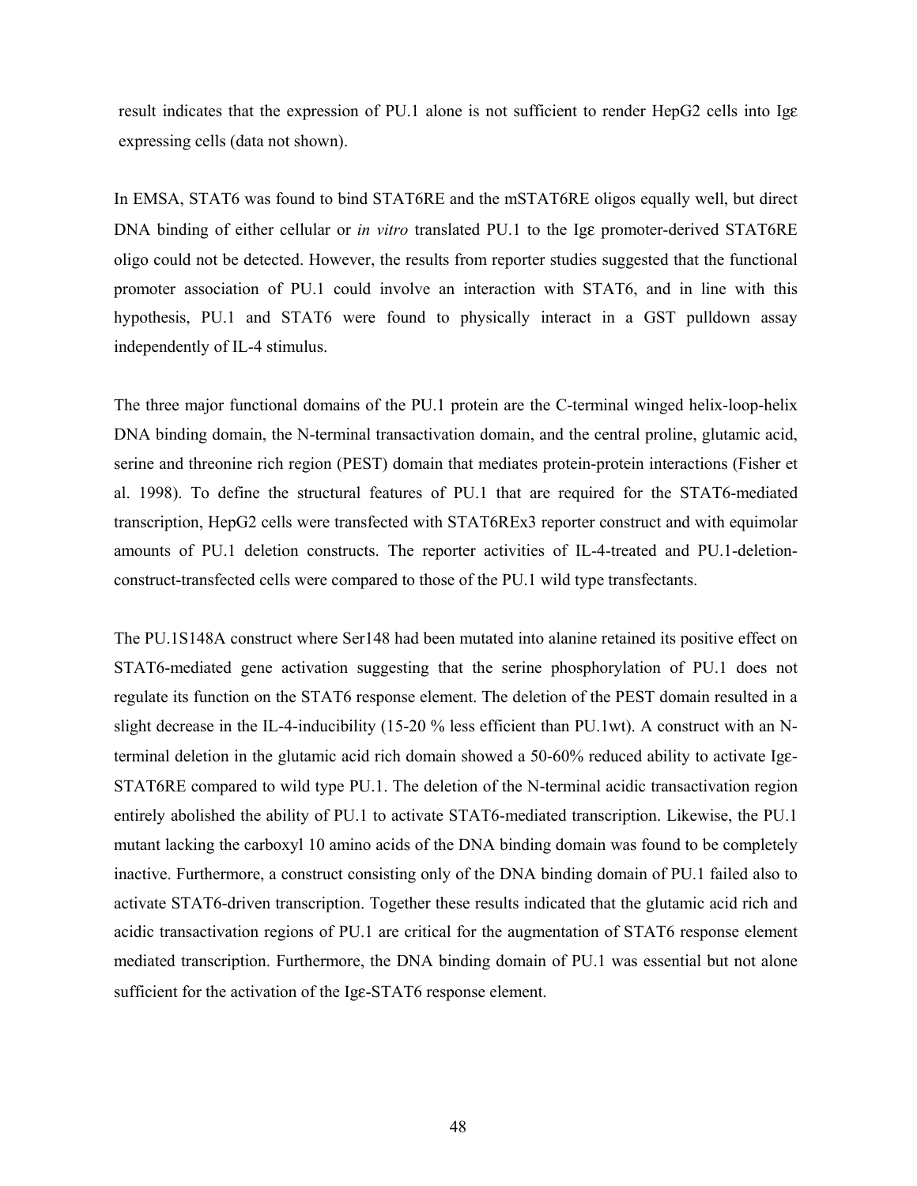result indicates that the expression of PU.1 alone is not sufficient to render HepG2 cells into Igε expressing cells (data not shown).

In EMSA, STAT6 was found to bind STAT6RE and the mSTAT6RE oligos equally well, but direct DNA binding of either cellular or *in vitro* translated PU.1 to the Igε promoter-derived STAT6RE oligo could not be detected. However, the results from reporter studies suggested that the functional promoter association of PU.1 could involve an interaction with STAT6, and in line with this hypothesis, PU.1 and STAT6 were found to physically interact in a GST pulldown assay independently of IL-4 stimulus.

The three major functional domains of the PU.1 protein are the C-terminal winged helix-loop-helix DNA binding domain, the N-terminal transactivation domain, and the central proline, glutamic acid, serine and threonine rich region (PEST) domain that mediates protein-protein interactions (Fisher et al. 1998). To define the structural features of PU.1 that are required for the STAT6-mediated transcription, HepG2 cells were transfected with STAT6REx3 reporter construct and with equimolar amounts of PU.1 deletion constructs. The reporter activities of IL-4-treated and PU.1-deletion-construct-transfected cells were compared to those of the PU.1 wild type transfectants.

The PU.1S148A construct where Ser148 had been mutated into alanine retained its positive effect on STAT6-mediated gene activation suggesting that the serine phosphorylation of PU.1 does not regulate its function on the STAT6 response element. The deletion of the PEST domain resulted in a slight decrease in the IL-4-inducibility (15-20 % less efficient than PU.1wt). A construct with an N-terminal deletion in the glutamic acid rich domain showed a 50-60% reduced ability to activate Igε-STAT6RE compared to wild type PU.1. The deletion of the N-terminal acidic transactivation region entirely abolished the ability of PU.1 to activate STAT6-mediated transcription. Likewise, the PU.1 mutant lacking the carboxyl 10 amino acids of the DNA binding domain was found to be completely inactive. Furthermore, a construct consisting only of the DNA binding domain of PU.1 failed also to activate STAT6-driven transcription. Together these results indicated that the glutamic acid rich and acidic transactivation regions of PU.1 are critical for the augmentation of STAT6 response element mediated transcription. Furthermore, the DNA binding domain of PU.1 was essential but not alone sufficient for the activation of the Igε-STAT6 response element.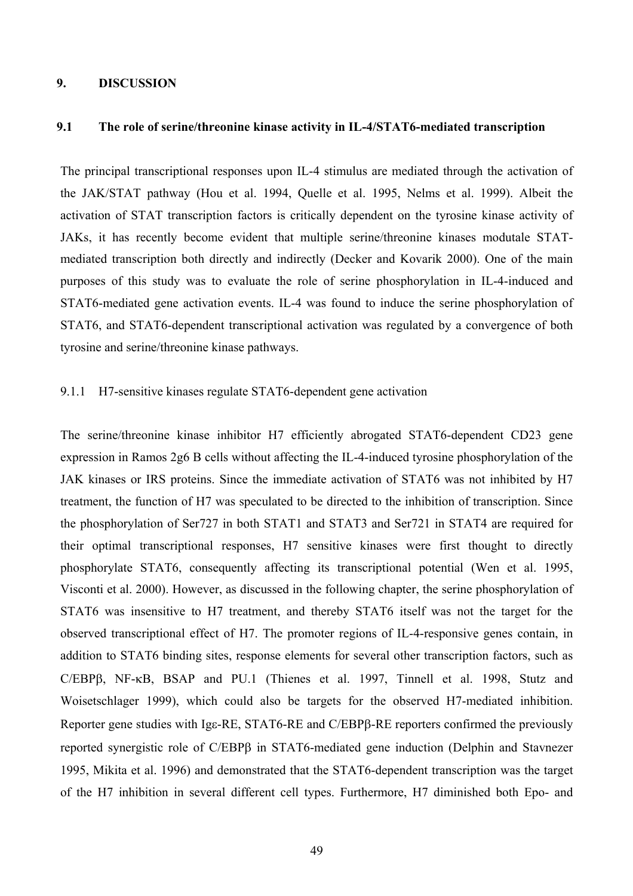# 9. DISCUSSION

## 9.1 The role of serine/threonine kinase activity in IL-4/STAT6-mediated transcription

The principal transcriptional responses upon IL-4 stimulus are mediated through the activation of the JAK/STAT pathway (Hou et al. 1994, Quelle et al. 1995, Nelms et al. 1999). Albeit the activation of STAT transcription factors is critically dependent on the tyrosine kinase activity of JAKs, it has recently become evident that multiple serine/threonine kinases modutale STAT-mediated transcription both directly and indirectly (Decker and Kovarik 2000). One of the main purposes of this study was to evaluate the role of serine phosphorylation in IL-4-induced and STAT6-mediated gene activation events. IL-4 was found to induce the serine phosphorylation of STAT6, and STAT6-dependent transcriptional activation was regulated by a convergence of both tyrosine and serine/threonine kinase pathways.

### 9.1.1 H7-sensitive kinases regulate STAT6-dependent gene activation

The serine/threonine kinase inhibitor H7 efficiently abrogated STAT6-dependent CD23 gene expression in Ramos 2g6 B cells without affecting the IL-4-induced tyrosine phosphorylation of the JAK kinases or IRS proteins. Since the immediate activation of STAT6 was not inhibited by H7 treatment, the function of H7 was speculated to be directed to the inhibition of transcription. Since the phosphorylation of Ser727 in both STAT1 and STAT3 and Ser721 in STAT4 are required for their optimal transcriptional responses, H7 sensitive kinases were first thought to directly phosphorylate STAT6, consequently affecting its transcriptional potential (Wen et al. 1995, Visconti et al. 2000). However, as discussed in the following chapter, the serine phosphorylation of STAT6 was insensitive to H7 treatment, and thereby STAT6 itself was not the target for the observed transcriptional effect of H7. The promoter regions of IL-4-responsive genes contain, in addition to STAT6 binding sites, response elements for several other transcription factors, such as C/EBPβ, NF-κB, BSAP and PU.1 (Thienes et al. 1997, Tinnell et al. 1998, Stutz and Woisetschlager 1999), which could also be targets for the observed H7-mediated inhibition. Reporter gene studies with Igε-RE, STAT6-RE and C/EBPβ-RE reporters confirmed the previously reported synergistic role of C/EBPβ in STAT6-mediated gene induction (Delphin and Stavnezer 1995, Mikita et al. 1996) and demonstrated that the STAT6-dependent transcription was the target of the H7 inhibition in several different cell types. Furthermore, H7 diminished both Epo- and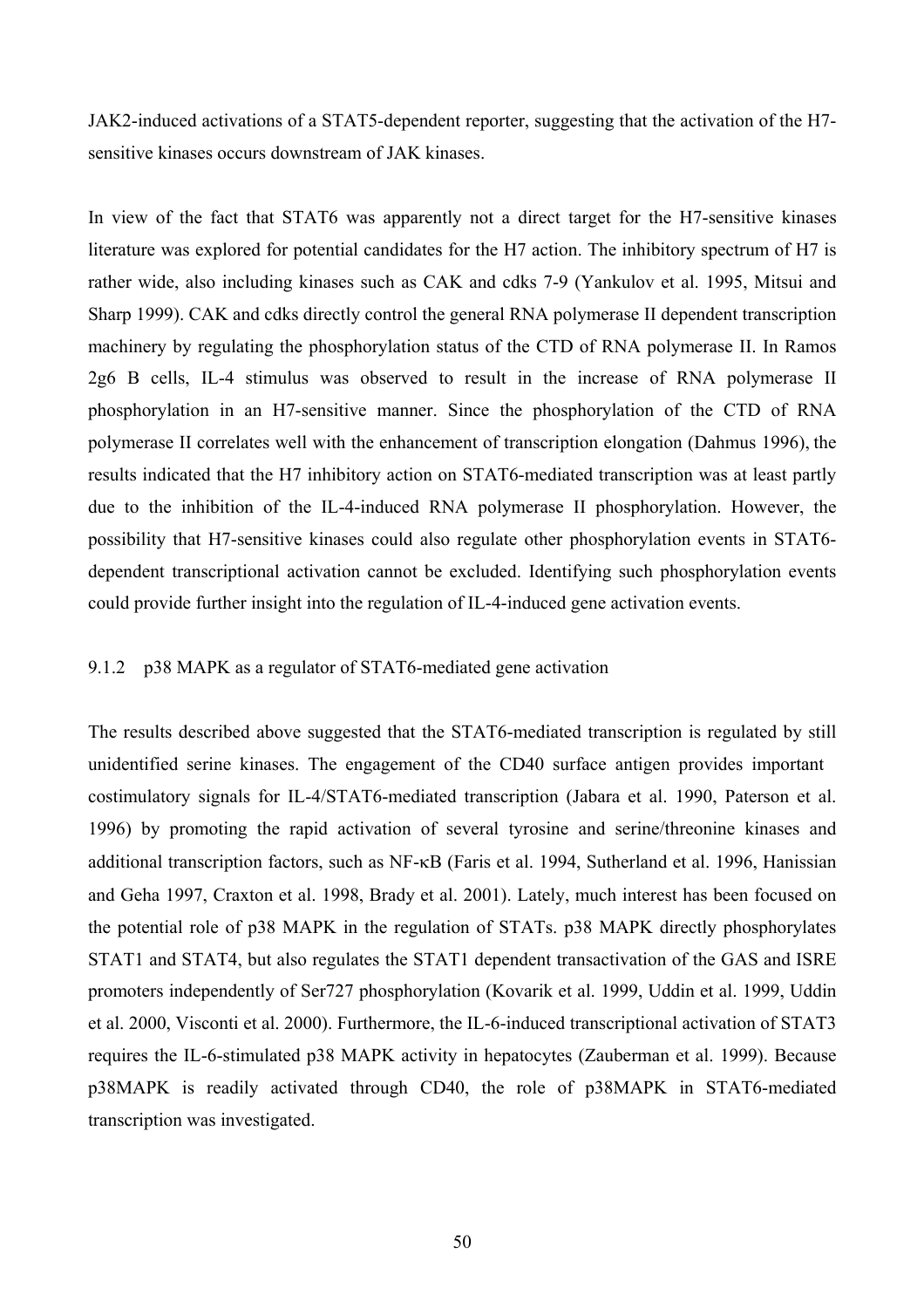JAK2-induced activations of a STAT5-dependent reporter, suggesting that the activation of the H7-sensitive kinases occurs downstream of JAK kinases.

In view of the fact that STAT6 was apparently not a direct target for the H7-sensitive kinases literature was explored for potential candidates for the H7 action. The inhibitory spectrum of H7 is rather wide, also including kinases such as CAK and cdks 7-9 (Yankulov et al. 1995, Mitsui and Sharp 1999). CAK and cdks directly control the general RNA polymerase II dependent transcription machinery by regulating the phosphorylation status of the CTD of RNA polymerase II. In Ramos 2g6 B cells, IL-4 stimulus was observed to result in the increase of RNA polymerase II phosphorylation in an H7-sensitive manner. Since the phosphorylation of the CTD of RNA polymerase II correlates well with the enhancement of transcription elongation (Dahmus 1996), the results indicated that the H7 inhibitory action on STAT6-mediated transcription was at least partly due to the inhibition of the IL-4-induced RNA polymerase II phosphorylation. However, the possibility that H7-sensitive kinases could also regulate other phosphorylation events in STAT6-dependent transcriptional activation cannot be excluded. Identifying such phosphorylation events could provide further insight into the regulation of IL-4-induced gene activation events.

### 9.1.2 p38 MAPK as a regulator of STAT6-mediated gene activation

The results described above suggested that the STAT6-mediated transcription is regulated by still unidentified serine kinases. The engagement of the CD40 surface antigen provides important costimulatory signals for IL-4/STAT6-mediated transcription (Jabara et al. 1990, Paterson et al. 1996) by promoting the rapid activation of several tyrosine and serine/threonine kinases and additional transcription factors, such as NF-κB (Faris et al. 1994, Sutherland et al. 1996, Hanissian and Geha 1997, Craxton et al. 1998, Brady et al. 2001). Lately, much interest has been focused on the potential role of p38 MAPK in the regulation of STATs. p38 MAPK directly phosphorylates STAT1 and STAT4, but also regulates the STAT1 dependent transactivation of the GAS and ISRE promoters independently of Ser727 phosphorylation (Kovarik et al. 1999, Uddin et al. 1999, Uddin et al. 2000, Visconti et al. 2000). Furthermore, the IL-6-induced transcriptional activation of STAT3 requires the IL-6-stimulated p38 MAPK activity in hepatocytes (Zauberman et al. 1999). Because p38MAPK is readily activated through CD40, the role of p38MAPK in STAT6-mediated transcription was investigated.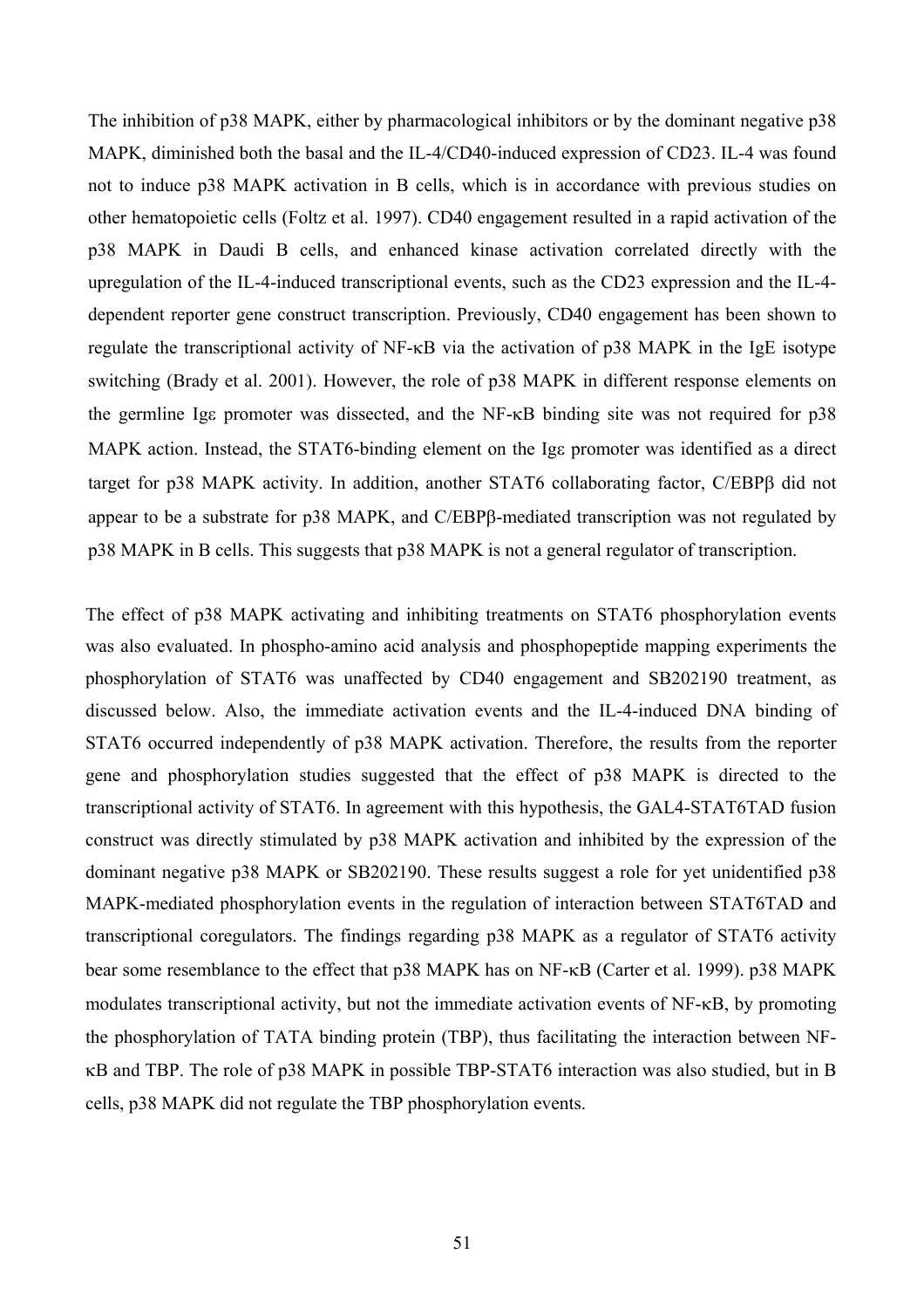The inhibition of p38 MAPK, either by pharmacological inhibitors or by the dominant negative p38 MAPK, diminished both the basal and the IL-4/CD40-induced expression of CD23. IL-4 was found not to induce p38 MAPK activation in B cells, which is in accordance with previous studies on other hematopoietic cells (Foltz et al. 1997). CD40 engagement resulted in a rapid activation of the p38 MAPK in Daudi B cells, and enhanced kinase activation correlated directly with the upregulation of the IL-4-induced transcriptional events, such as the CD23 expression and the IL-4-dependent reporter gene construct transcription. Previously, CD40 engagement has been shown to regulate the transcriptional activity of NF-κB via the activation of p38 MAPK in the IgE isotype switching (Brady et al. 2001). However, the role of p38 MAPK in different response elements on the germline Igε promoter was dissected, and the NF-κB binding site was not required for p38 MAPK action. Instead, the STAT6-binding element on the Igε promoter was identified as a direct target for p38 MAPK activity. In addition, another STAT6 collaborating factor, C/EBPβ did not appear to be a substrate for p38 MAPK, and C/EBPβ-mediated transcription was not regulated by p38 MAPK in B cells. This suggests that p38 MAPK is not a general regulator of transcription.

The effect of p38 MAPK activating and inhibiting treatments on STAT6 phosphorylation events was also evaluated. In phospho-amino acid analysis and phosphopeptide mapping experiments the phosphorylation of STAT6 was unaffected by CD40 engagement and SB202190 treatment, as discussed below. Also, the immediate activation events and the IL-4-induced DNA binding of STAT6 occurred independently of p38 MAPK activation. Therefore, the results from the reporter gene and phosphorylation studies suggested that the effect of p38 MAPK is directed to the transcriptional activity of STAT6. In agreement with this hypothesis, the GAL4-STAT6TAD fusion construct was directly stimulated by p38 MAPK activation and inhibited by the expression of the dominant negative p38 MAPK or SB202190. These results suggest a role for yet unidentified p38 MAPK-mediated phosphorylation events in the regulation of interaction between STAT6TAD and transcriptional coregulators. The findings regarding p38 MAPK as a regulator of STAT6 activity bear some resemblance to the effect that p38 MAPK has on NF-κB (Carter et al. 1999). p38 MAPK modulates transcriptional activity, but not the immediate activation events of NF-κB, by promoting the phosphorylation of TATA binding protein (TBP), thus facilitating the interaction between NF-κB and TBP. The role of p38 MAPK in possible TBP-STAT6 interaction was also studied, but in B cells, p38 MAPK did not regulate the TBP phosphorylation events.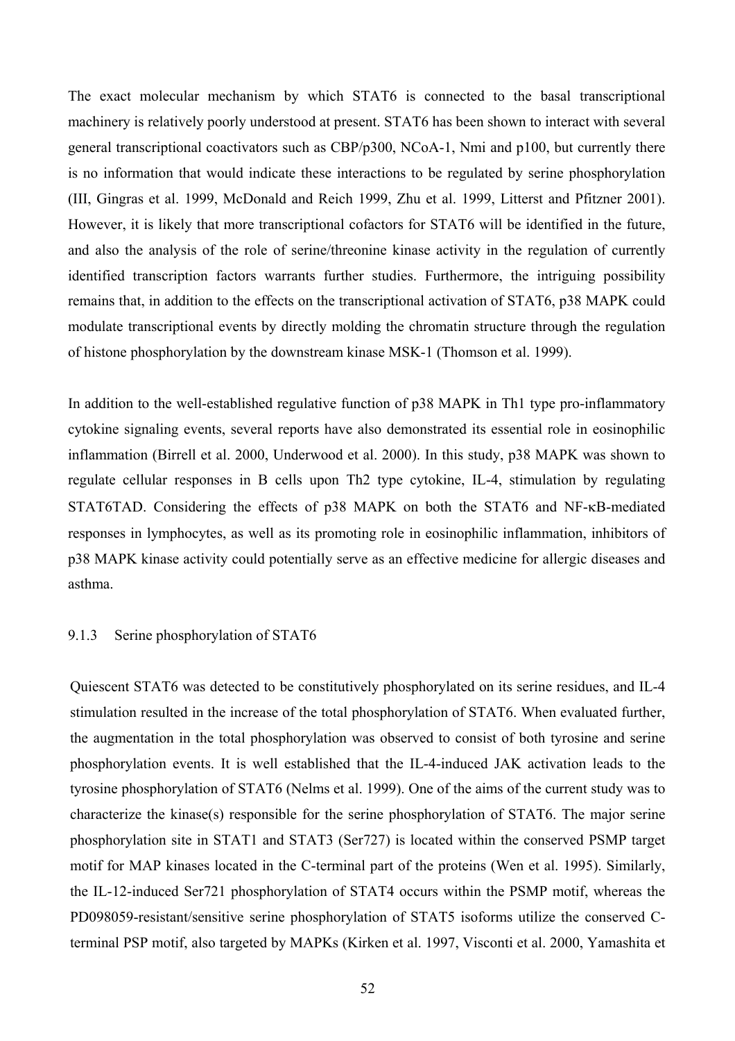The exact molecular mechanism by which STAT6 is connected to the basal transcriptional machinery is relatively poorly understood at present. STAT6 has been shown to interact with several general transcriptional coactivators such as CBP/p300, NCoA-1, Nmi and p100, but currently there is no information that would indicate these interactions to be regulated by serine phosphorylation (III, Gingras et al. 1999, McDonald and Reich 1999, Zhu et al. 1999, Litterst and Pfitzner 2001). However, it is likely that more transcriptional cofactors for STAT6 will be identified in the future, and also the analysis of the role of serine/threonine kinase activity in the regulation of currently identified transcription factors warrants further studies. Furthermore, the intriguing possibility remains that, in addition to the effects on the transcriptional activation of STAT6, p38 MAPK could modulate transcriptional events by directly molding the chromatin structure through the regulation of histone phosphorylation by the downstream kinase MSK-1 (Thomson et al. 1999).

In addition to the well-established regulative function of p38 MAPK in Th1 type pro-inflammatory cytokine signaling events, several reports have also demonstrated its essential role in eosinophilic inflammation (Birrell et al. 2000, Underwood et al. 2000). In this study, p38 MAPK was shown to regulate cellular responses in B cells upon Th2 type cytokine, IL-4, stimulation by regulating STAT6TAD. Considering the effects of p38 MAPK on both the STAT6 and NF-κB-mediated responses in lymphocytes, as well as its promoting role in eosinophilic inflammation, inhibitors of p38 MAPK kinase activity could potentially serve as an effective medicine for allergic diseases and asthma.

### 9.1.3 Serine phosphorylation of STAT6

Quiescent STAT6 was detected to be constitutively phosphorylated on its serine residues, and IL-4 stimulation resulted in the increase of the total phosphorylation of STAT6. When evaluated further, the augmentation in the total phosphorylation was observed to consist of both tyrosine and serine phosphorylation events. It is well established that the IL-4-induced JAK activation leads to the tyrosine phosphorylation of STAT6 (Nelms et al. 1999). One of the aims of the current study was to characterize the kinase(s) responsible for the serine phosphorylation of STAT6. The major serine phosphorylation site in STAT1 and STAT3 (Ser727) is located within the conserved PSMP target motif for MAP kinases located in the C-terminal part of the proteins (Wen et al. 1995). Similarly, the IL-12-induced Ser721 phosphorylation of STAT4 occurs within the PSMP motif, whereas the PD098059-resistant/sensitive serine phosphorylation of STAT5 isoforms utilize the conserved C-terminal PSP motif, also targeted by MAPKs (Kirken et al. 1997, Visconti et al. 2000, Yamashita et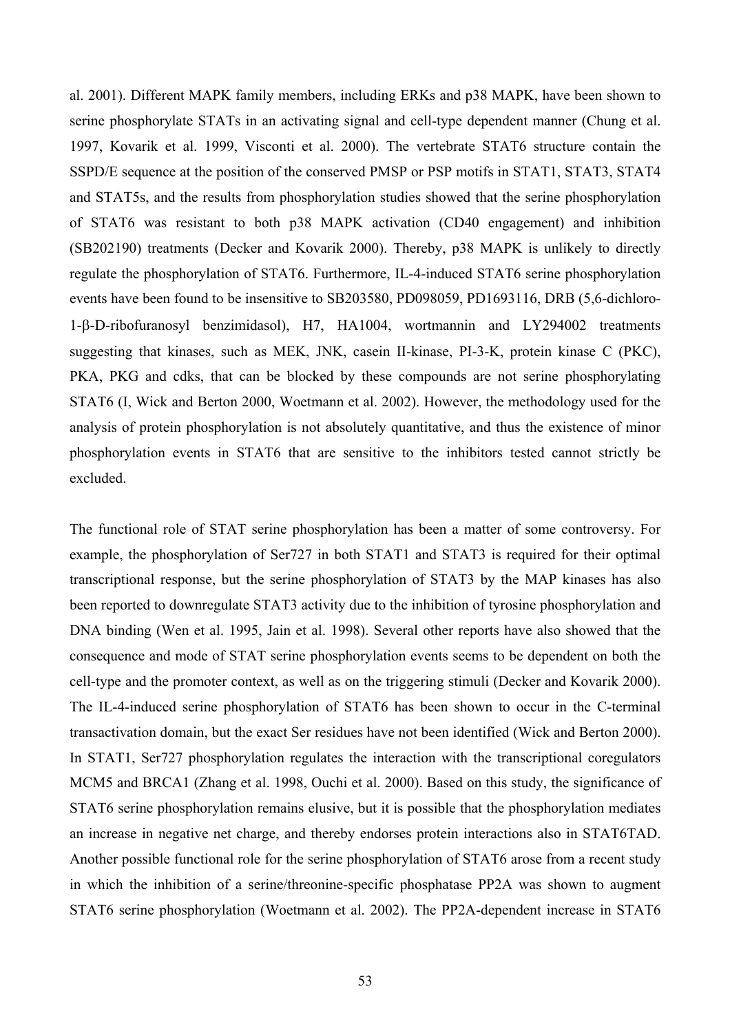al. 2001). Different MAPK family members, including ERKs and p38 MAPK, have been shown to serine phosphorylate STATs in an activating signal and cell-type dependent manner (Chung et al. 1997, Kovarik et al. 1999, Visconti et al. 2000). The vertebrate STAT6 structure contain the SSPD/E sequence at the position of the conserved PMSP or PSP motifs in STAT1, STAT3, STAT4 and STAT5s, and the results from phosphorylation studies showed that the serine phosphorylation of STAT6 was resistant to both p38 MAPK activation (CD40 engagement) and inhibition (SB202190) treatments (Decker and Kovarik 2000). Thereby, p38 MAPK is unlikely to directly regulate the phosphorylation of STAT6. Furthermore, IL-4-induced STAT6 serine phosphorylation events have been found to be insensitive to SB203580, PD098059, PD1693116, DRB (5,6-dichloro-1-β-D-ribofuranosyl benzimidasol), H7, HA1004, wortmannin and LY294002 treatments suggesting that kinases, such as MEK, JNK, casein II-kinase, PI-3-K, protein kinase C (PKC), PKA, PKG and cdks, that can be blocked by these compounds are not serine phosphorylating STAT6 (I, Wick and Berton 2000, Woetmann et al. 2002). However, the methodology used for the analysis of protein phosphorylation is not absolutely quantitative, and thus the existence of minor phosphorylation events in STAT6 that are sensitive to the inhibitors tested cannot strictly be excluded.

The functional role of STAT serine phosphorylation has been a matter of some controversy. For example, the phosphorylation of Ser727 in both STAT1 and STAT3 is required for their optimal transcriptional response, but the serine phosphorylation of STAT3 by the MAP kinases has also been reported to downregulate STAT3 activity due to the inhibition of tyrosine phosphorylation and DNA binding (Wen et al. 1995, Jain et al. 1998). Several other reports have also showed that the consequence and mode of STAT serine phosphorylation events seems to be dependent on both the cell-type and the promoter context, as well as on the triggering stimuli (Decker and Kovarik 2000). The IL-4-induced serine phosphorylation of STAT6 has been shown to occur in the C-terminal transactivation domain, but the exact Ser residues have not been identified (Wick and Berton 2000). In STAT1, Ser727 phosphorylation regulates the interaction with the transcriptional coregulators MCM5 and BRCA1 (Zhang et al. 1998, Ouchi et al. 2000). Based on this study, the significance of STAT6 serine phosphorylation remains elusive, but it is possible that the phosphorylation mediates an increase in negative net charge, and thereby endorses protein interactions also in STAT6TAD. Another possible functional role for the serine phosphorylation of STAT6 arose from a recent study in which the inhibition of a serine/threonine-specific phosphatase PP2A was shown to augment STAT6 serine phosphorylation (Woetmann et al. 2002). The PP2A-dependent increase in STAT6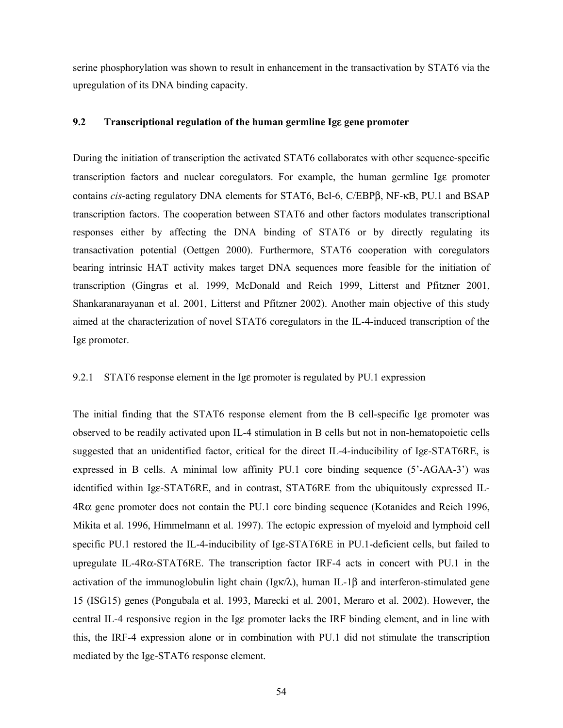serine phosphorylation was shown to result in enhancement in the transactivation by STAT6 via the upregulation of its DNA binding capacity.

## 9.2 Transcriptional regulation of the human germline Igε gene promoter

During the initiation of transcription the activated STAT6 collaborates with other sequence-specific transcription factors and nuclear coregulators. For example, the human germline Igε promoter contains *cis*-acting regulatory DNA elements for STAT6, Bcl-6, C/EBPβ, NF-κB, PU.1 and BSAP transcription factors. The cooperation between STAT6 and other factors modulates transcriptional responses either by affecting the DNA binding of STAT6 or by directly regulating its transactivation potential (Oettgen 2000). Furthermore, STAT6 cooperation with coregulators bearing intrinsic HAT activity makes target DNA sequences more feasible for the initiation of transcription (Gingras et al. 1999, McDonald and Reich 1999, Litterst and Pfitzner 2001, Shankaranarayanan et al. 2001, Litterst and Pfitzner 2002). Another main objective of this study aimed at the characterization of novel STAT6 coregulators in the IL-4-induced transcription of the Igε promoter.

### 9.2.1 STAT6 response element in the Igε promoter is regulated by PU.1 expression

The initial finding that the STAT6 response element from the B cell-specific Igε promoter was observed to be readily activated upon IL-4 stimulation in B cells but not in non-hematopoietic cells suggested that an unidentified factor, critical for the direct IL-4-inducibility of Igε-STAT6RE, is expressed in B cells. A minimal low affinity PU.1 core binding sequence (5'-AGAA-3') was identified within Igε-STAT6RE, and in contrast, STAT6RE from the ubiquitously expressed IL-4Rα gene promoter does not contain the PU.1 core binding sequence (Kotanides and Reich 1996, Mikita et al. 1996, Himmelmann et al. 1997). The ectopic expression of myeloid and lymphoid cell specific PU.1 restored the IL-4-inducibility of Igε-STAT6RE in PU.1-deficient cells, but failed to upregulate IL-4Rα-STAT6RE. The transcription factor IRF-4 acts in concert with PU.1 in the activation of the immunoglobulin light chain (Igκ/λ), human IL-1β and interferon-stimulated gene 15 (ISG15) genes (Pongubala et al. 1993, Marecki et al. 2001, Meraro et al. 2002). However, the central IL-4 responsive region in the Igε promoter lacks the IRF binding element, and in line with this, the IRF-4 expression alone or in combination with PU.1 did not stimulate the transcription mediated by the Igε-STAT6 response element.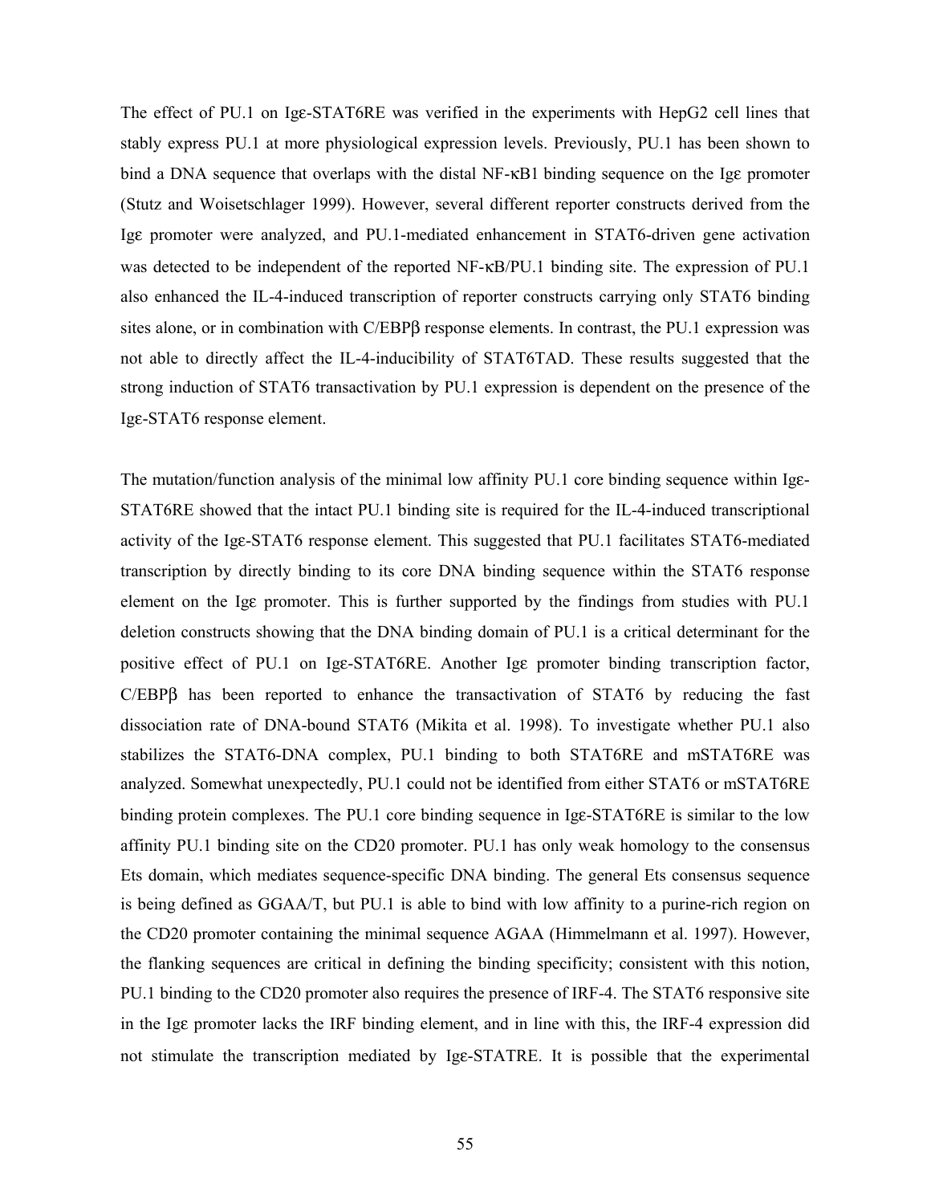The effect of PU.1 on Igε-STAT6RE was verified in the experiments with HepG2 cell lines that stably express PU.1 at more physiological expression levels. Previously, PU.1 has been shown to bind a DNA sequence that overlaps with the distal NF-κB1 binding sequence on the Igε promoter (Stutz and Woisetschlager 1999). However, several different reporter constructs derived from the Igε promoter were analyzed, and PU.1-mediated enhancement in STAT6-driven gene activation was detected to be independent of the reported NF-κB/PU.1 binding site. The expression of PU.1 also enhanced the IL-4-induced transcription of reporter constructs carrying only STAT6 binding sites alone, or in combination with C/EBPβ response elements. In contrast, the PU.1 expression was not able to directly affect the IL-4-inducibility of STAT6TAD. These results suggested that the strong induction of STAT6 transactivation by PU.1 expression is dependent on the presence of the Igε-STAT6 response element.

The mutation/function analysis of the minimal low affinity PU.1 core binding sequence within Igε-STAT6RE showed that the intact PU.1 binding site is required for the IL-4-induced transcriptional activity of the Igε-STAT6 response element. This suggested that PU.1 facilitates STAT6-mediated transcription by directly binding to its core DNA binding sequence within the STAT6 response element on the Igε promoter. This is further supported by the findings from studies with PU.1 deletion constructs showing that the DNA binding domain of PU.1 is a critical determinant for the positive effect of PU.1 on Igε-STAT6RE. Another Igε promoter binding transcription factor, C/EBPβ has been reported to enhance the transactivation of STAT6 by reducing the fast dissociation rate of DNA-bound STAT6 (Mikita et al. 1998). To investigate whether PU.1 also stabilizes the STAT6-DNA complex, PU.1 binding to both STAT6RE and mSTAT6RE was analyzed. Somewhat unexpectedly, PU.1 could not be identified from either STAT6 or mSTAT6RE binding protein complexes. The PU.1 core binding sequence in Igε-STAT6RE is similar to the low affinity PU.1 binding site on the CD20 promoter. PU.1 has only weak homology to the consensus Ets domain, which mediates sequence-specific DNA binding. The general Ets consensus sequence is being defined as GGAA/T, but PU.1 is able to bind with low affinity to a purine-rich region on the CD20 promoter containing the minimal sequence AGAA (Himmelmann et al. 1997). However, the flanking sequences are critical in defining the binding specificity; consistent with this notion, PU.1 binding to the CD20 promoter also requires the presence of IRF-4. The STAT6 responsive site in the Igε promoter lacks the IRF binding element, and in line with this, the IRF-4 expression did not stimulate the transcription mediated by Igε-STATRE. It is possible that the experimental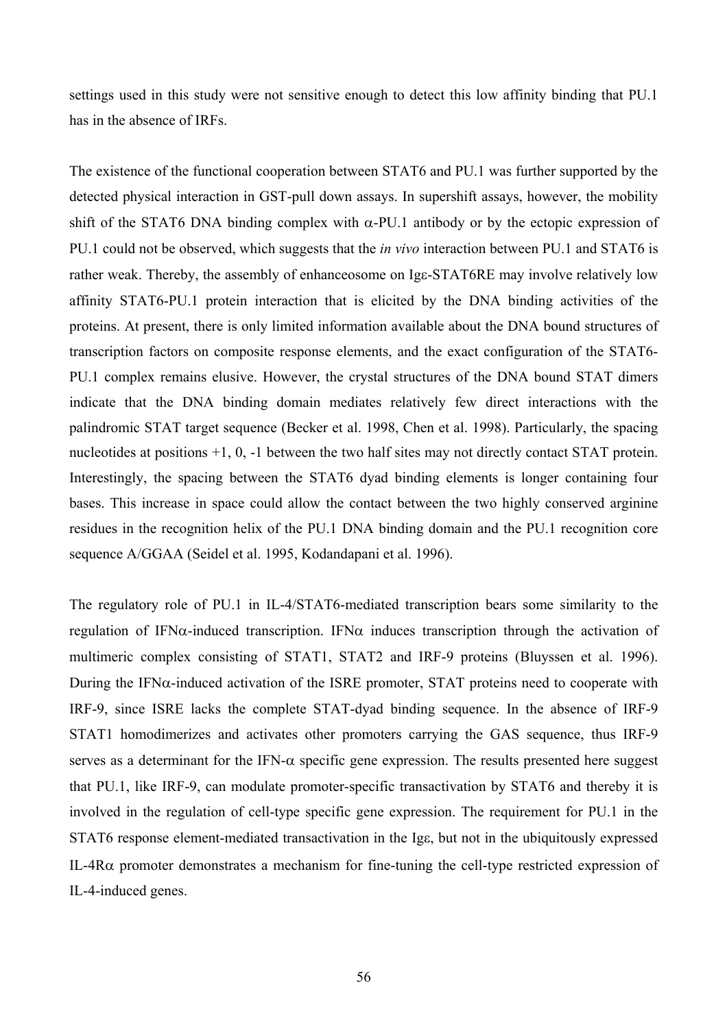settings used in this study were not sensitive enough to detect this low affinity binding that PU.1 has in the absence of IRFs.

The existence of the functional cooperation between STAT6 and PU.1 was further supported by the detected physical interaction in GST-pull down assays. In supershift assays, however, the mobility shift of the STAT6 DNA binding complex with α-PU.1 antibody or by the ectopic expression of PU.1 could not be observed, which suggests that the *in vivo* interaction between PU.1 and STAT6 is rather weak. Thereby, the assembly of enhanceosome on Igε-STAT6RE may involve relatively low affinity STAT6-PU.1 protein interaction that is elicited by the DNA binding activities of the proteins. At present, there is only limited information available about the DNA bound structures of transcription factors on composite response elements, and the exact configuration of the STAT6-PU.1 complex remains elusive. However, the crystal structures of the DNA bound STAT dimers indicate that the DNA binding domain mediates relatively few direct interactions with the palindromic STAT target sequence (Becker et al. 1998, Chen et al. 1998). Particularly, the spacing nucleotides at positions +1, 0, -1 between the two half sites may not directly contact STAT protein. Interestingly, the spacing between the STAT6 dyad binding elements is longer containing four bases. This increase in space could allow the contact between the two highly conserved arginine residues in the recognition helix of the PU.1 DNA binding domain and the PU.1 recognition core sequence A/GGAA (Seidel et al. 1995, Kodandapani et al. 1996).

The regulatory role of PU.1 in IL-4/STAT6-mediated transcription bears some similarity to the regulation of IFNα-induced transcription. IFNα induces transcription through the activation of multimeric complex consisting of STAT1, STAT2 and IRF-9 proteins (Bluyssen et al. 1996). During the IFNα-induced activation of the ISRE promoter, STAT proteins need to cooperate with IRF-9, since ISRE lacks the complete STAT-dyad binding sequence. In the absence of IRF-9 STAT1 homodimerizes and activates other promoters carrying the GAS sequence, thus IRF-9 serves as a determinant for the IFN-α specific gene expression. The results presented here suggest that PU.1, like IRF-9, can modulate promoter-specific transactivation by STAT6 and thereby it is involved in the regulation of cell-type specific gene expression. The requirement for PU.1 in the STAT6 response element-mediated transactivation in the Igε, but not in the ubiquitously expressed IL-4Rα promoter demonstrates a mechanism for fine-tuning the cell-type restricted expression of IL-4-induced genes.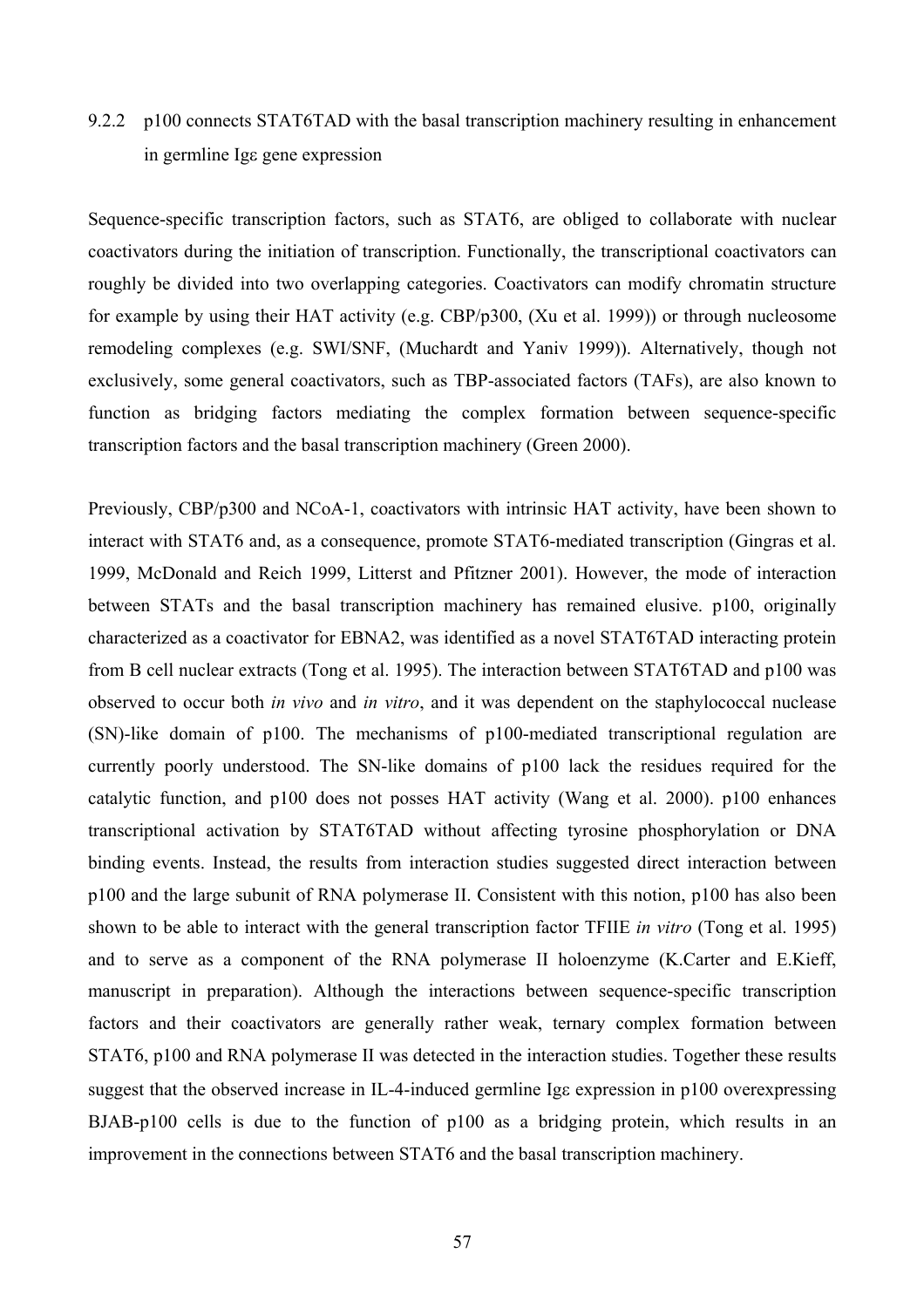### 9.2.2 p100 connects STAT6TAD with the basal transcription machinery resulting in enhancement in germline Igε gene expression

Sequence-specific transcription factors, such as STAT6, are obliged to collaborate with nuclear coactivators during the initiation of transcription. Functionally, the transcriptional coactivators can roughly be divided into two overlapping categories. Coactivators can modify chromatin structure for example by using their HAT activity (e.g. CBP/p300, (Xu et al. 1999)) or through nucleosome remodeling complexes (e.g. SWI/SNF, (Muchardt and Yaniv 1999)). Alternatively, though not exclusively, some general coactivators, such as TBP-associated factors (TAFs), are also known to function as bridging factors mediating the complex formation between sequence-specific transcription factors and the basal transcription machinery (Green 2000).

Previously, CBP/p300 and NCoA-1, coactivators with intrinsic HAT activity, have been shown to interact with STAT6 and, as a consequence, promote STAT6-mediated transcription (Gingras et al. 1999, McDonald and Reich 1999, Litterst and Pfitzner 2001). However, the mode of interaction between STATs and the basal transcription machinery has remained elusive. p100, originally characterized as a coactivator for EBNA2, was identified as a novel STAT6TAD interacting protein from B cell nuclear extracts (Tong et al. 1995). The interaction between STAT6TAD and p100 was observed to occur both *in vivo* and *in vitro*, and it was dependent on the staphylococcal nuclease (SN)-like domain of p100. The mechanisms of p100-mediated transcriptional regulation are currently poorly understood. The SN-like domains of p100 lack the residues required for the catalytic function, and p100 does not posses HAT activity (Wang et al. 2000). p100 enhances transcriptional activation by STAT6TAD without affecting tyrosine phosphorylation or DNA binding events. Instead, the results from interaction studies suggested direct interaction between p100 and the large subunit of RNA polymerase II. Consistent with this notion, p100 has also been shown to be able to interact with the general transcription factor TFIIE *in vitro* (Tong et al. 1995) and to serve as a component of the RNA polymerase II holoenzyme (K.Carter and E.Kieff, manuscript in preparation). Although the interactions between sequence-specific transcription factors and their coactivators are generally rather weak, ternary complex formation between STAT6, p100 and RNA polymerase II was detected in the interaction studies. Together these results suggest that the observed increase in IL-4-induced germline Igε expression in p100 overexpressing BJAB-p100 cells is due to the function of p100 as a bridging protein, which results in an improvement in the connections between STAT6 and the basal transcription machinery.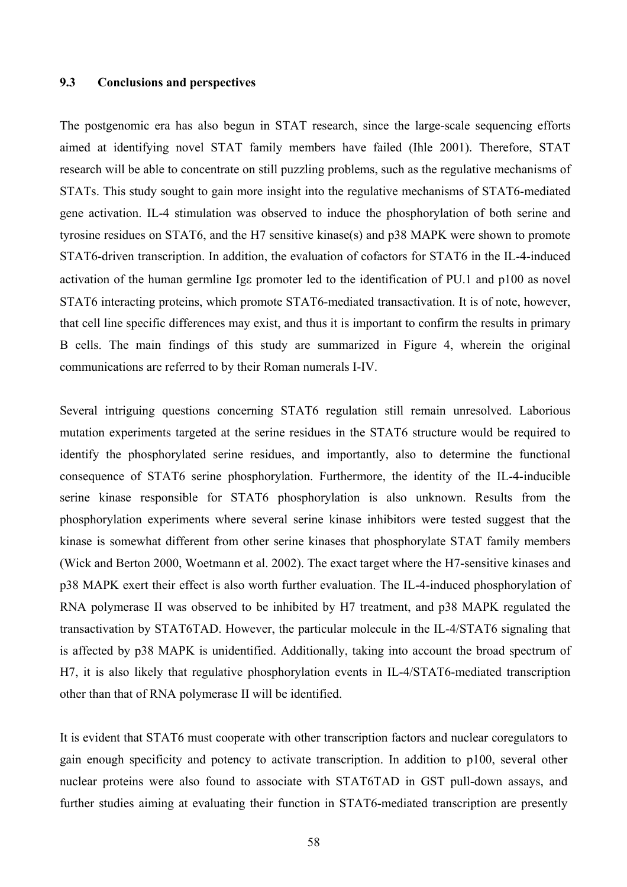### 9.3 Conclusions and perspectives

The postgenomic era has also begun in STAT research, since the large-scale sequencing efforts aimed at identifying novel STAT family members have failed (Ihle 2001). Therefore, STAT research will be able to concentrate on still puzzling problems, such as the regulative mechanisms of STATs. This study sought to gain more insight into the regulative mechanisms of STAT6-mediated gene activation. IL-4 stimulation was observed to induce the phosphorylation of both serine and tyrosine residues on STAT6, and the H7 sensitive kinase(s) and p38 MAPK were shown to promote STAT6-driven transcription. In addition, the evaluation of cofactors for STAT6 in the IL-4-induced activation of the human germline Igε promoter led to the identification of PU.1 and p100 as novel STAT6 interacting proteins, which promote STAT6-mediated transactivation. It is of note, however, that cell line specific differences may exist, and thus it is important to confirm the results in primary B cells. The main findings of this study are summarized in Figure 4, wherein the original communications are referred to by their Roman numerals I-IV.

Several intriguing questions concerning STAT6 regulation still remain unresolved. Laborious mutation experiments targeted at the serine residues in the STAT6 structure would be required to identify the phosphorylated serine residues, and importantly, also to determine the functional consequence of STAT6 serine phosphorylation. Furthermore, the identity of the IL-4-inducible serine kinase responsible for STAT6 phosphorylation is also unknown. Results from the phosphorylation experiments where several serine kinase inhibitors were tested suggest that the kinase is somewhat different from other serine kinases that phosphorylate STAT family members (Wick and Berton 2000, Woetmann et al. 2002). The exact target where the H7-sensitive kinases and p38 MAPK exert their effect is also worth further evaluation. The IL-4-induced phosphorylation of RNA polymerase II was observed to be inhibited by H7 treatment, and p38 MAPK regulated the transactivation by STAT6TAD. However, the particular molecule in the IL-4/STAT6 signaling that is affected by p38 MAPK is unidentified. Additionally, taking into account the broad spectrum of H7, it is also likely that regulative phosphorylation events in IL-4/STAT6-mediated transcription other than that of RNA polymerase II will be identified.

It is evident that STAT6 must cooperate with other transcription factors and nuclear coregulators to gain enough specificity and potency to activate transcription. In addition to p100, several other nuclear proteins were also found to associate with STAT6TAD in GST pull-down assays, and further studies aiming at evaluating their function in STAT6-mediated transcription are presently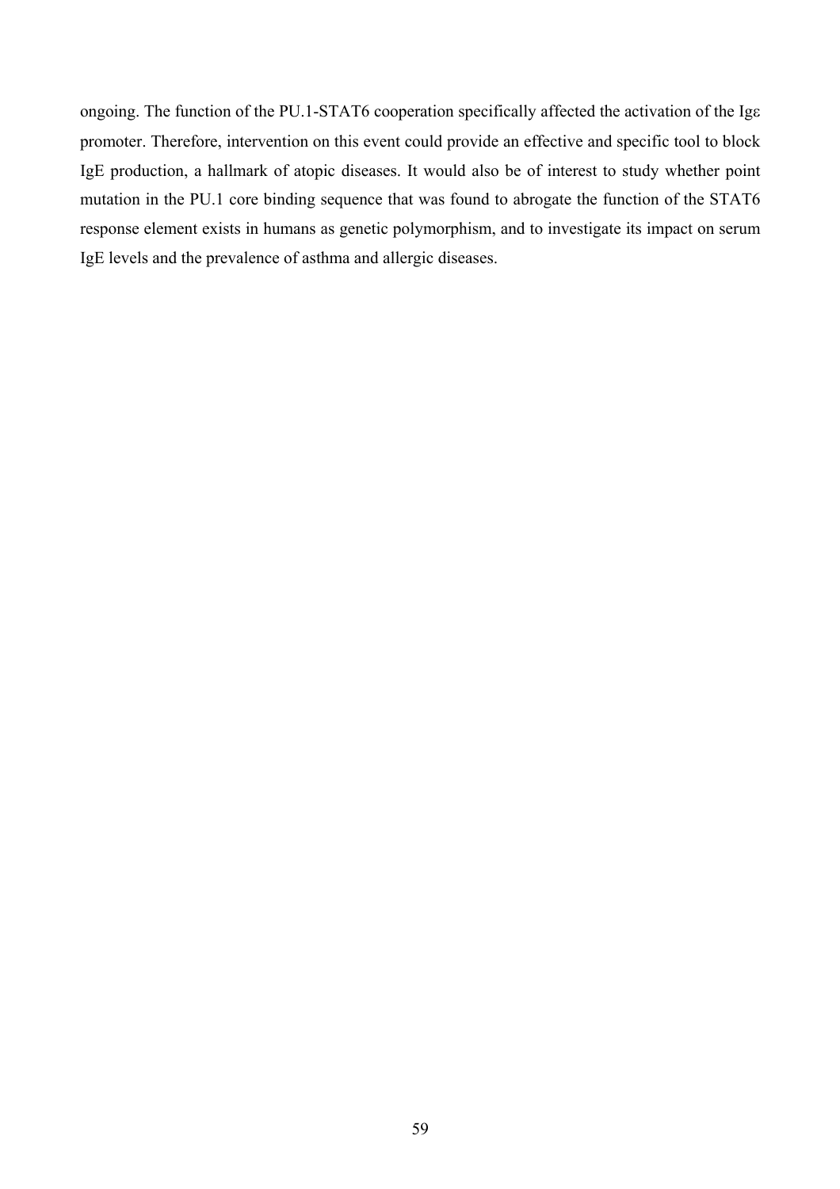ongoing. The function of the PU.1-STAT6 cooperation specifically affected the activation of the Igε promoter. Therefore, intervention on this event could provide an effective and specific tool to block IgE production, a hallmark of atopic diseases. It would also be of interest to study whether point mutation in the PU.1 core binding sequence that was found to abrogate the function of the STAT6 response element exists in humans as genetic polymorphism, and to investigate its impact on serum IgE levels and the prevalence of asthma and allergic diseases.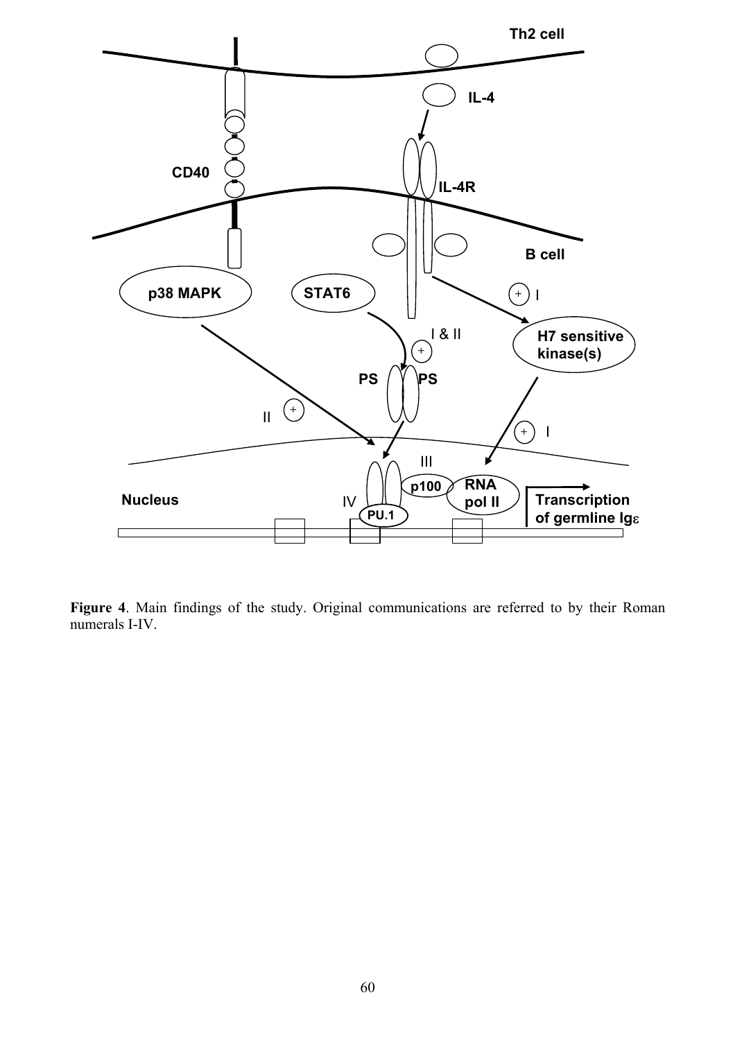**Figure 4**. Main findings of the study. Original communications are referred to by their Roman numerals I-IV.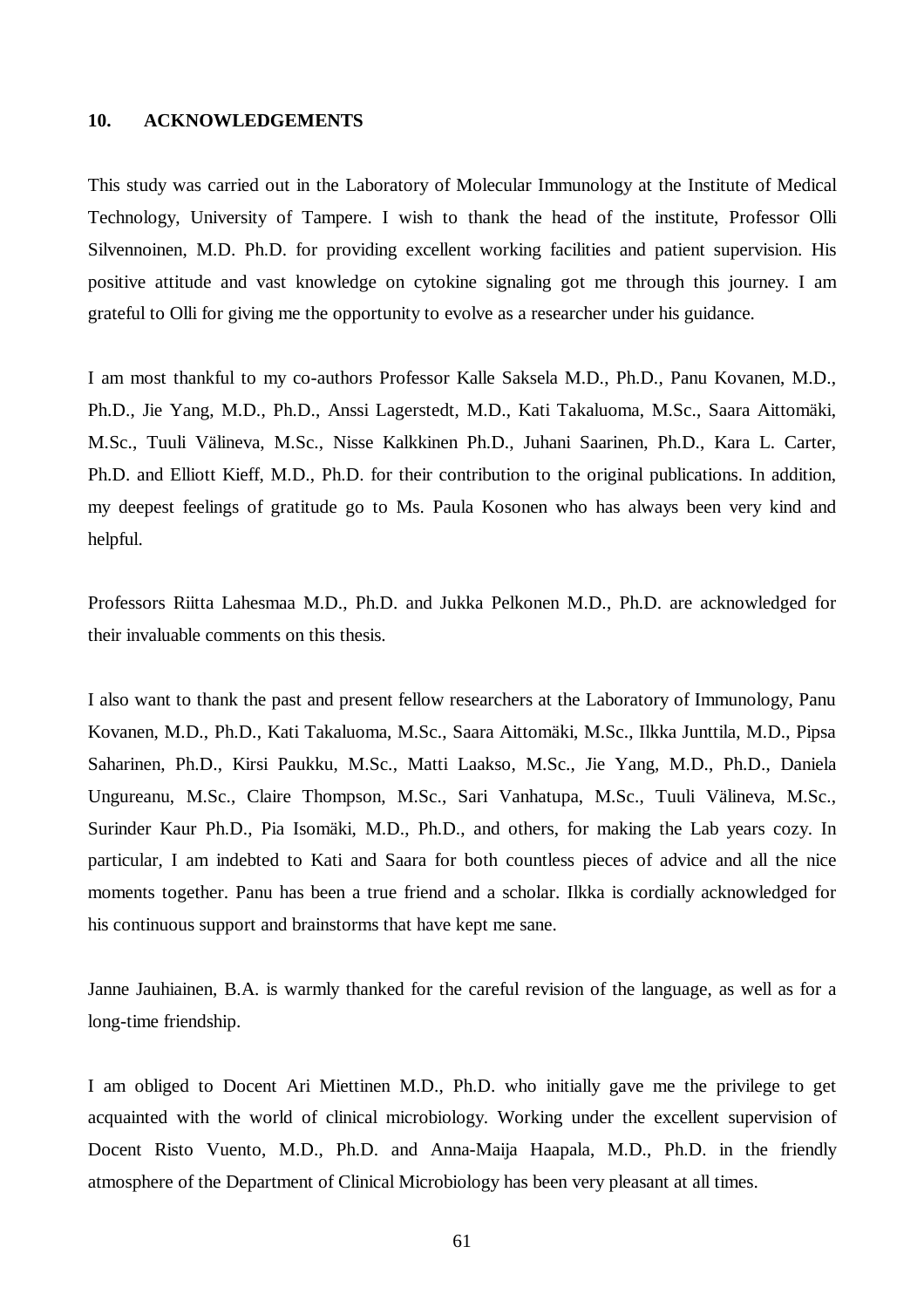## 10. ACKNOWLEDGEMENTS

This study was carried out in the Laboratory of Molecular Immunology at the Institute of Medical Technology, University of Tampere. I wish to thank the head of the institute, Professor Olli Silvennoinen, M.D. Ph.D. for providing excellent working facilities and patient supervision. His positive attitude and vast knowledge on cytokine signaling got me through this journey. I am grateful to Olli for giving me the opportunity to evolve as a researcher under his guidance.

I am most thankful to my co-authors Professor Kalle Saksela M.D., Ph.D., Panu Kovanen, M.D., Ph.D., Jie Yang, M.D., Ph.D., Anssi Lagerstedt, M.D., Kati Takaluoma, M.Sc., Saara Aittomäki, M.Sc., Tuuli Välineva, M.Sc., Nisse Kalkkinen Ph.D., Juhani Saarinen, Ph.D., Kara L. Carter, Ph.D. and Elliott Kieff, M.D., Ph.D. for their contribution to the original publications. In addition, my deepest feelings of gratitude go to Ms. Paula Kosonen who has always been very kind and helpful.

Professors Riitta Lahesmaa M.D., Ph.D. and Jukka Pelkonen M.D., Ph.D. are acknowledged for their invaluable comments on this thesis.

I also want to thank the past and present fellow researchers at the Laboratory of Immunology, Panu Kovanen, M.D., Ph.D., Kati Takaluoma, M.Sc., Saara Aittomäki, M.Sc., Ilkka Junttila, M.D., Pipsa Saharinen, Ph.D., Kirsi Paukku, M.Sc., Matti Laakso, M.Sc., Jie Yang, M.D., Ph.D., Daniela Ungureanu, M.Sc., Claire Thompson, M.Sc., Sari Vanhatupa, M.Sc., Tuuli Välineva, M.Sc., Surinder Kaur Ph.D., Pia Isomäki, M.D., Ph.D., and others, for making the Lab years cozy. In particular, I am indebted to Kati and Saara for both countless pieces of advice and all the nice moments together. Panu has been a true friend and a scholar. Ilkka is cordially acknowledged for his continuous support and brainstorms that have kept me sane.

Janne Jauhiainen, B.A. is warmly thanked for the careful revision of the language, as well as for a long-time friendship.

I am obliged to Docent Ari Miettinen M.D., Ph.D. who initially gave me the privilege to get acquainted with the world of clinical microbiology. Working under the excellent supervision of Docent Risto Vuento, M.D., Ph.D. and Anna-Maija Haapala, M.D., Ph.D. in the friendly atmosphere of the Department of Clinical Microbiology has been very pleasant at all times.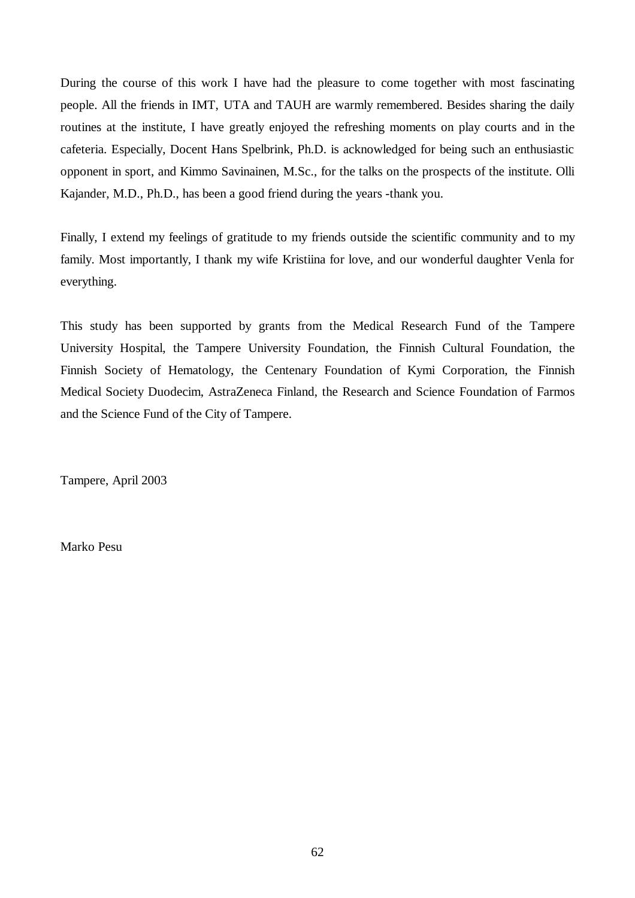During the course of this work I have had the pleasure to come together with most fascinating people. All the friends in IMT, UTA and TAUH are warmly remembered. Besides sharing the daily routines at the institute, I have greatly enjoyed the refreshing moments on play courts and in the cafeteria. Especially, Docent Hans Spelbrink, Ph.D. is acknowledged for being such an enthusiastic opponent in sport, and Kimmo Savinainen, M.Sc., for the talks on the prospects of the institute. Olli Kajander, M.D., Ph.D., has been a good friend during the years -thank you.

Finally, I extend my feelings of gratitude to my friends outside the scientific community and to my family. Most importantly, I thank my wife Kristiina for love, and our wonderful daughter Venla for everything.

This study has been supported by grants from the Medical Research Fund of the Tampere University Hospital, the Tampere University Foundation, the Finnish Cultural Foundation, the Finnish Society of Hematology, the Centenary Foundation of Kymi Corporation, the Finnish Medical Society Duodecim, AstraZeneca Finland, the Research and Science Foundation of Farmos and the Science Fund of the City of Tampere.

Tampere, April 2003

Marko Pesu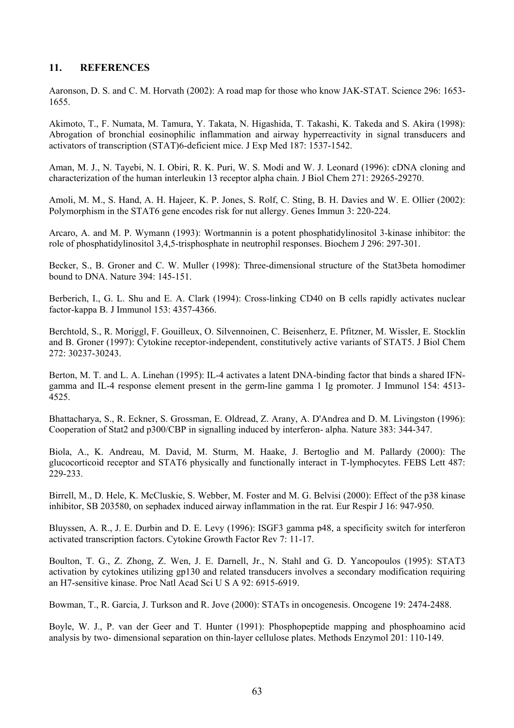## 11. REFERENCES

Aaronson, D. S. and C. M. Horvath (2002): A road map for those who know JAK-STAT. Science 296: 1653-1655.

Akimoto, T., F. Numata, M. Tamura, Y. Takata, N. Higashida, T. Takashi, K. Takeda and S. Akira (1998): Abrogation of bronchial eosinophilic inflammation and airway hyperreactivity in signal transducers and activators of transcription (STAT)6-deficient mice. J Exp Med 187: 1537-1542.

Aman, M. J., N. Tayebi, N. I. Obiri, R. K. Puri, W. S. Modi and W. J. Leonard (1996): cDNA cloning and characterization of the human interleukin 13 receptor alpha chain. J Biol Chem 271: 29265-29270.

Amoli, M. M., S. Hand, A. H. Hajeer, K. P. Jones, S. Rolf, C. Sting, B. H. Davies and W. E. Ollier (2002): Polymorphism in the STAT6 gene encodes risk for nut allergy. Genes Immun 3: 220-224.

Arcaro, A. and M. P. Wymann (1993): Wortmannin is a potent phosphatidylinositol 3-kinase inhibitor: the role of phosphatidylinositol 3,4,5-trisphosphate in neutrophil responses. Biochem J 296: 297-301.

Becker, S., B. Groner and C. W. Muller (1998): Three-dimensional structure of the Stat3beta homodimer bound to DNA. Nature 394: 145-151.

Berberich, I., G. L. Shu and E. A. Clark (1994): Cross-linking CD40 on B cells rapidly activates nuclear factor-kappa B. J Immunol 153: 4357-4366.

Berchtold, S., R. Moriggl, F. Gouilleux, O. Silvennoinen, C. Beisenherz, E. Pfitzner, M. Wissler, E. Stocklin and B. Groner (1997): Cytokine receptor-independent, constitutively active variants of STAT5. J Biol Chem 272: 30237-30243.

Berton, M. T. and L. A. Linehan (1995): IL-4 activates a latent DNA-binding factor that binds a shared IFN-gamma and IL-4 response element present in the germ-line gamma 1 Ig promoter. J Immunol 154: 4513-4525.

Bhattacharya, S., R. Eckner, S. Grossman, E. Oldread, Z. Arany, A. D'Andrea and D. M. Livingston (1996): Cooperation of Stat2 and p300/CBP in signalling induced by interferon- alpha. Nature 383: 344-347.

Biola, A., K. Andreau, M. David, M. Sturm, M. Haake, J. Bertoglio and M. Pallardy (2000): The glucocorticoid receptor and STAT6 physically and functionally interact in T-lymphocytes. FEBS Lett 487: 229-233.

Birrell, M., D. Hele, K. McCluskie, S. Webber, M. Foster and M. G. Belvisi (2000): Effect of the p38 kinase inhibitor, SB 203580, on sephadex induced airway inflammation in the rat. Eur Respir J 16: 947-950.

Bluyssen, A. R., J. E. Durbin and D. E. Levy (1996): ISGF3 gamma p48, a specificity switch for interferon activated transcription factors. Cytokine Growth Factor Rev 7: 11-17.

Boulton, T. G., Z. Zhong, Z. Wen, J. E. Darnell, Jr., N. Stahl and G. D. Yancopoulos (1995): STAT3 activation by cytokines utilizing gp130 and related transducers involves a secondary modification requiring an H7-sensitive kinase. Proc Natl Acad Sci U S A 92: 6915-6919.

Bowman, T., R. Garcia, J. Turkson and R. Jove (2000): STATs in oncogenesis. Oncogene 19: 2474-2488.

Boyle, W. J., P. van der Geer and T. Hunter (1991): Phosphopeptide mapping and phosphoamino acid analysis by two- dimensional separation on thin-layer cellulose plates. Methods Enzymol 201: 110-149.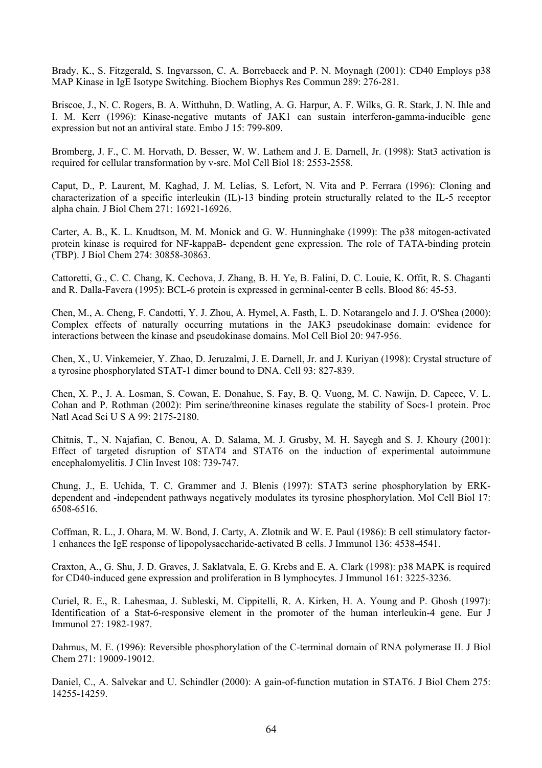Brady, K., S. Fitzgerald, S. Ingvarsson, C. A. Borrebaeck and P. N. Moynagh (2001): CD40 Employs p38 MAP Kinase in IgE Isotype Switching. Biochem Biophys Res Commun 289: 276-281.

Briscoe, J., N. C. Rogers, B. A. Witthuhn, D. Watling, A. G. Harpur, A. F. Wilks, G. R. Stark, J. N. Ihle and I. M. Kerr (1996): Kinase-negative mutants of JAK1 can sustain interferon-gamma-inducible gene expression but not an antiviral state. Embo J 15: 799-809.

Bromberg, J. F., C. M. Horvath, D. Besser, W. W. Lathem and J. E. Darnell, Jr. (1998): Stat3 activation is required for cellular transformation by v-src. Mol Cell Biol 18: 2553-2558.

Caput, D., P. Laurent, M. Kaghad, J. M. Lelias, S. Lefort, N. Vita and P. Ferrara (1996): Cloning and characterization of a specific interleukin (IL)-13 binding protein structurally related to the IL-5 receptor alpha chain. J Biol Chem 271: 16921-16926.

Carter, A. B., K. L. Knudtson, M. M. Monick and G. W. Hunninghake (1999): The p38 mitogen-activated protein kinase is required for NF-kappaB- dependent gene expression. The role of TATA-binding protein (TBP). J Biol Chem 274: 30858-30863.

Cattoretti, G., C. C. Chang, K. Cechova, J. Zhang, B. H. Ye, B. Falini, D. C. Louie, K. Offit, R. S. Chaganti and R. Dalla-Favera (1995): BCL-6 protein is expressed in germinal-center B cells. Blood 86: 45-53.

Chen, M., A. Cheng, F. Candotti, Y. J. Zhou, A. Hymel, A. Fasth, L. D. Notarangelo and J. J. O'Shea (2000): Complex effects of naturally occurring mutations in the JAK3 pseudokinase domain: evidence for interactions between the kinase and pseudokinase domains. Mol Cell Biol 20: 947-956.

Chen, X., U. Vinkemeier, Y. Zhao, D. Jeruzalmi, J. E. Darnell, Jr. and J. Kuriyan (1998): Crystal structure of a tyrosine phosphorylated STAT-1 dimer bound to DNA. Cell 93: 827-839.

Chen, X. P., J. A. Losman, S. Cowan, E. Donahue, S. Fay, B. Q. Vuong, M. C. Nawijn, D. Capece, V. L. Cohan and P. Rothman (2002): Pim serine/threonine kinases regulate the stability of Socs-1 protein. Proc Natl Acad Sci U S A 99: 2175-2180.

Chitnis, T., N. Najafian, C. Benou, A. D. Salama, M. J. Grusby, M. H. Sayegh and S. J. Khoury (2001): Effect of targeted disruption of STAT4 and STAT6 on the induction of experimental autoimmune encephalomyelitis. J Clin Invest 108: 739-747.

Chung, J., E. Uchida, T. C. Grammer and J. Blenis (1997): STAT3 serine phosphorylation by ERK-dependent and -independent pathways negatively modulates its tyrosine phosphorylation. Mol Cell Biol 17: 6508-6516.

Coffman, R. L., J. Ohara, M. W. Bond, J. Carty, A. Zlotnik and W. E. Paul (1986): B cell stimulatory factor-1 enhances the IgE response of lipopolysaccharide-activated B cells. J Immunol 136: 4538-4541.

Craxton, A., G. Shu, J. D. Graves, J. Saklatvala, E. G. Krebs and E. A. Clark (1998): p38 MAPK is required for CD40-induced gene expression and proliferation in B lymphocytes. J Immunol 161: 3225-3236.

Curiel, R. E., R. Lahesmaa, J. Subleski, M. Cippitelli, R. A. Kirken, H. A. Young and P. Ghosh (1997): Identification of a Stat-6-responsive element in the promoter of the human interleukin-4 gene. Eur J Immunol 27: 1982-1987.

Dahmus, M. E. (1996): Reversible phosphorylation of the C-terminal domain of RNA polymerase II. J Biol Chem 271: 19009-19012.

Daniel, C., A. Salvekar and U. Schindler (2000): A gain-of-function mutation in STAT6. J Biol Chem 275: 14255-14259.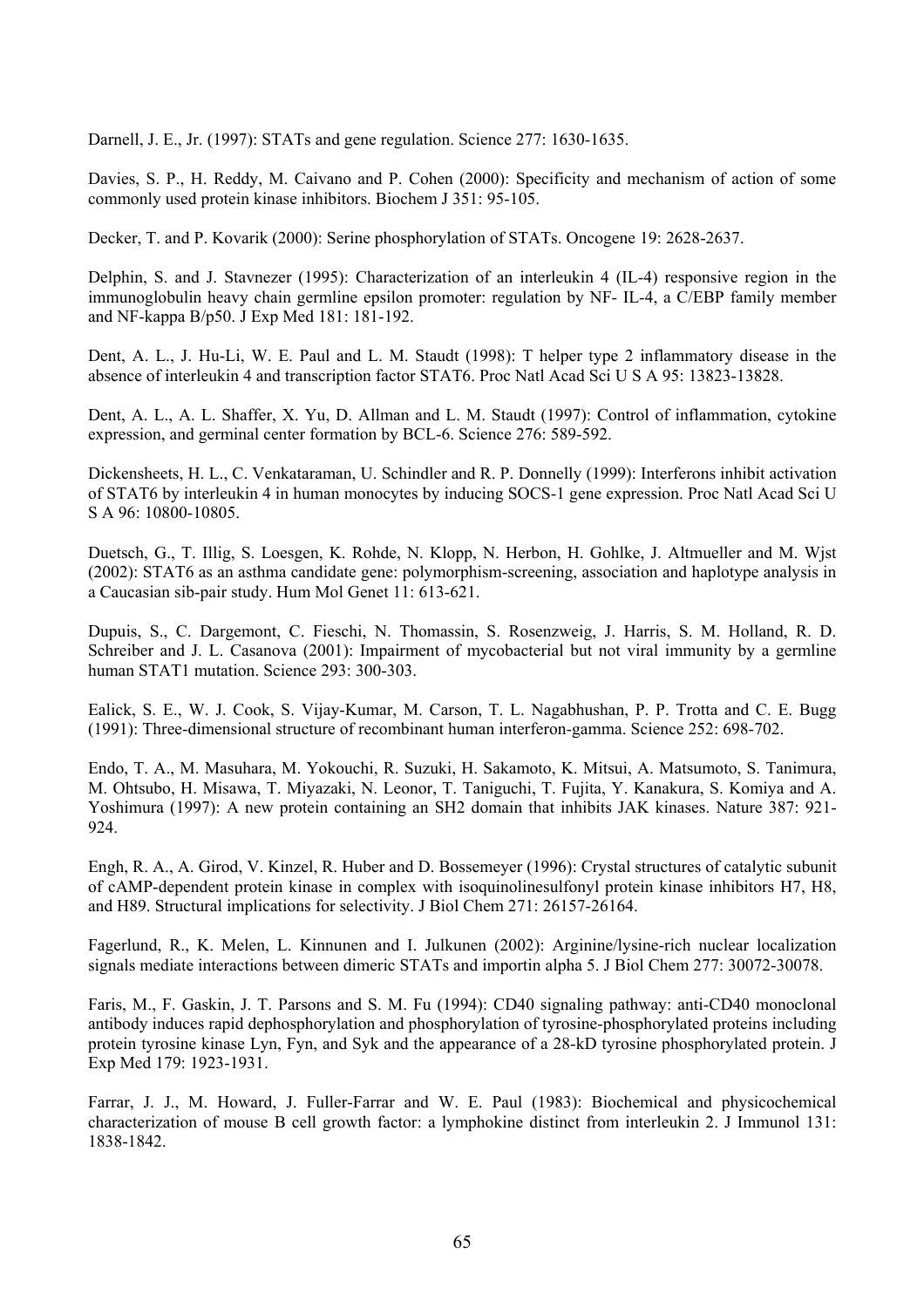Darnell, J. E., Jr. (1997): STATs and gene regulation. Science 277: 1630-1635.

Davies, S. P., H. Reddy, M. Caivano and P. Cohen (2000): Specificity and mechanism of action of some commonly used protein kinase inhibitors. Biochem J 351: 95-105.

Decker, T. and P. Kovarik (2000): Serine phosphorylation of STATs. Oncogene 19: 2628-2637.

Delphin, S. and J. Stavnezer (1995): Characterization of an interleukin 4 (IL-4) responsive region in the immunoglobulin heavy chain germline epsilon promoter: regulation by NF- IL-4, a C/EBP family member and NF-kappa B/p50. J Exp Med 181: 181-192.

Dent, A. L., J. Hu-Li, W. E. Paul and L. M. Staudt (1998): T helper type 2 inflammatory disease in the absence of interleukin 4 and transcription factor STAT6. Proc Natl Acad Sci U S A 95: 13823-13828.

Dent, A. L., A. L. Shaffer, X. Yu, D. Allman and L. M. Staudt (1997): Control of inflammation, cytokine expression, and germinal center formation by BCL-6. Science 276: 589-592.

Dickensheets, H. L., C. Venkataraman, U. Schindler and R. P. Donnelly (1999): Interferons inhibit activation of STAT6 by interleukin 4 in human monocytes by inducing SOCS-1 gene expression. Proc Natl Acad Sci U S A 96: 10800-10805.

Duetsch, G., T. Illig, S. Loesgen, K. Rohde, N. Klopp, N. Herbon, H. Gohlke, J. Altmueller and M. Wjst (2002): STAT6 as an asthma candidate gene: polymorphism-screening, association and haplotype analysis in a Caucasian sib-pair study. Hum Mol Genet 11: 613-621.

Dupuis, S., C. Dargemont, C. Fieschi, N. Thomassin, S. Rosenzweig, J. Harris, S. M. Holland, R. D. Schreiber and J. L. Casanova (2001): Impairment of mycobacterial but not viral immunity by a germline human STAT1 mutation. Science 293: 300-303.

Ealick, S. E., W. J. Cook, S. Vijay-Kumar, M. Carson, T. L. Nagabhushan, P. P. Trotta and C. E. Bugg (1991): Three-dimensional structure of recombinant human interferon-gamma. Science 252: 698-702.

Endo, T. A., M. Masuhara, M. Yokouchi, R. Suzuki, H. Sakamoto, K. Mitsui, A. Matsumoto, S. Tanimura, M. Ohtsubo, H. Misawa, T. Miyazaki, N. Leonor, T. Taniguchi, T. Fujita, Y. Kanakura, S. Komiya and A. Yoshimura (1997): A new protein containing an SH2 domain that inhibits JAK kinases. Nature 387: 921-924.

Engh, R. A., A. Girod, V. Kinzel, R. Huber and D. Bossemeyer (1996): Crystal structures of catalytic subunit of cAMP-dependent protein kinase in complex with isoquinolinesulfonyl protein kinase inhibitors H7, H8, and H89. Structural implications for selectivity. J Biol Chem 271: 26157-26164.

Fagerlund, R., K. Melen, L. Kinnunen and I. Julkunen (2002): Arginine/lysine-rich nuclear localization signals mediate interactions between dimeric STATs and importin alpha 5. J Biol Chem 277: 30072-30078.

Faris, M., F. Gaskin, J. T. Parsons and S. M. Fu (1994): CD40 signaling pathway: anti-CD40 monoclonal antibody induces rapid dephosphorylation and phosphorylation of tyrosine-phosphorylated proteins including protein tyrosine kinase Lyn, Fyn, and Syk and the appearance of a 28-kD tyrosine phosphorylated protein. J Exp Med 179: 1923-1931.

Farrar, J. J., M. Howard, J. Fuller-Farrar and W. E. Paul (1983): Biochemical and physicochemical characterization of mouse B cell growth factor: a lymphokine distinct from interleukin 2. J Immunol 131: 1838-1842.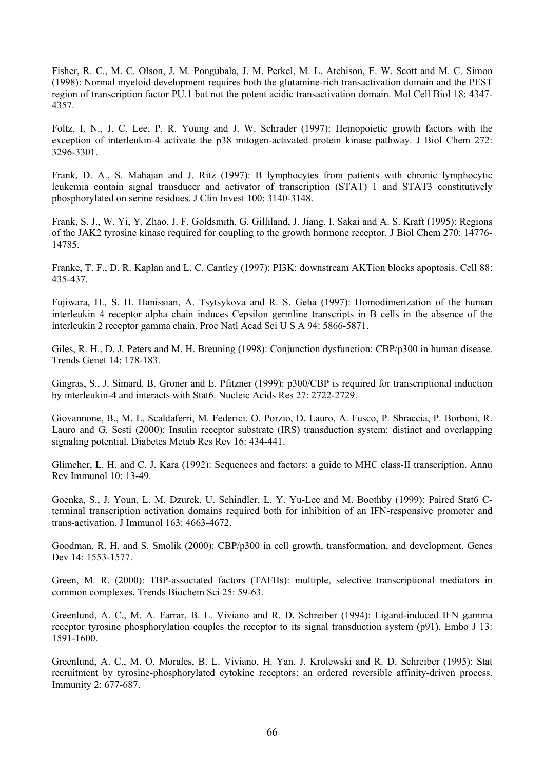Fisher, R. C., M. C. Olson, J. M. Pongubala, J. M. Perkel, M. L. Atchison, E. W. Scott and M. C. Simon (1998): Normal myeloid development requires both the glutamine-rich transactivation domain and the PEST region of transcription factor PU.1 but not the potent acidic transactivation domain. Mol Cell Biol 18: 4347-4357.

Foltz, I. N., J. C. Lee, P. R. Young and J. W. Schrader (1997): Hemopoietic growth factors with the exception of interleukin-4 activate the p38 mitogen-activated protein kinase pathway. J Biol Chem 272: 3296-3301.

Frank, D. A., S. Mahajan and J. Ritz (1997): B lymphocytes from patients with chronic lymphocytic leukemia contain signal transducer and activator of transcription (STAT) 1 and STAT3 constitutively phosphorylated on serine residues. J Clin Invest 100: 3140-3148.

Frank, S. J., W. Yi, Y. Zhao, J. F. Goldsmith, G. Gilliland, J. Jiang, I. Sakai and A. S. Kraft (1995): Regions of the JAK2 tyrosine kinase required for coupling to the growth hormone receptor. J Biol Chem 270: 14776-14785.

Franke, T. F., D. R. Kaplan and L. C. Cantley (1997): PI3K: downstream AKTion blocks apoptosis. Cell 88: 435-437.

Fujiwara, H., S. H. Hanissian, A. Tsytsykova and R. S. Geha (1997): Homodimerization of the human interleukin 4 receptor alpha chain induces Cepsilon germline transcripts in B cells in the absence of the interleukin 2 receptor gamma chain. Proc Natl Acad Sci U S A 94: 5866-5871.

Giles, R. H., D. J. Peters and M. H. Breuning (1998): Conjunction dysfunction: CBP/p300 in human disease. Trends Genet 14: 178-183.

Gingras, S., J. Simard, B. Groner and E. Pfitzner (1999): p300/CBP is required for transcriptional induction by interleukin-4 and interacts with Stat6. Nucleic Acids Res 27: 2722-2729.

Giovannone, B., M. L. Scaldaferri, M. Federici, O. Porzio, D. Lauro, A. Fusco, P. Sbraccia, P. Borboni, R. Lauro and G. Sesti (2000): Insulin receptor substrate (IRS) transduction system: distinct and overlapping signaling potential. Diabetes Metab Res Rev 16: 434-441.

Glimcher, L. H. and C. J. Kara (1992): Sequences and factors: a guide to MHC class-II transcription. Annu Rev Immunol 10: 13-49.

Goenka, S., J. Youn, L. M. Dzurek, U. Schindler, L. Y. Yu-Lee and M. Boothby (1999): Paired Stat6 C-terminal transcription activation domains required both for inhibition of an IFN-responsive promoter and trans-activation. J Immunol 163: 4663-4672.

Goodman, R. H. and S. Smolik (2000): CBP/p300 in cell growth, transformation, and development. Genes Dev 14: 1553-1577.

Green, M. R. (2000): TBP-associated factors (TAFIIs): multiple, selective transcriptional mediators in common complexes. Trends Biochem Sci 25: 59-63.

Greenlund, A. C., M. A. Farrar, B. L. Viviano and R. D. Schreiber (1994): Ligand-induced IFN gamma receptor tyrosine phosphorylation couples the receptor to its signal transduction system (p91). Embo J 13: 1591-1600.

Greenlund, A. C., M. O. Morales, B. L. Viviano, H. Yan, J. Krolewski and R. D. Schreiber (1995): Stat recruitment by tyrosine-phosphorylated cytokine receptors: an ordered reversible affinity-driven process. Immunity 2: 677-687.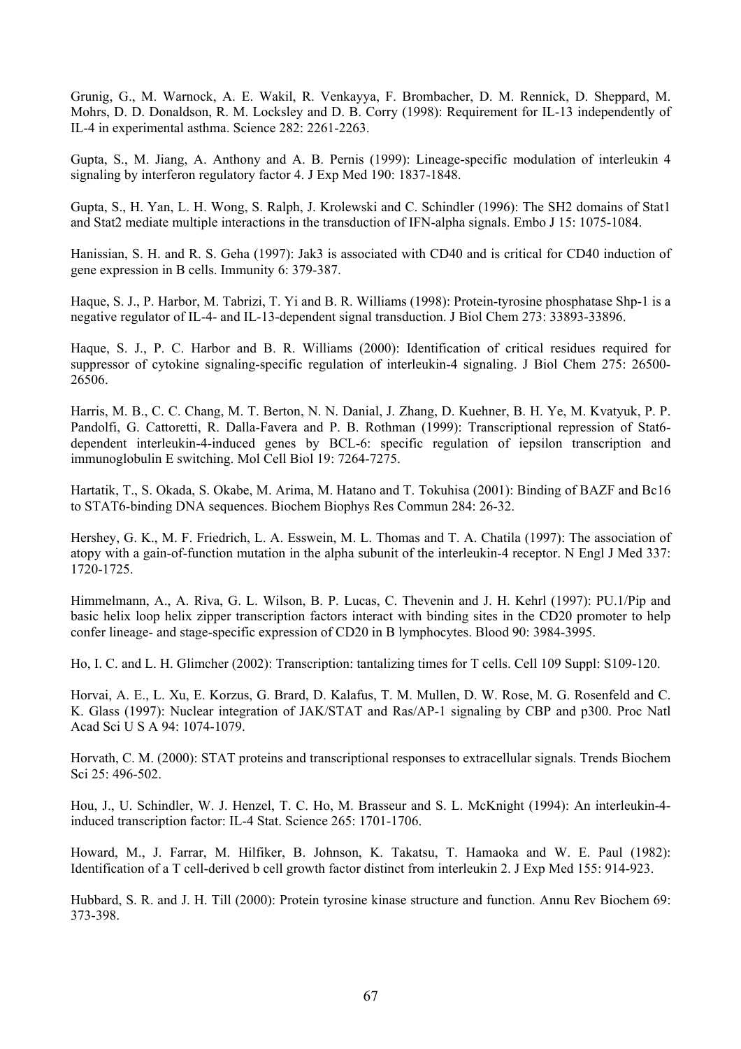Grunig, G., M. Warnock, A. E. Wakil, R. Venkayya, F. Brombacher, D. M. Rennick, D. Sheppard, M. Mohrs, D. D. Donaldson, R. M. Locksley and D. B. Corry (1998): Requirement for IL-13 independently of IL-4 in experimental asthma. Science 282: 2261-2263.

Gupta, S., M. Jiang, A. Anthony and A. B. Pernis (1999): Lineage-specific modulation of interleukin 4 signaling by interferon regulatory factor 4. J Exp Med 190: 1837-1848.

Gupta, S., H. Yan, L. H. Wong, S. Ralph, J. Krolewski and C. Schindler (1996): The SH2 domains of Stat1 and Stat2 mediate multiple interactions in the transduction of IFN-alpha signals. Embo J 15: 1075-1084.

Hanissian, S. H. and R. S. Geha (1997): Jak3 is associated with CD40 and is critical for CD40 induction of gene expression in B cells. Immunity 6: 379-387.

Haque, S. J., P. Harbor, M. Tabrizi, T. Yi and B. R. Williams (1998): Protein-tyrosine phosphatase Shp-1 is a negative regulator of IL-4- and IL-13-dependent signal transduction. J Biol Chem 273: 33893-33896.

Haque, S. J., P. C. Harbor and B. R. Williams (2000): Identification of critical residues required for suppressor of cytokine signaling-specific regulation of interleukin-4 signaling. J Biol Chem 275: 26500-26506.

Harris, M. B., C. C. Chang, M. T. Berton, N. N. Danial, J. Zhang, D. Kuehner, B. H. Ye, M. Kvatyuk, P. P. Pandolfi, G. Cattoretti, R. Dalla-Favera and P. B. Rothman (1999): Transcriptional repression of Stat6-dependent interleukin-4-induced genes by BCL-6: specific regulation of iepsilon transcription and immunoglobulin E switching. Mol Cell Biol 19: 7264-7275.

Hartatik, T., S. Okada, S. Okabe, M. Arima, M. Hatano and T. Tokuhisa (2001): Binding of BAZF and Bc16 to STAT6-binding DNA sequences. Biochem Biophys Res Commun 284: 26-32.

Hershey, G. K., M. F. Friedrich, L. A. Esswein, M. L. Thomas and T. A. Chatila (1997): The association of atopy with a gain-of-function mutation in the alpha subunit of the interleukin-4 receptor. N Engl J Med 337: 1720-1725.

Himmelmann, A., A. Riva, G. L. Wilson, B. P. Lucas, C. Thevenin and J. H. Kehrl (1997): PU.1/Pip and basic helix loop helix zipper transcription factors interact with binding sites in the CD20 promoter to help confer lineage- and stage-specific expression of CD20 in B lymphocytes. Blood 90: 3984-3995.

Ho, I. C. and L. H. Glimcher (2002): Transcription: tantalizing times for T cells. Cell 109 Suppl: S109-120.

Horvai, A. E., L. Xu, E. Korzus, G. Brard, D. Kalafus, T. M. Mullen, D. W. Rose, M. G. Rosenfeld and C. K. Glass (1997): Nuclear integration of JAK/STAT and Ras/AP-1 signaling by CBP and p300. Proc Natl Acad Sci U S A 94: 1074-1079.

Horvath, C. M. (2000): STAT proteins and transcriptional responses to extracellular signals. Trends Biochem Sci 25: 496-502.

Hou, J., U. Schindler, W. J. Henzel, T. C. Ho, M. Brasseur and S. L. McKnight (1994): An interleukin-4-induced transcription factor: IL-4 Stat. Science 265: 1701-1706.

Howard, M., J. Farrar, M. Hilfiker, B. Johnson, K. Takatsu, T. Hamaoka and W. E. Paul (1982): Identification of a T cell-derived b cell growth factor distinct from interleukin 2. J Exp Med 155: 914-923.

Hubbard, S. R. and J. H. Till (2000): Protein tyrosine kinase structure and function. Annu Rev Biochem 69: 373-398.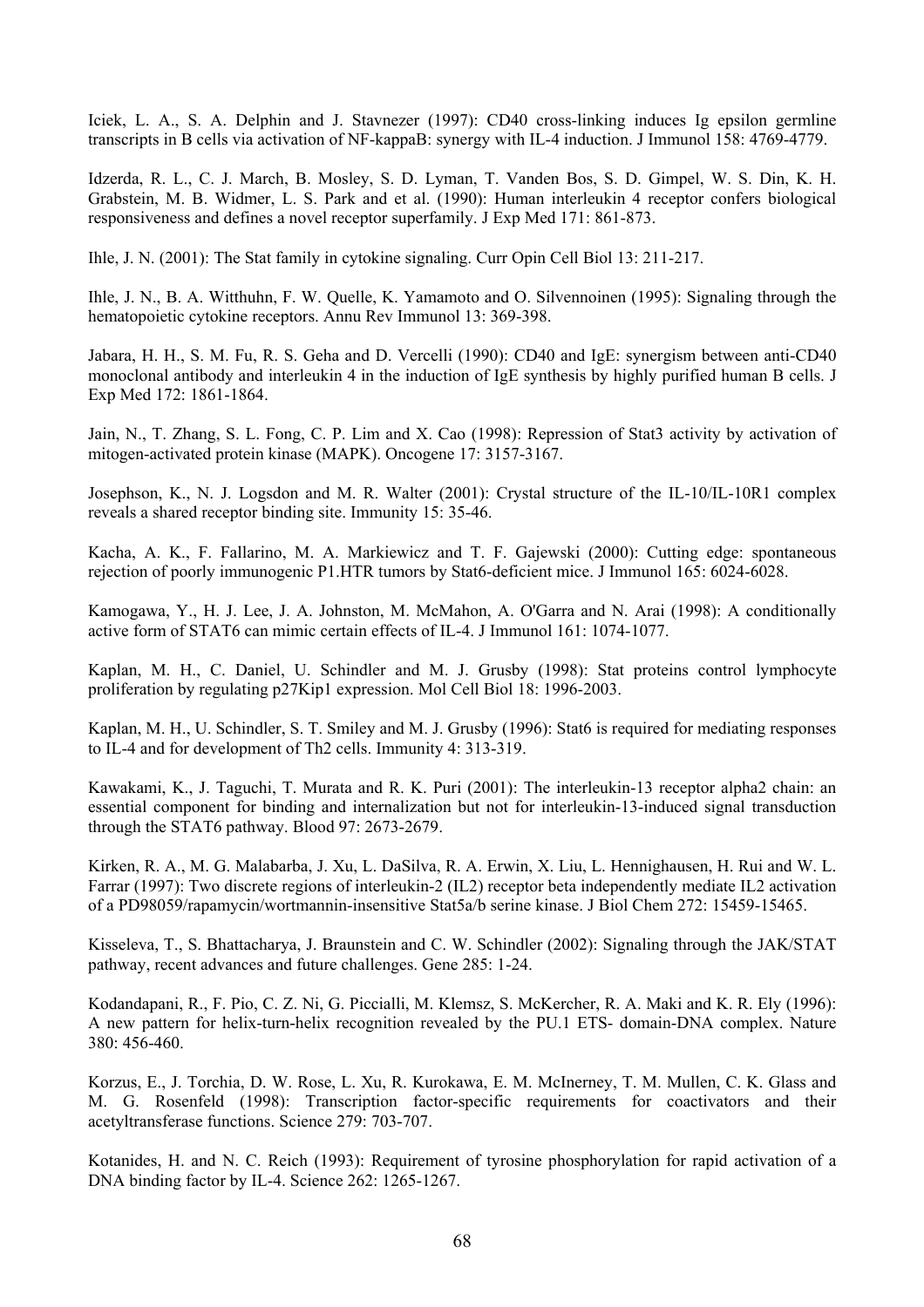Iciek, L. A., S. A. Delphin and J. Stavnezer (1997): CD40 cross-linking induces Ig epsilon germline transcripts in B cells via activation of NF-kappaB: synergy with IL-4 induction. J Immunol 158: 4769-4779.

Idzerda, R. L., C. J. March, B. Mosley, S. D. Lyman, T. Vanden Bos, S. D. Gimpel, W. S. Din, K. H. Grabstein, M. B. Widmer, L. S. Park and et al. (1990): Human interleukin 4 receptor confers biological responsiveness and defines a novel receptor superfamily. J Exp Med 171: 861-873.

Ihle, J. N. (2001): The Stat family in cytokine signaling. Curr Opin Cell Biol 13: 211-217.

Ihle, J. N., B. A. Witthuhn, F. W. Quelle, K. Yamamoto and O. Silvennoinen (1995): Signaling through the hematopoietic cytokine receptors. Annu Rev Immunol 13: 369-398.

Jabara, H. H., S. M. Fu, R. S. Geha and D. Vercelli (1990): CD40 and IgE: synergism between anti-CD40 monoclonal antibody and interleukin 4 in the induction of IgE synthesis by highly purified human B cells. J Exp Med 172: 1861-1864.

Jain, N., T. Zhang, S. L. Fong, C. P. Lim and X. Cao (1998): Repression of Stat3 activity by activation of mitogen-activated protein kinase (MAPK). Oncogene 17: 3157-3167.

Josephson, K., N. J. Logsdon and M. R. Walter (2001): Crystal structure of the IL-10/IL-10R1 complex reveals a shared receptor binding site. Immunity 15: 35-46.

Kacha, A. K., F. Fallarino, M. A. Markiewicz and T. F. Gajewski (2000): Cutting edge: spontaneous rejection of poorly immunogenic P1.HTR tumors by Stat6-deficient mice. J Immunol 165: 6024-6028.

Kamogawa, Y., H. J. Lee, J. A. Johnston, M. McMahon, A. O'Garra and N. Arai (1998): A conditionally active form of STAT6 can mimic certain effects of IL-4. J Immunol 161: 1074-1077.

Kaplan, M. H., C. Daniel, U. Schindler and M. J. Grusby (1998): Stat proteins control lymphocyte proliferation by regulating p27Kip1 expression. Mol Cell Biol 18: 1996-2003.

Kaplan, M. H., U. Schindler, S. T. Smiley and M. J. Grusby (1996): Stat6 is required for mediating responses to IL-4 and for development of Th2 cells. Immunity 4: 313-319.

Kawakami, K., J. Taguchi, T. Murata and R. K. Puri (2001): The interleukin-13 receptor alpha2 chain: an essential component for binding and internalization but not for interleukin-13-induced signal transduction through the STAT6 pathway. Blood 97: 2673-2679.

Kirken, R. A., M. G. Malabarba, J. Xu, L. DaSilva, R. A. Erwin, X. Liu, L. Hennighausen, H. Rui and W. L. Farrar (1997): Two discrete regions of interleukin-2 (IL2) receptor beta independently mediate IL2 activation of a PD98059/rapamycin/wortmannin-insensitive Stat5a/b serine kinase. J Biol Chem 272: 15459-15465.

Kisseleva, T., S. Bhattacharya, J. Braunstein and C. W. Schindler (2002): Signaling through the JAK/STAT pathway, recent advances and future challenges. Gene 285: 1-24.

Kodandapani, R., F. Pio, C. Z. Ni, G. Piccialli, M. Klemsz, S. McKercher, R. A. Maki and K. R. Ely (1996): A new pattern for helix-turn-helix recognition revealed by the PU.1 ETS- domain-DNA complex. Nature 380: 456-460.

Korzus, E., J. Torchia, D. W. Rose, L. Xu, R. Kurokawa, E. M. McInerney, T. M. Mullen, C. K. Glass and M. G. Rosenfeld (1998): Transcription factor-specific requirements for coactivators and their acetyltransferase functions. Science 279: 703-707.

Kotanides, H. and N. C. Reich (1993): Requirement of tyrosine phosphorylation for rapid activation of a DNA binding factor by IL-4. Science 262: 1265-1267.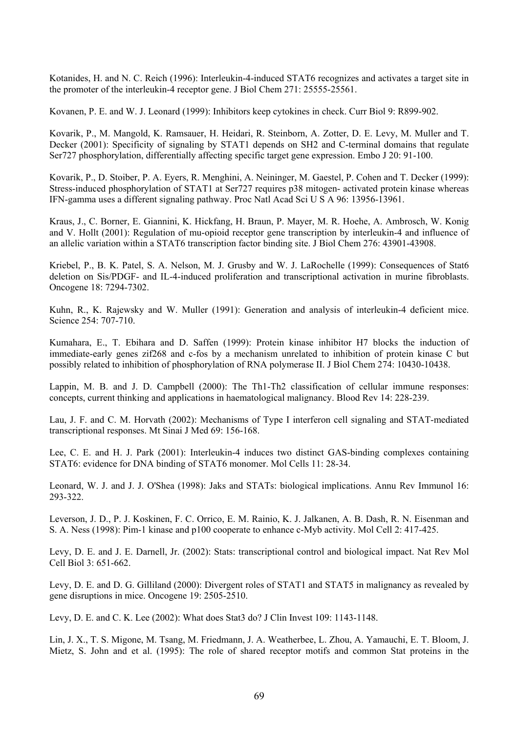Kotanides, H. and N. C. Reich (1996): Interleukin-4-induced STAT6 recognizes and activates a target site in the promoter of the interleukin-4 receptor gene. J Biol Chem 271: 25555-25561.

Kovanen, P. E. and W. J. Leonard (1999): Inhibitors keep cytokines in check. Curr Biol 9: R899-902.

Kovarik, P., M. Mangold, K. Ramsauer, H. Heidari, R. Steinborn, A. Zotter, D. E. Levy, M. Muller and T. Decker (2001): Specificity of signaling by STAT1 depends on SH2 and C-terminal domains that regulate Ser727 phosphorylation, differentially affecting specific target gene expression. Embo J 20: 91-100.

Kovarik, P., D. Stoiber, P. A. Eyers, R. Menghini, A. Neininger, M. Gaestel, P. Cohen and T. Decker (1999): Stress-induced phosphorylation of STAT1 at Ser727 requires p38 mitogen- activated protein kinase whereas IFN-gamma uses a different signaling pathway. Proc Natl Acad Sci U S A 96: 13956-13961.

Kraus, J., C. Borner, E. Giannini, K. Hickfang, H. Braun, P. Mayer, M. R. Hoehe, A. Ambrosch, W. Konig and V. Hollt (2001): Regulation of mu-opioid receptor gene transcription by interleukin-4 and influence of an allelic variation within a STAT6 transcription factor binding site. J Biol Chem 276: 43901-43908.

Kriebel, P., B. K. Patel, S. A. Nelson, M. J. Grusby and W. J. LaRochelle (1999): Consequences of Stat6 deletion on Sis/PDGF- and IL-4-induced proliferation and transcriptional activation in murine fibroblasts. Oncogene 18: 7294-7302.

Kuhn, R., K. Rajewsky and W. Muller (1991): Generation and analysis of interleukin-4 deficient mice. Science 254: 707-710.

Kumahara, E., T. Ebihara and D. Saffen (1999): Protein kinase inhibitor H7 blocks the induction of immediate-early genes zif268 and c-fos by a mechanism unrelated to inhibition of protein kinase C but possibly related to inhibition of phosphorylation of RNA polymerase II. J Biol Chem 274: 10430-10438.

Lappin, M. B. and J. D. Campbell (2000): The Th1-Th2 classification of cellular immune responses: concepts, current thinking and applications in haematological malignancy. Blood Rev 14: 228-239.

Lau, J. F. and C. M. Horvath (2002): Mechanisms of Type I interferon cell signaling and STAT-mediated transcriptional responses. Mt Sinai J Med 69: 156-168.

Lee, C. E. and H. J. Park (2001): Interleukin-4 induces two distinct GAS-binding complexes containing STAT6: evidence for DNA binding of STAT6 monomer. Mol Cells 11: 28-34.

Leonard, W. J. and J. J. O'Shea (1998): Jaks and STATs: biological implications. Annu Rev Immunol 16: 293-322.

Leverson, J. D., P. J. Koskinen, F. C. Orrico, E. M. Rainio, K. J. Jalkanen, A. B. Dash, R. N. Eisenman and S. A. Ness (1998): Pim-1 kinase and p100 cooperate to enhance c-Myb activity. Mol Cell 2: 417-425.

Levy, D. E. and J. E. Darnell, Jr. (2002): Stats: transcriptional control and biological impact. Nat Rev Mol Cell Biol 3: 651-662.

Levy, D. E. and D. G. Gilliland (2000): Divergent roles of STAT1 and STAT5 in malignancy as revealed by gene disruptions in mice. Oncogene 19: 2505-2510.

Levy, D. E. and C. K. Lee (2002): What does Stat3 do? J Clin Invest 109: 1143-1148.

Lin, J. X., T. S. Migone, M. Tsang, M. Friedmann, J. A. Weatherbee, L. Zhou, A. Yamauchi, E. T. Bloom, J. Mietz, S. John and et al. (1995): The role of shared receptor motifs and common Stat proteins in the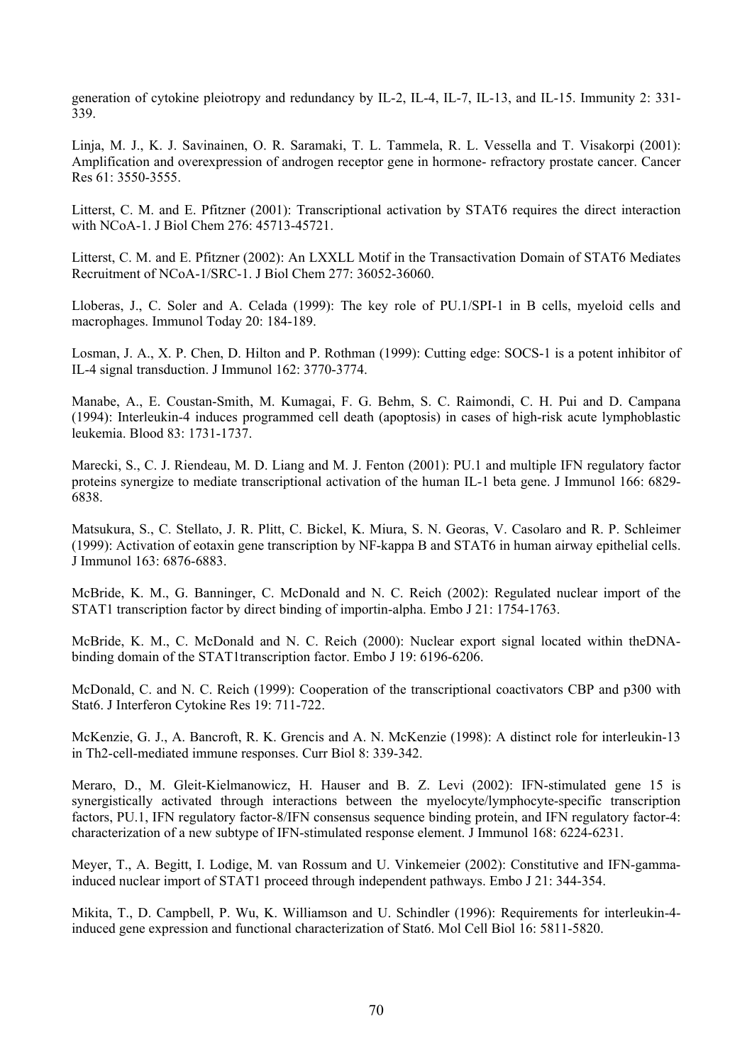generation of cytokine pleiotropy and redundancy by IL-2, IL-4, IL-7, IL-13, and IL-15. Immunity 2: 331-339.

Linja, M. J., K. J. Savinainen, O. R. Saramaki, T. L. Tammela, R. L. Vessella and T. Visakorpi (2001): Amplification and overexpression of androgen receptor gene in hormone- refractory prostate cancer. Cancer Res 61: 3550-3555.

Litterst, C. M. and E. Pfitzner (2001): Transcriptional activation by STAT6 requires the direct interaction with NCoA-1. J Biol Chem 276: 45713-45721.

Litterst, C. M. and E. Pfitzner (2002): An LXXLL Motif in the Transactivation Domain of STAT6 Mediates Recruitment of NCoA-1/SRC-1. J Biol Chem 277: 36052-36060.

Lloberas, J., C. Soler and A. Celada (1999): The key role of PU.1/SPI-1 in B cells, myeloid cells and macrophages. Immunol Today 20: 184-189.

Losman, J. A., X. P. Chen, D. Hilton and P. Rothman (1999): Cutting edge: SOCS-1 is a potent inhibitor of IL-4 signal transduction. J Immunol 162: 3770-3774.

Manabe, A., E. Coustan-Smith, M. Kumagai, F. G. Behm, S. C. Raimondi, C. H. Pui and D. Campana (1994): Interleukin-4 induces programmed cell death (apoptosis) in cases of high-risk acute lymphoblastic leukemia. Blood 83: 1731-1737.

Marecki, S., C. J. Riendeau, M. D. Liang and M. J. Fenton (2001): PU.1 and multiple IFN regulatory factor proteins synergize to mediate transcriptional activation of the human IL-1 beta gene. J Immunol 166: 6829-6838.

Matsukura, S., C. Stellato, J. R. Plitt, C. Bickel, K. Miura, S. N. Georas, V. Casolaro and R. P. Schleimer (1999): Activation of eotaxin gene transcription by NF-kappa B and STAT6 in human airway epithelial cells. J Immunol 163: 6876-6883.

McBride, K. M., G. Banninger, C. McDonald and N. C. Reich (2002): Regulated nuclear import of the STAT1 transcription factor by direct binding of importin-alpha. Embo J 21: 1754-1763.

McBride, K. M., C. McDonald and N. C. Reich (2000): Nuclear export signal located within theDNA-binding domain of the STAT1transcription factor. Embo J 19: 6196-6206.

McDonald, C. and N. C. Reich (1999): Cooperation of the transcriptional coactivators CBP and p300 with Stat6. J Interferon Cytokine Res 19: 711-722.

McKenzie, G. J., A. Bancroft, R. K. Grencis and A. N. McKenzie (1998): A distinct role for interleukin-13 in Th2-cell-mediated immune responses. Curr Biol 8: 339-342.

Meraro, D., M. Gleit-Kielmanowicz, H. Hauser and B. Z. Levi (2002): IFN-stimulated gene 15 is synergistically activated through interactions between the myelocyte/lymphocyte-specific transcription factors, PU.1, IFN regulatory factor-8/IFN consensus sequence binding protein, and IFN regulatory factor-4: characterization of a new subtype of IFN-stimulated response element. J Immunol 168: 6224-6231.

Meyer, T., A. Begitt, I. Lodige, M. van Rossum and U. Vinkemeier (2002): Constitutive and IFN-gamma-induced nuclear import of STAT1 proceed through independent pathways. Embo J 21: 344-354.

Mikita, T., D. Campbell, P. Wu, K. Williamson and U. Schindler (1996): Requirements for interleukin-4-induced gene expression and functional characterization of Stat6. Mol Cell Biol 16: 5811-5820.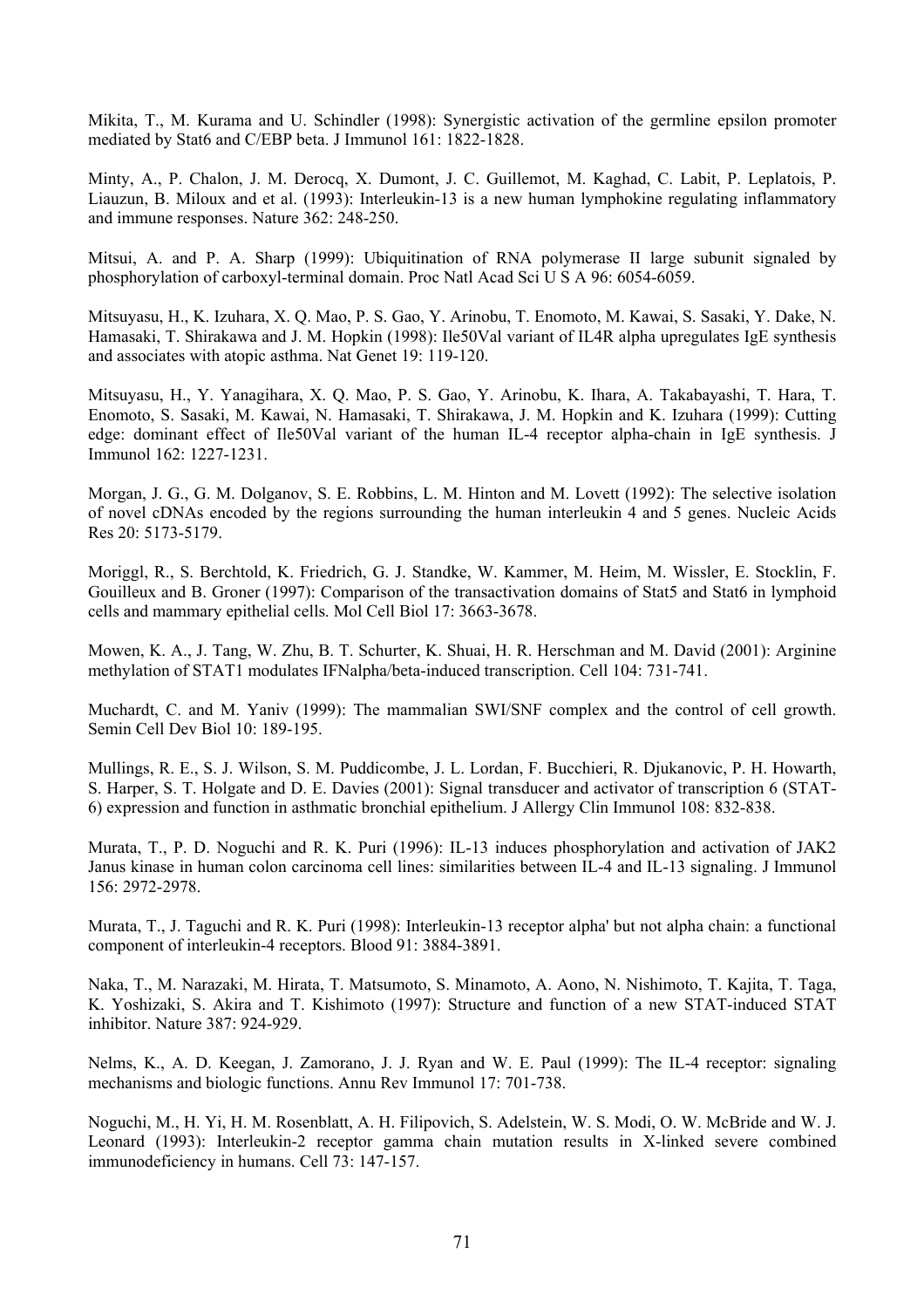Mikita, T., M. Kurama and U. Schindler (1998): Synergistic activation of the germline epsilon promoter mediated by Stat6 and C/EBP beta. J Immunol 161: 1822-1828.

Minty, A., P. Chalon, J. M. Derocq, X. Dumont, J. C. Guillemot, M. Kaghad, C. Labit, P. Leplatois, P. Liauzun, B. Miloux and et al. (1993): Interleukin-13 is a new human lymphokine regulating inflammatory and immune responses. Nature 362: 248-250.

Mitsui, A. and P. A. Sharp (1999): Ubiquitination of RNA polymerase II large subunit signaled by phosphorylation of carboxyl-terminal domain. Proc Natl Acad Sci U S A 96: 6054-6059.

Mitsuyasu, H., K. Izuhara, X. Q. Mao, P. S. Gao, Y. Arinobu, T. Enomoto, M. Kawai, S. Sasaki, Y. Dake, N. Hamasaki, T. Shirakawa and J. M. Hopkin (1998): Ile50Val variant of IL4R alpha upregulates IgE synthesis and associates with atopic asthma. Nat Genet 19: 119-120.

Mitsuyasu, H., Y. Yanagihara, X. Q. Mao, P. S. Gao, Y. Arinobu, K. Ihara, A. Takabayashi, T. Hara, T. Enomoto, S. Sasaki, M. Kawai, N. Hamasaki, T. Shirakawa, J. M. Hopkin and K. Izuhara (1999): Cutting edge: dominant effect of Ile50Val variant of the human IL-4 receptor alpha-chain in IgE synthesis. J Immunol 162: 1227-1231.

Morgan, J. G., G. M. Dolganov, S. E. Robbins, L. M. Hinton and M. Lovett (1992): The selective isolation of novel cDNAs encoded by the regions surrounding the human interleukin 4 and 5 genes. Nucleic Acids Res 20: 5173-5179.

Moriggl, R., S. Berchtold, K. Friedrich, G. J. Standke, W. Kammer, M. Heim, M. Wissler, E. Stocklin, F. Gouilleux and B. Groner (1997): Comparison of the transactivation domains of Stat5 and Stat6 in lymphoid cells and mammary epithelial cells. Mol Cell Biol 17: 3663-3678.

Mowen, K. A., J. Tang, W. Zhu, B. T. Schurter, K. Shuai, H. R. Herschman and M. David (2001): Arginine methylation of STAT1 modulates IFNalpha/beta-induced transcription. Cell 104: 731-741.

Muchardt, C. and M. Yaniv (1999): The mammalian SWI/SNF complex and the control of cell growth. Semin Cell Dev Biol 10: 189-195.

Mullings, R. E., S. J. Wilson, S. M. Puddicombe, J. L. Lordan, F. Bucchieri, R. Djukanovic, P. H. Howarth, S. Harper, S. T. Holgate and D. E. Davies (2001): Signal transducer and activator of transcription 6 (STAT-6) expression and function in asthmatic bronchial epithelium. J Allergy Clin Immunol 108: 832-838.

Murata, T., P. D. Noguchi and R. K. Puri (1996): IL-13 induces phosphorylation and activation of JAK2 Janus kinase in human colon carcinoma cell lines: similarities between IL-4 and IL-13 signaling. J Immunol 156: 2972-2978.

Murata, T., J. Taguchi and R. K. Puri (1998): Interleukin-13 receptor alpha' but not alpha chain: a functional component of interleukin-4 receptors. Blood 91: 3884-3891.

Naka, T., M. Narazaki, M. Hirata, T. Matsumoto, S. Minamoto, A. Aono, N. Nishimoto, T. Kajita, T. Taga, K. Yoshizaki, S. Akira and T. Kishimoto (1997): Structure and function of a new STAT-induced STAT inhibitor. Nature 387: 924-929.

Nelms, K., A. D. Keegan, J. Zamorano, J. J. Ryan and W. E. Paul (1999): The IL-4 receptor: signaling mechanisms and biologic functions. Annu Rev Immunol 17: 701-738.

Noguchi, M., H. Yi, H. M. Rosenblatt, A. H. Filipovich, S. Adelstein, W. S. Modi, O. W. McBride and W. J. Leonard (1993): Interleukin-2 receptor gamma chain mutation results in X-linked severe combined immunodeficiency in humans. Cell 73: 147-157.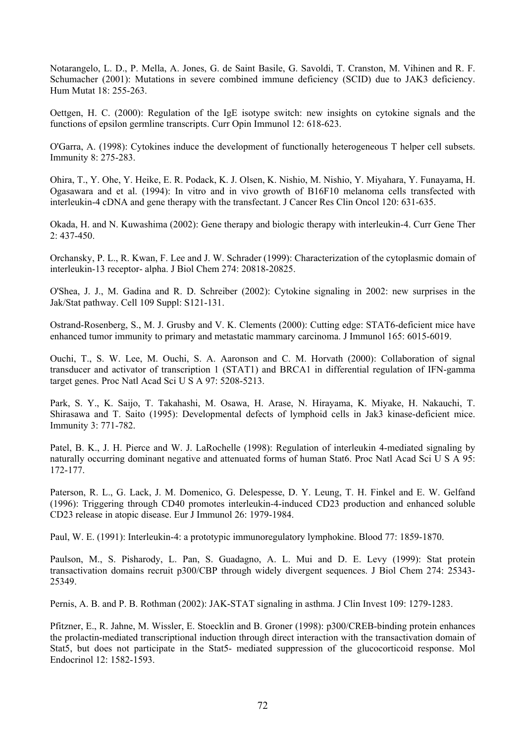Notarangelo, L. D., P. Mella, A. Jones, G. de Saint Basile, G. Savoldi, T. Cranston, M. Vihinen and R. F. Schumacher (2001): Mutations in severe combined immune deficiency (SCID) due to JAK3 deficiency. Hum Mutat 18: 255-263.

Oettgen, H. C. (2000): Regulation of the IgE isotype switch: new insights on cytokine signals and the functions of epsilon germline transcripts. Curr Opin Immunol 12: 618-623.

O'Garra, A. (1998): Cytokines induce the development of functionally heterogeneous T helper cell subsets. Immunity 8: 275-283.

Ohira, T., Y. Ohe, Y. Heike, E. R. Podack, K. J. Olsen, K. Nishio, M. Nishio, Y. Miyahara, Y. Funayama, H. Ogasawara and et al. (1994): In vitro and in vivo growth of B16F10 melanoma cells transfected with interleukin-4 cDNA and gene therapy with the transfectant. J Cancer Res Clin Oncol 120: 631-635.

Okada, H. and N. Kuwashima (2002): Gene therapy and biologic therapy with interleukin-4. Curr Gene Ther 2: 437-450.

Orchansky, P. L., R. Kwan, F. Lee and J. W. Schrader (1999): Characterization of the cytoplasmic domain of interleukin-13 receptor- alpha. J Biol Chem 274: 20818-20825.

O'Shea, J. J., M. Gadina and R. D. Schreiber (2002): Cytokine signaling in 2002: new surprises in the Jak/Stat pathway. Cell 109 Suppl: S121-131.

Ostrand-Rosenberg, S., M. J. Grusby and V. K. Clements (2000): Cutting edge: STAT6-deficient mice have enhanced tumor immunity to primary and metastatic mammary carcinoma. J Immunol 165: 6015-6019.

Ouchi, T., S. W. Lee, M. Ouchi, S. A. Aaronson and C. M. Horvath (2000): Collaboration of signal transducer and activator of transcription 1 (STAT1) and BRCA1 in differential regulation of IFN-gamma target genes. Proc Natl Acad Sci U S A 97: 5208-5213.

Park, S. Y., K. Saijo, T. Takahashi, M. Osawa, H. Arase, N. Hirayama, K. Miyake, H. Nakauchi, T. Shirasawa and T. Saito (1995): Developmental defects of lymphoid cells in Jak3 kinase-deficient mice. Immunity 3: 771-782.

Patel, B. K., J. H. Pierce and W. J. LaRochelle (1998): Regulation of interleukin 4-mediated signaling by naturally occurring dominant negative and attenuated forms of human Stat6. Proc Natl Acad Sci U S A 95: 172-177.

Paterson, R. L., G. Lack, J. M. Domenico, G. Delespesse, D. Y. Leung, T. H. Finkel and E. W. Gelfand (1996): Triggering through CD40 promotes interleukin-4-induced CD23 production and enhanced soluble CD23 release in atopic disease. Eur J Immunol 26: 1979-1984.

Paul, W. E. (1991): Interleukin-4: a prototypic immunoregulatory lymphokine. Blood 77: 1859-1870.

Paulson, M., S. Pisharody, L. Pan, S. Guadagno, A. L. Mui and D. E. Levy (1999): Stat protein transactivation domains recruit p300/CBP through widely divergent sequences. J Biol Chem 274: 25343-25349.

Pernis, A. B. and P. B. Rothman (2002): JAK-STAT signaling in asthma. J Clin Invest 109: 1279-1283.

Pfitzner, E., R. Jahne, M. Wissler, E. Stoecklin and B. Groner (1998): p300/CREB-binding protein enhances the prolactin-mediated transcriptional induction through direct interaction with the transactivation domain of Stat5, but does not participate in the Stat5- mediated suppression of the glucocorticoid response. Mol Endocrinol 12: 1582-1593.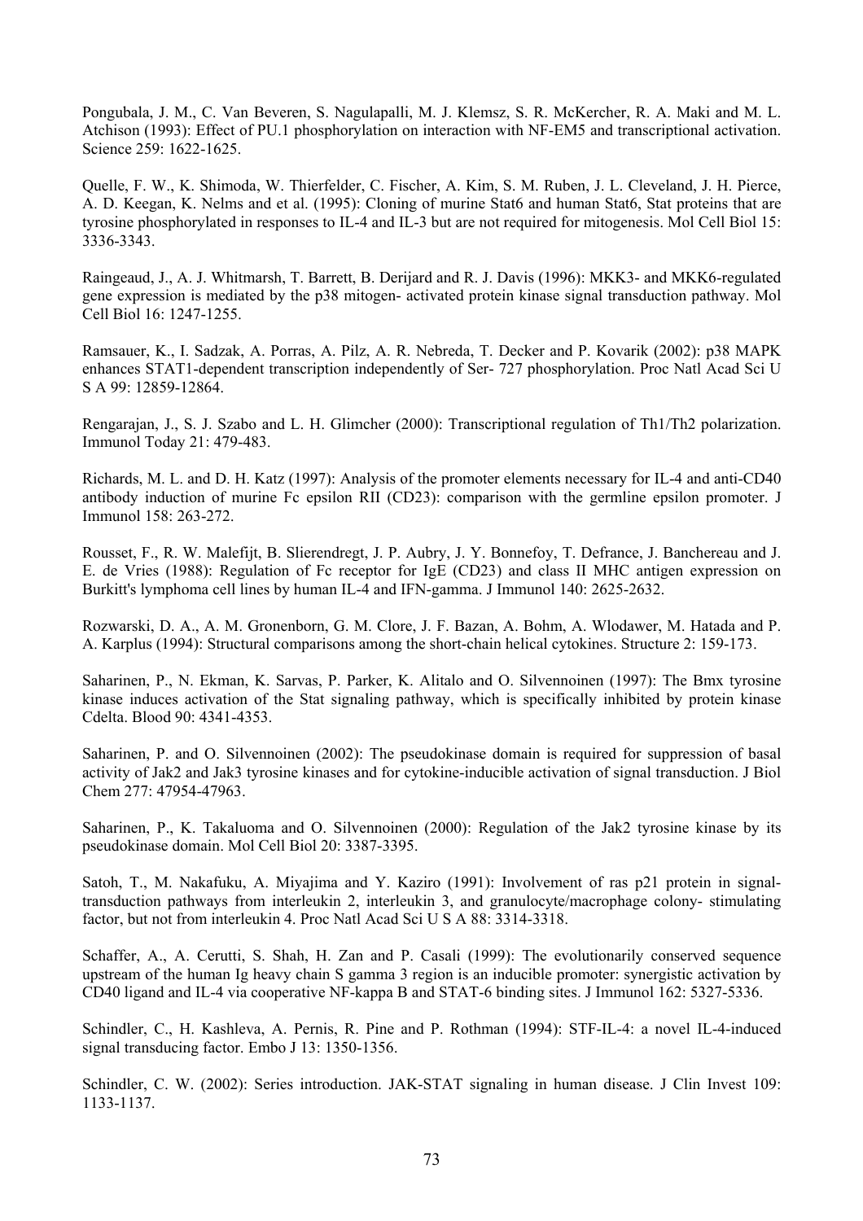Pongubala, J. M., C. Van Beveren, S. Nagulapalli, M. J. Klemsz, S. R. McKercher, R. A. Maki and M. L. Atchison (1993): Effect of PU.1 phosphorylation on interaction with NF-EM5 and transcriptional activation. Science 259: 1622-1625.

Quelle, F. W., K. Shimoda, W. Thierfelder, C. Fischer, A. Kim, S. M. Ruben, J. L. Cleveland, J. H. Pierce, A. D. Keegan, K. Nelms and et al. (1995): Cloning of murine Stat6 and human Stat6, Stat proteins that are tyrosine phosphorylated in responses to IL-4 and IL-3 but are not required for mitogenesis. Mol Cell Biol 15: 3336-3343.

Raingeaud, J., A. J. Whitmarsh, T. Barrett, B. Derijard and R. J. Davis (1996): MKK3- and MKK6-regulated gene expression is mediated by the p38 mitogen- activated protein kinase signal transduction pathway. Mol Cell Biol 16: 1247-1255.

Ramsauer, K., I. Sadzak, A. Porras, A. Pilz, A. R. Nebreda, T. Decker and P. Kovarik (2002): p38 MAPK enhances STAT1-dependent transcription independently of Ser- 727 phosphorylation. Proc Natl Acad Sci U S A 99: 12859-12864.

Rengarajan, J., S. J. Szabo and L. H. Glimcher (2000): Transcriptional regulation of Th1/Th2 polarization. Immunol Today 21: 479-483.

Richards, M. L. and D. H. Katz (1997): Analysis of the promoter elements necessary for IL-4 and anti-CD40 antibody induction of murine Fc epsilon RII (CD23): comparison with the germline epsilon promoter. J Immunol 158: 263-272.

Rousset, F., R. W. Malefijt, B. Slierendregt, J. P. Aubry, J. Y. Bonnefoy, T. Defrance, J. Banchereau and J. E. de Vries (1988): Regulation of Fc receptor for IgE (CD23) and class II MHC antigen expression on Burkitt's lymphoma cell lines by human IL-4 and IFN-gamma. J Immunol 140: 2625-2632.

Rozwarski, D. A., A. M. Gronenborn, G. M. Clore, J. F. Bazan, A. Bohm, A. Wlodawer, M. Hatada and P. A. Karplus (1994): Structural comparisons among the short-chain helical cytokines. Structure 2: 159-173.

Saharinen, P., N. Ekman, K. Sarvas, P. Parker, K. Alitalo and O. Silvennoinen (1997): The Bmx tyrosine kinase induces activation of the Stat signaling pathway, which is specifically inhibited by protein kinase Cdelta. Blood 90: 4341-4353.

Saharinen, P. and O. Silvennoinen (2002): The pseudokinase domain is required for suppression of basal activity of Jak2 and Jak3 tyrosine kinases and for cytokine-inducible activation of signal transduction. J Biol Chem 277: 47954-47963.

Saharinen, P., K. Takaluoma and O. Silvennoinen (2000): Regulation of the Jak2 tyrosine kinase by its pseudokinase domain. Mol Cell Biol 20: 3387-3395.

Satoh, T., M. Nakafuku, A. Miyajima and Y. Kaziro (1991): Involvement of ras p21 protein in signal-transduction pathways from interleukin 2, interleukin 3, and granulocyte/macrophage colony- stimulating factor, but not from interleukin 4. Proc Natl Acad Sci U S A 88: 3314-3318.

Schaffer, A., A. Cerutti, S. Shah, H. Zan and P. Casali (1999): The evolutionarily conserved sequence upstream of the human Ig heavy chain S gamma 3 region is an inducible promoter: synergistic activation by CD40 ligand and IL-4 via cooperative NF-kappa B and STAT-6 binding sites. J Immunol 162: 5327-5336.

Schindler, C., H. Kashleva, A. Pernis, R. Pine and P. Rothman (1994): STF-IL-4: a novel IL-4-induced signal transducing factor. Embo J 13: 1350-1356.

Schindler, C. W. (2002): Series introduction. JAK-STAT signaling in human disease. J Clin Invest 109: 1133-1137.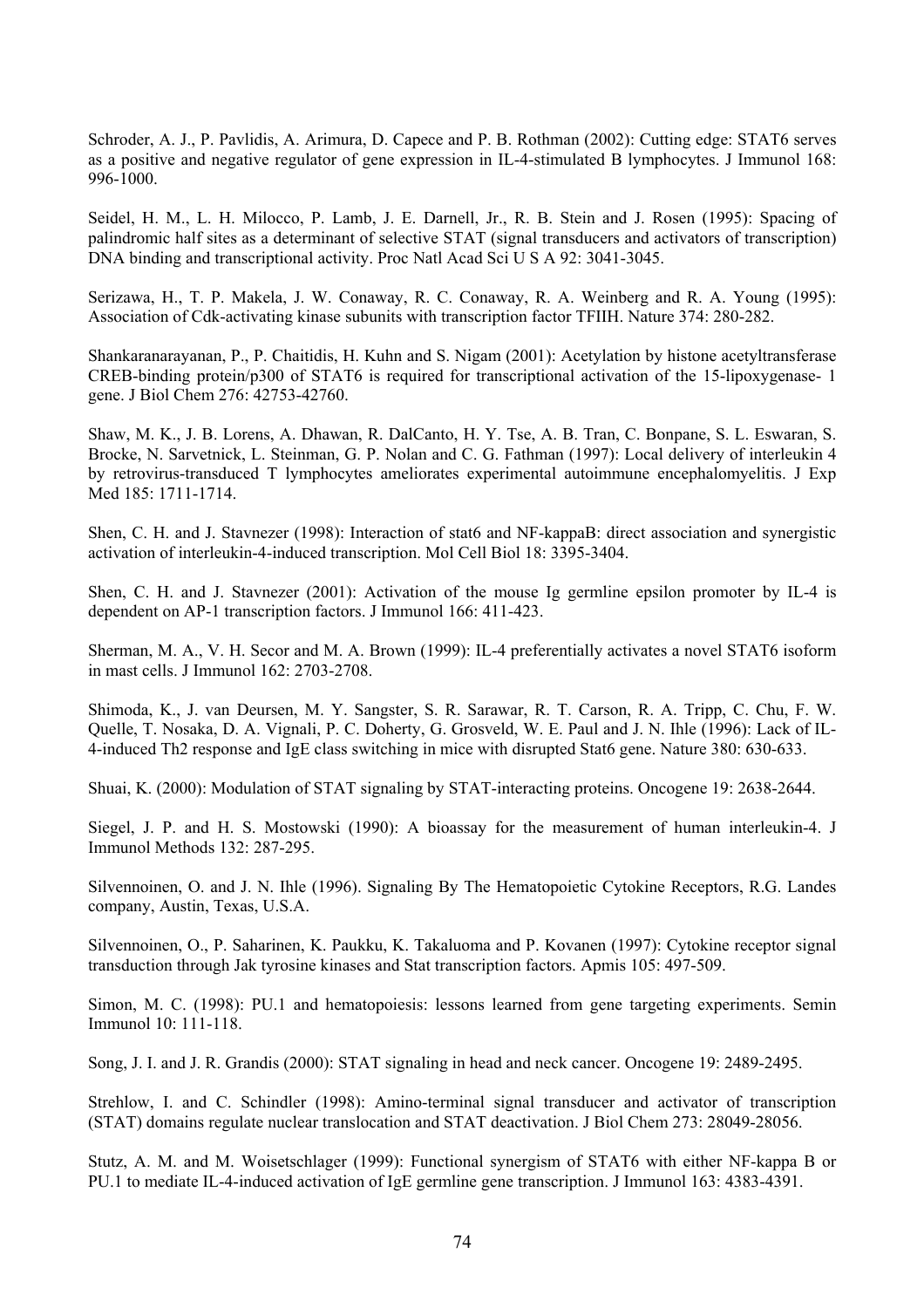Schroder, A. J., P. Pavlidis, A. Arimura, D. Capece and P. B. Rothman (2002): Cutting edge: STAT6 serves as a positive and negative regulator of gene expression in IL-4-stimulated B lymphocytes. J Immunol 168: 996-1000.

Seidel, H. M., L. H. Milocco, P. Lamb, J. E. Darnell, Jr., R. B. Stein and J. Rosen (1995): Spacing of palindromic half sites as a determinant of selective STAT (signal transducers and activators of transcription) DNA binding and transcriptional activity. Proc Natl Acad Sci U S A 92: 3041-3045.

Serizawa, H., T. P. Makela, J. W. Conaway, R. C. Conaway, R. A. Weinberg and R. A. Young (1995): Association of Cdk-activating kinase subunits with transcription factor TFIIH. Nature 374: 280-282.

Shankaranarayanan, P., P. Chaitidis, H. Kuhn and S. Nigam (2001): Acetylation by histone acetyltransferase CREB-binding protein/p300 of STAT6 is required for transcriptional activation of the 15-lipoxygenase- 1 gene. J Biol Chem 276: 42753-42760.

Shaw, M. K., J. B. Lorens, A. Dhawan, R. DalCanto, H. Y. Tse, A. B. Tran, C. Bonpane, S. L. Eswaran, S. Brocke, N. Sarvetnick, L. Steinman, G. P. Nolan and C. G. Fathman (1997): Local delivery of interleukin 4 by retrovirus-transduced T lymphocytes ameliorates experimental autoimmune encephalomyelitis. J Exp Med 185: 1711-1714.

Shen, C. H. and J. Stavnezer (1998): Interaction of stat6 and NF-kappaB: direct association and synergistic activation of interleukin-4-induced transcription. Mol Cell Biol 18: 3395-3404.

Shen, C. H. and J. Stavnezer (2001): Activation of the mouse Ig germline epsilon promoter by IL-4 is dependent on AP-1 transcription factors. J Immunol 166: 411-423.

Sherman, M. A., V. H. Secor and M. A. Brown (1999): IL-4 preferentially activates a novel STAT6 isoform in mast cells. J Immunol 162: 2703-2708.

Shimoda, K., J. van Deursen, M. Y. Sangster, S. R. Sarawar, R. T. Carson, R. A. Tripp, C. Chu, F. W. Quelle, T. Nosaka, D. A. Vignali, P. C. Doherty, G. Grosveld, W. E. Paul and J. N. Ihle (1996): Lack of IL-4-induced Th2 response and IgE class switching in mice with disrupted Stat6 gene. Nature 380: 630-633.

Shuai, K. (2000): Modulation of STAT signaling by STAT-interacting proteins. Oncogene 19: 2638-2644.

Siegel, J. P. and H. S. Mostowski (1990): A bioassay for the measurement of human interleukin-4. J Immunol Methods 132: 287-295.

Silvennoinen, O. and J. N. Ihle (1996). Signaling By The Hematopoietic Cytokine Receptors, R.G. Landes company, Austin, Texas, U.S.A.

Silvennoinen, O., P. Saharinen, K. Paukku, K. Takaluoma and P. Kovanen (1997): Cytokine receptor signal transduction through Jak tyrosine kinases and Stat transcription factors. Apmis 105: 497-509.

Simon, M. C. (1998): PU.1 and hematopoiesis: lessons learned from gene targeting experiments. Semin Immunol 10: 111-118.

Song, J. I. and J. R. Grandis (2000): STAT signaling in head and neck cancer. Oncogene 19: 2489-2495.

Strehlow, I. and C. Schindler (1998): Amino-terminal signal transducer and activator of transcription (STAT) domains regulate nuclear translocation and STAT deactivation. J Biol Chem 273: 28049-28056.

Stutz, A. M. and M. Woisetschlager (1999): Functional synergism of STAT6 with either NF-kappa B or PU.1 to mediate IL-4-induced activation of IgE germline gene transcription. J Immunol 163: 4383-4391.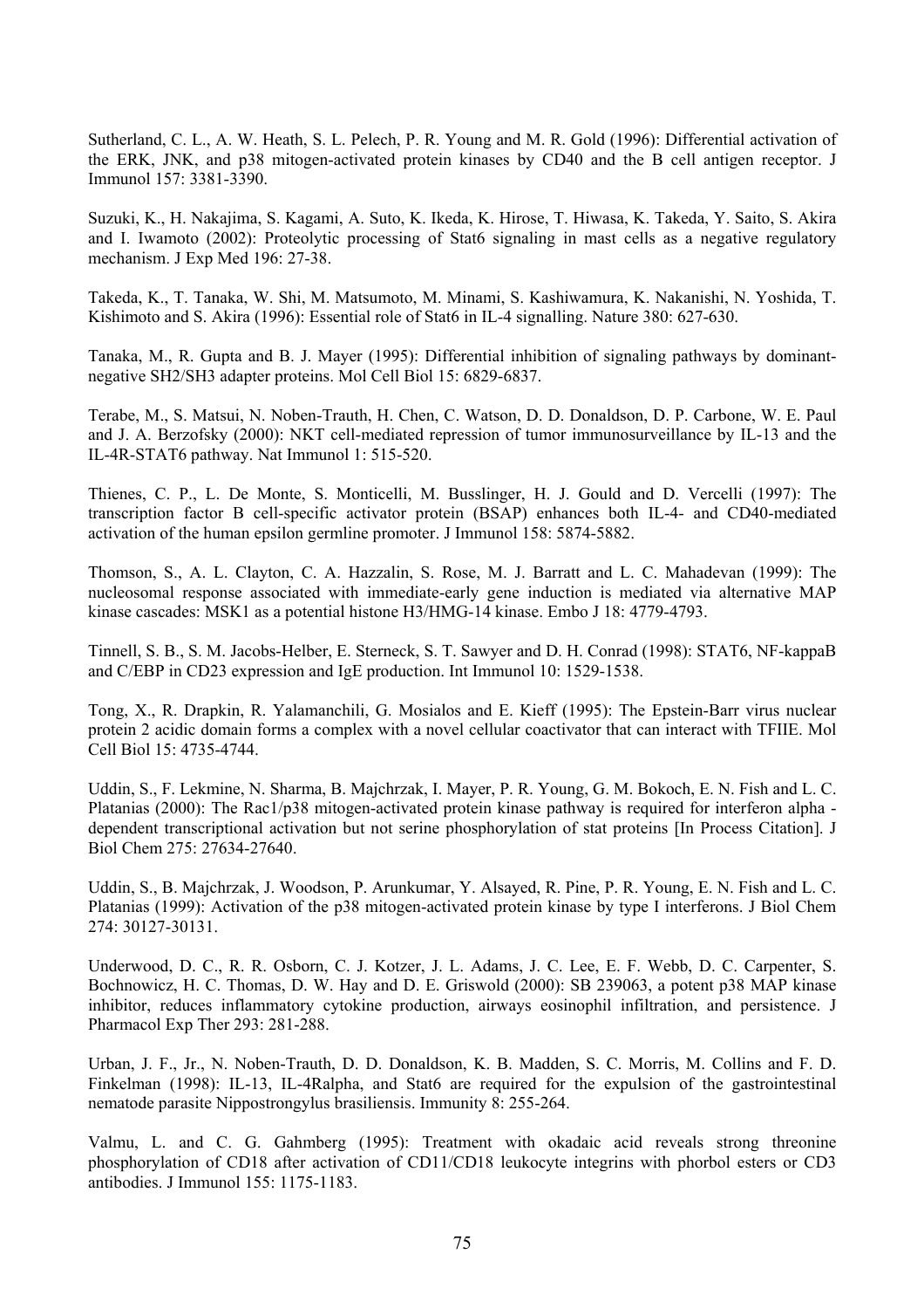Sutherland, C. L., A. W. Heath, S. L. Pelech, P. R. Young and M. R. Gold (1996): Differential activation of the ERK, JNK, and p38 mitogen-activated protein kinases by CD40 and the B cell antigen receptor. J Immunol 157: 3381-3390.

Suzuki, K., H. Nakajima, S. Kagami, A. Suto, K. Ikeda, K. Hirose, T. Hiwasa, K. Takeda, Y. Saito, S. Akira and I. Iwamoto (2002): Proteolytic processing of Stat6 signaling in mast cells as a negative regulatory mechanism. J Exp Med 196: 27-38.

Takeda, K., T. Tanaka, W. Shi, M. Matsumoto, M. Minami, S. Kashiwamura, K. Nakanishi, N. Yoshida, T. Kishimoto and S. Akira (1996): Essential role of Stat6 in IL-4 signalling. Nature 380: 627-630.

Tanaka, M., R. Gupta and B. J. Mayer (1995): Differential inhibition of signaling pathways by dominant-negative SH2/SH3 adapter proteins. Mol Cell Biol 15: 6829-6837.

Terabe, M., S. Matsui, N. Noben-Trauth, H. Chen, C. Watson, D. D. Donaldson, D. P. Carbone, W. E. Paul and J. A. Berzofsky (2000): NKT cell-mediated repression of tumor immunosurveillance by IL-13 and the IL-4R-STAT6 pathway. Nat Immunol 1: 515-520.

Thienes, C. P., L. De Monte, S. Monticelli, M. Busslinger, H. J. Gould and D. Vercelli (1997): The transcription factor B cell-specific activator protein (BSAP) enhances both IL-4- and CD40-mediated activation of the human epsilon germline promoter. J Immunol 158: 5874-5882.

Thomson, S., A. L. Clayton, C. A. Hazzalin, S. Rose, M. J. Barratt and L. C. Mahadevan (1999): The nucleosomal response associated with immediate-early gene induction is mediated via alternative MAP kinase cascades: MSK1 as a potential histone H3/HMG-14 kinase. Embo J 18: 4779-4793.

Tinnell, S. B., S. M. Jacobs-Helber, E. Sterneck, S. T. Sawyer and D. H. Conrad (1998): STAT6, NF-kappaB and C/EBP in CD23 expression and IgE production. Int Immunol 10: 1529-1538.

Tong, X., R. Drapkin, R. Yalamanchili, G. Mosialos and E. Kieff (1995): The Epstein-Barr virus nuclear protein 2 acidic domain forms a complex with a novel cellular coactivator that can interact with TFIIE. Mol Cell Biol 15: 4735-4744.

Uddin, S., F. Lekmine, N. Sharma, B. Majchrzak, I. Mayer, P. R. Young, G. M. Bokoch, E. N. Fish and L. C. Platanias (2000): The Rac1/p38 mitogen-activated protein kinase pathway is required for interferon alpha -dependent transcriptional activation but not serine phosphorylation of stat proteins [In Process Citation]. J Biol Chem 275: 27634-27640.

Uddin, S., B. Majchrzak, J. Woodson, P. Arunkumar, Y. Alsayed, R. Pine, P. R. Young, E. N. Fish and L. C. Platanias (1999): Activation of the p38 mitogen-activated protein kinase by type I interferons. J Biol Chem 274: 30127-30131.

Underwood, D. C., R. R. Osborn, C. J. Kotzer, J. L. Adams, J. C. Lee, E. F. Webb, D. C. Carpenter, S. Bochnowicz, H. C. Thomas, D. W. Hay and D. E. Griswold (2000): SB 239063, a potent p38 MAP kinase inhibitor, reduces inflammatory cytokine production, airways eosinophil infiltration, and persistence. J Pharmacol Exp Ther 293: 281-288.

Urban, J. F., Jr., N. Noben-Trauth, D. D. Donaldson, K. B. Madden, S. C. Morris, M. Collins and F. D. Finkelman (1998): IL-13, IL-4Ralpha, and Stat6 are required for the expulsion of the gastrointestinal nematode parasite Nippostrongylus brasiliensis. Immunity 8: 255-264.

Valmu, L. and C. G. Gahmberg (1995): Treatment with okadaic acid reveals strong threonine phosphorylation of CD18 after activation of CD11/CD18 leukocyte integrins with phorbol esters or CD3 antibodies. J Immunol 155: 1175-1183.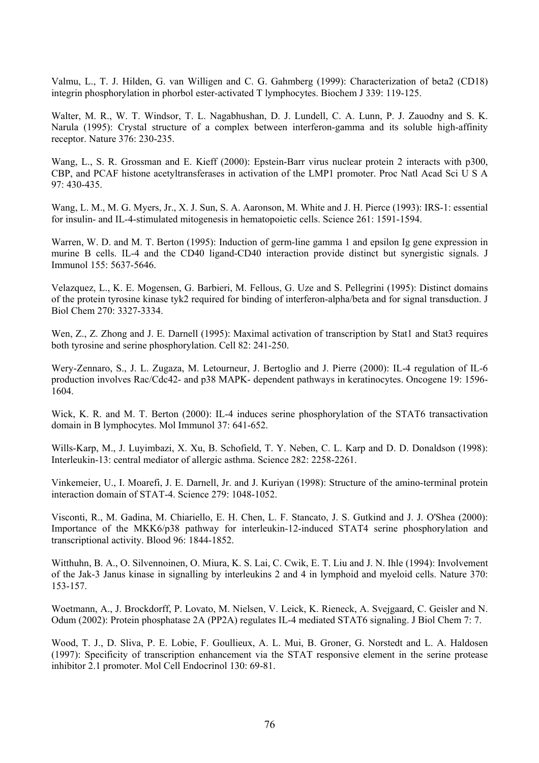Valmu, L., T. J. Hilden, G. van Willigen and C. G. Gahmberg (1999): Characterization of beta2 (CD18) integrin phosphorylation in phorbol ester-activated T lymphocytes. Biochem J 339: 119-125.

Walter, M. R., W. T. Windsor, T. L. Nagabhushan, D. J. Lundell, C. A. Lunn, P. J. Zauodny and S. K. Narula (1995): Crystal structure of a complex between interferon-gamma and its soluble high-affinity receptor. Nature 376: 230-235.

Wang, L., S. R. Grossman and E. Kieff (2000): Epstein-Barr virus nuclear protein 2 interacts with p300, CBP, and PCAF histone acetyltransferases in activation of the LMP1 promoter. Proc Natl Acad Sci U S A 97: 430-435.

Wang, L. M., M. G. Myers, Jr., X. J. Sun, S. A. Aaronson, M. White and J. H. Pierce (1993): IRS-1: essential for insulin- and IL-4-stimulated mitogenesis in hematopoietic cells. Science 261: 1591-1594.

Warren, W. D. and M. T. Berton (1995): Induction of germ-line gamma 1 and epsilon Ig gene expression in murine B cells. IL-4 and the CD40 ligand-CD40 interaction provide distinct but synergistic signals. J Immunol 155: 5637-5646.

Velazquez, L., K. E. Mogensen, G. Barbieri, M. Fellous, G. Uze and S. Pellegrini (1995): Distinct domains of the protein tyrosine kinase tyk2 required for binding of interferon-alpha/beta and for signal transduction. J Biol Chem 270: 3327-3334.

Wen, Z., Z. Zhong and J. E. Darnell (1995): Maximal activation of transcription by Stat1 and Stat3 requires both tyrosine and serine phosphorylation. Cell 82: 241-250.

Wery-Zennaro, S., J. L. Zugaza, M. Letourneur, J. Bertoglio and J. Pierre (2000): IL-4 regulation of IL-6 production involves Rac/Cdc42- and p38 MAPK- dependent pathways in keratinocytes. Oncogene 19: 1596-1604.

Wick, K. R. and M. T. Berton (2000): IL-4 induces serine phosphorylation of the STAT6 transactivation domain in B lymphocytes. Mol Immunol 37: 641-652.

Wills-Karp, M., J. Luyimbazi, X. Xu, B. Schofield, T. Y. Neben, C. L. Karp and D. D. Donaldson (1998): Interleukin-13: central mediator of allergic asthma. Science 282: 2258-2261.

Vinkemeier, U., I. Moarefi, J. E. Darnell, Jr. and J. Kuriyan (1998): Structure of the amino-terminal protein interaction domain of STAT-4. Science 279: 1048-1052.

Visconti, R., M. Gadina, M. Chiariello, E. H. Chen, L. F. Stancato, J. S. Gutkind and J. J. O'Shea (2000): Importance of the MKK6/p38 pathway for interleukin-12-induced STAT4 serine phosphorylation and transcriptional activity. Blood 96: 1844-1852.

Witthuhn, B. A., O. Silvennoinen, O. Miura, K. S. Lai, C. Cwik, E. T. Liu and J. N. Ihle (1994): Involvement of the Jak-3 Janus kinase in signalling by interleukins 2 and 4 in lymphoid and myeloid cells. Nature 370: 153-157.

Woetmann, A., J. Brockdorff, P. Lovato, M. Nielsen, V. Leick, K. Rieneck, A. Svejgaard, C. Geisler and N. Odum (2002): Protein phosphatase 2A (PP2A) regulates IL-4 mediated STAT6 signaling. J Biol Chem 7: 7.

Wood, T. J., D. Sliva, P. E. Lobie, F. Goullieux, A. L. Mui, B. Groner, G. Norstedt and L. A. Haldosen (1997): Specificity of transcription enhancement via the STAT responsive element in the serine protease inhibitor 2.1 promoter. Mol Cell Endocrinol 130: 69-81.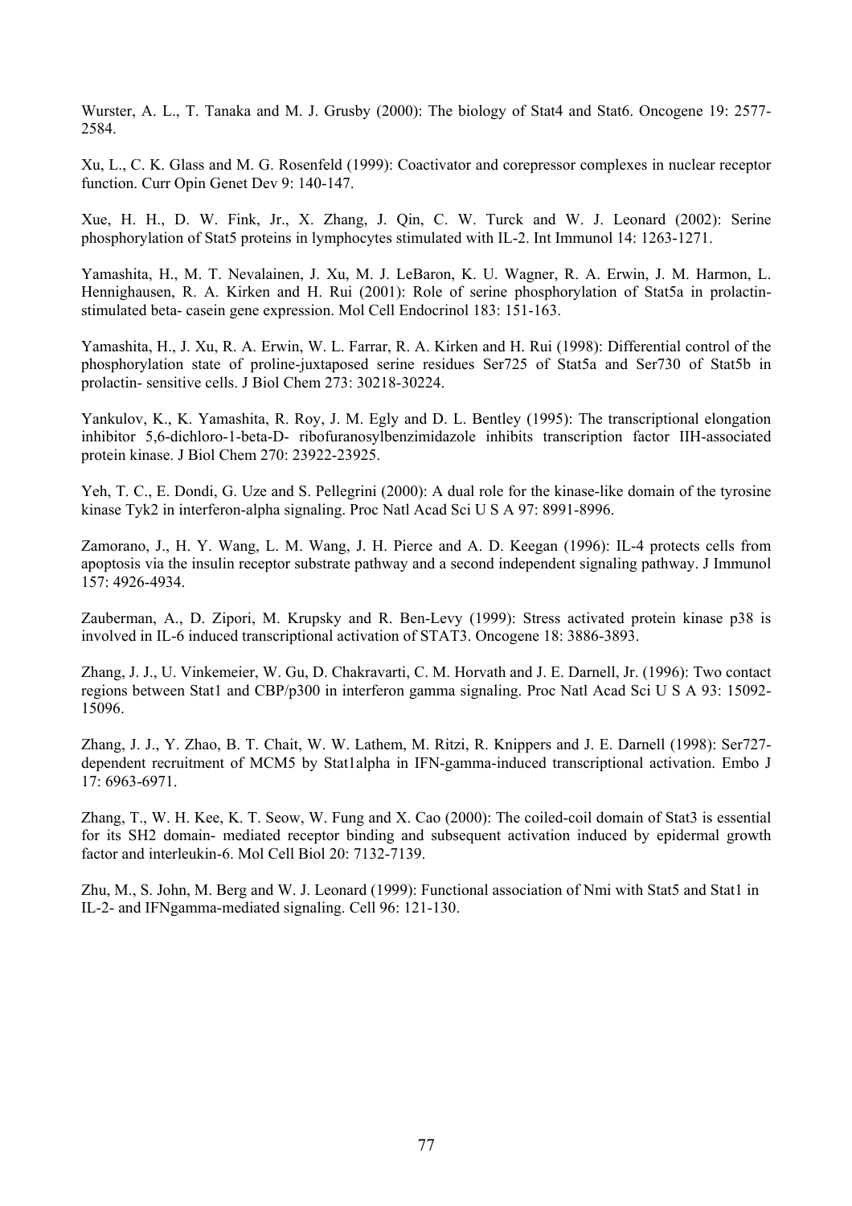Wurster, A. L., T. Tanaka and M. J. Grusby (2000): The biology of Stat4 and Stat6. Oncogene 19: 2577-2584.

Xu, L., C. K. Glass and M. G. Rosenfeld (1999): Coactivator and corepressor complexes in nuclear receptor function. Curr Opin Genet Dev 9: 140-147.

Xue, H. H., D. W. Fink, Jr., X. Zhang, J. Qin, C. W. Turck and W. J. Leonard (2002): Serine phosphorylation of Stat5 proteins in lymphocytes stimulated with IL-2. Int Immunol 14: 1263-1271.

Yamashita, H., M. T. Nevalainen, J. Xu, M. J. LeBaron, K. U. Wagner, R. A. Erwin, J. M. Harmon, L. Hennighausen, R. A. Kirken and H. Rui (2001): Role of serine phosphorylation of Stat5a in prolactin-stimulated beta- casein gene expression. Mol Cell Endocrinol 183: 151-163.

Yamashita, H., J. Xu, R. A. Erwin, W. L. Farrar, R. A. Kirken and H. Rui (1998): Differential control of the phosphorylation state of proline-juxtaposed serine residues Ser725 of Stat5a and Ser730 of Stat5b in prolactin- sensitive cells. J Biol Chem 273: 30218-30224.

Yankulov, K., K. Yamashita, R. Roy, J. M. Egly and D. L. Bentley (1995): The transcriptional elongation inhibitor 5,6-dichloro-1-beta-D- ribofuranosylbenzimidazole inhibits transcription factor IIH-associated protein kinase. J Biol Chem 270: 23922-23925.

Yeh, T. C., E. Dondi, G. Uze and S. Pellegrini (2000): A dual role for the kinase-like domain of the tyrosine kinase Tyk2 in interferon-alpha signaling. Proc Natl Acad Sci U S A 97: 8991-8996.

Zamorano, J., H. Y. Wang, L. M. Wang, J. H. Pierce and A. D. Keegan (1996): IL-4 protects cells from apoptosis via the insulin receptor substrate pathway and a second independent signaling pathway. J Immunol 157: 4926-4934.

Zauberman, A., D. Zipori, M. Krupsky and R. Ben-Levy (1999): Stress activated protein kinase p38 is involved in IL-6 induced transcriptional activation of STAT3. Oncogene 18: 3886-3893.

Zhang, J. J., U. Vinkemeier, W. Gu, D. Chakravarti, C. M. Horvath and J. E. Darnell, Jr. (1996): Two contact regions between Stat1 and CBP/p300 in interferon gamma signaling. Proc Natl Acad Sci U S A 93: 15092-15096.

Zhang, J. J., Y. Zhao, B. T. Chait, W. W. Lathem, M. Ritzi, R. Knippers and J. E. Darnell (1998): Ser727-dependent recruitment of MCM5 by Stat1alpha in IFN-gamma-induced transcriptional activation. Embo J 17: 6963-6971.

Zhang, T., W. H. Kee, K. T. Seow, W. Fung and X. Cao (2000): The coiled-coil domain of Stat3 is essential for its SH2 domain- mediated receptor binding and subsequent activation induced by epidermal growth factor and interleukin-6. Mol Cell Biol 20: 7132-7139.

Zhu, M., S. John, M. Berg and W. J. Leonard (1999): Functional association of Nmi with Stat5 and Stat1 in IL-2- and IFNgamma-mediated signaling. Cell 96: 121-130.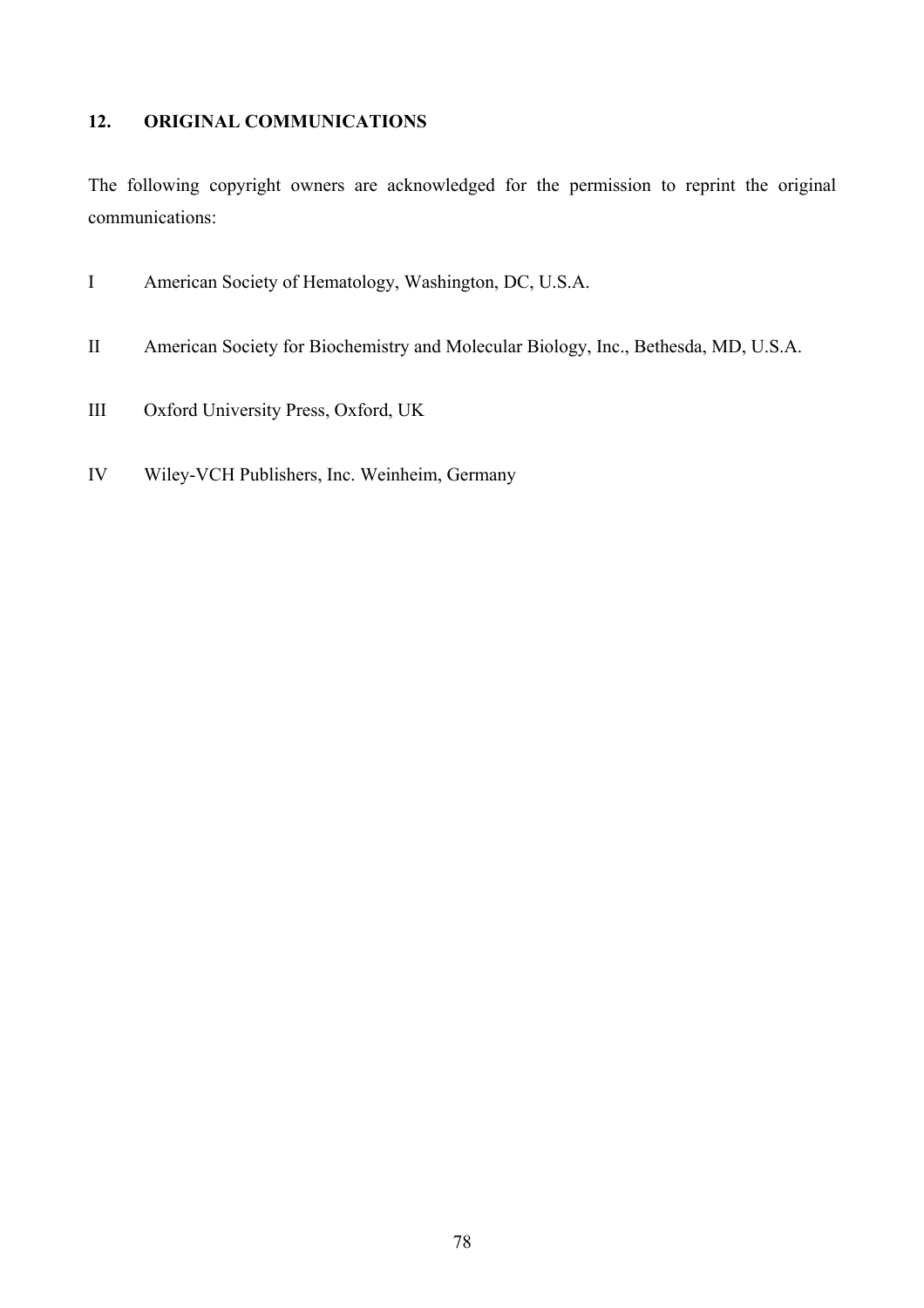## 12. ORIGINAL COMMUNICATIONS

The following copyright owners are acknowledged for the permission to reprint the original communications:

I American Society of Hematology, Washington, DC, U.S.A.

II American Society for Biochemistry and Molecular Biology, Inc., Bethesda, MD, U.S.A.

III Oxford University Press, Oxford, UK

IV Wiley-VCH Publishers, Inc. Weinheim, Germany